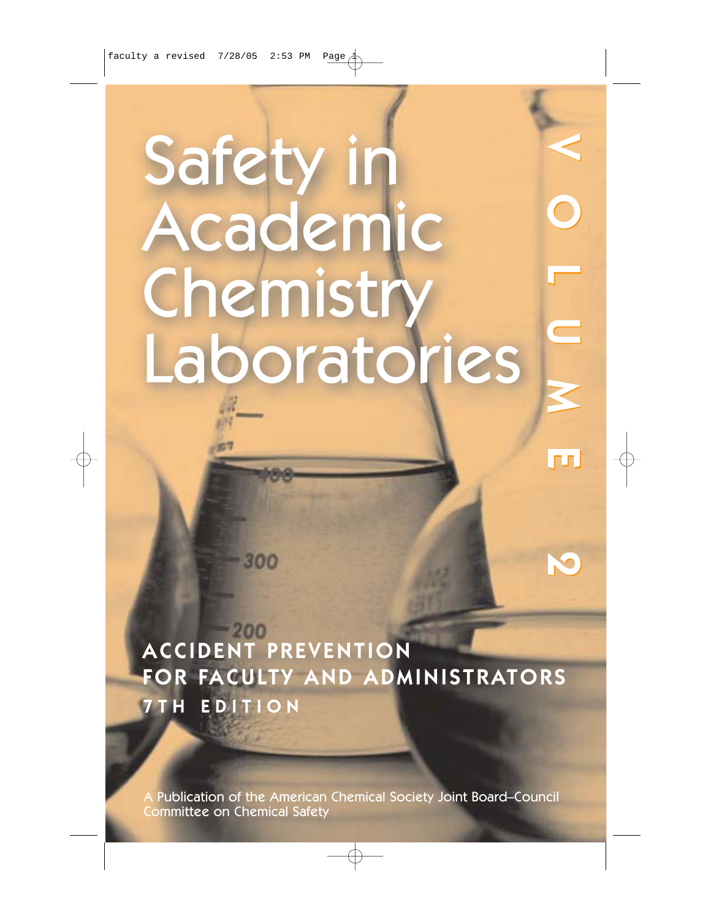# Safety in Academic Chemistry Laboratories

VOLUME 2

## ACCIDENT PREVENTION FOR FACULTY AND ADMINISTRATORS

## 7TH EDITION

A Publication of the American Chemical Society Joint Board–Council Committee on Chemical Safety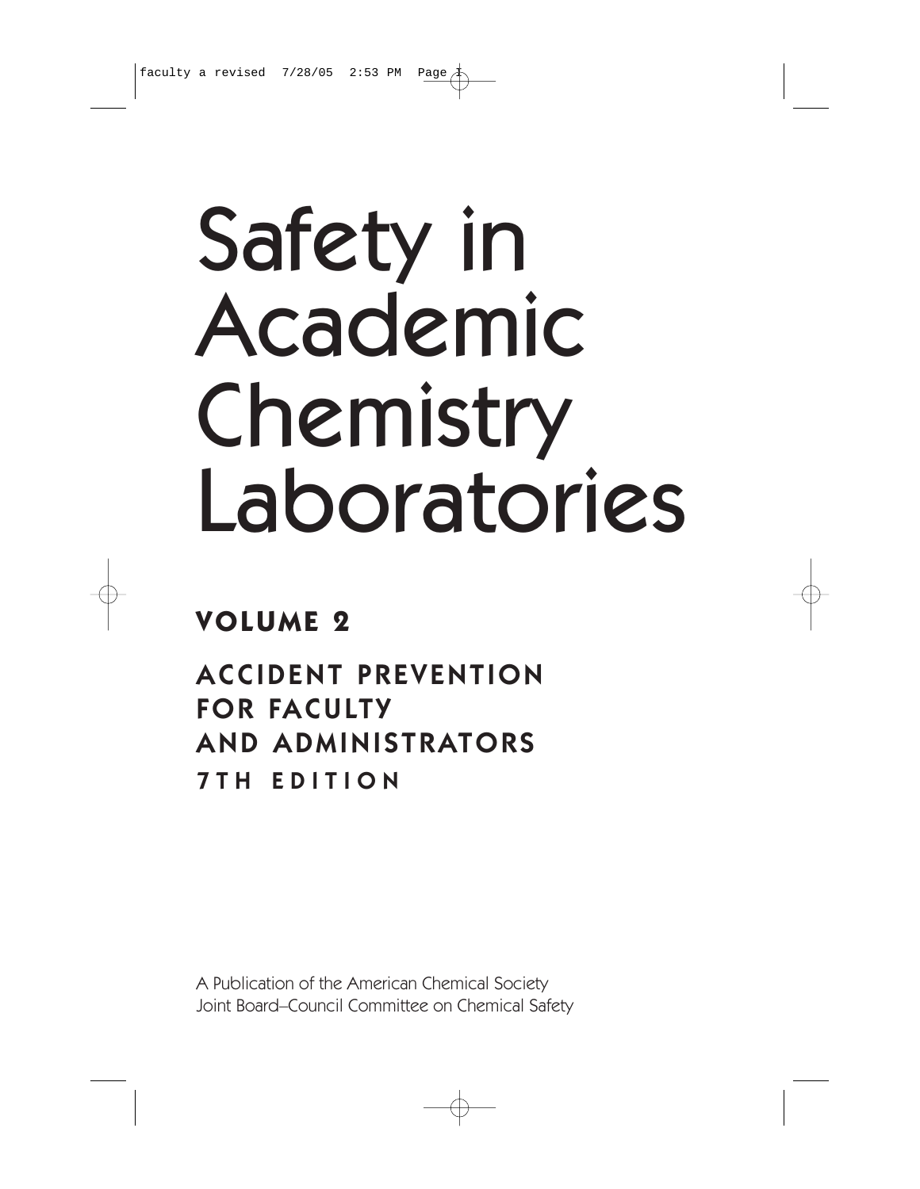# Safety in Academic Chemistry Laboratories

## VOLUME 2

## ACCIDENT PREVENTION FOR FACULTY AND ADMINISTRATORS

## 7TH EDITION

A Publication of the American Chemical Society
Joint Board–Council Committee on Chemical Safety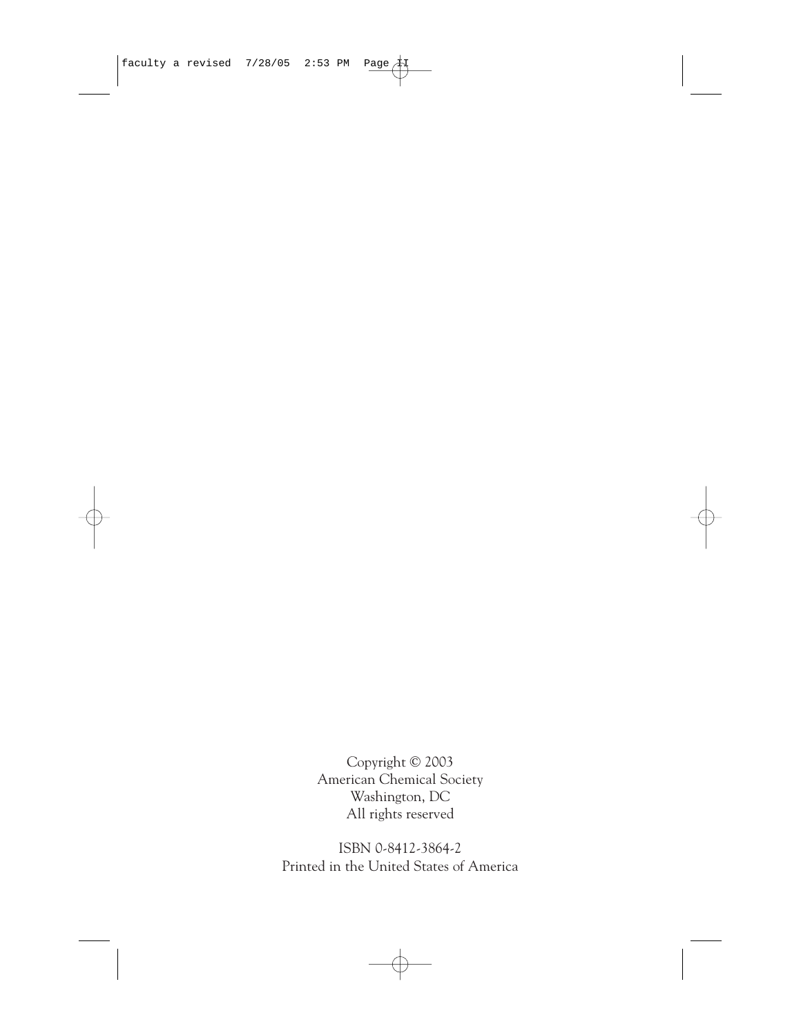Copyright © 2003
American Chemical Society
Washington, DC
All rights reserved

ISBN 0-8412-3864-2
Printed in the United States of America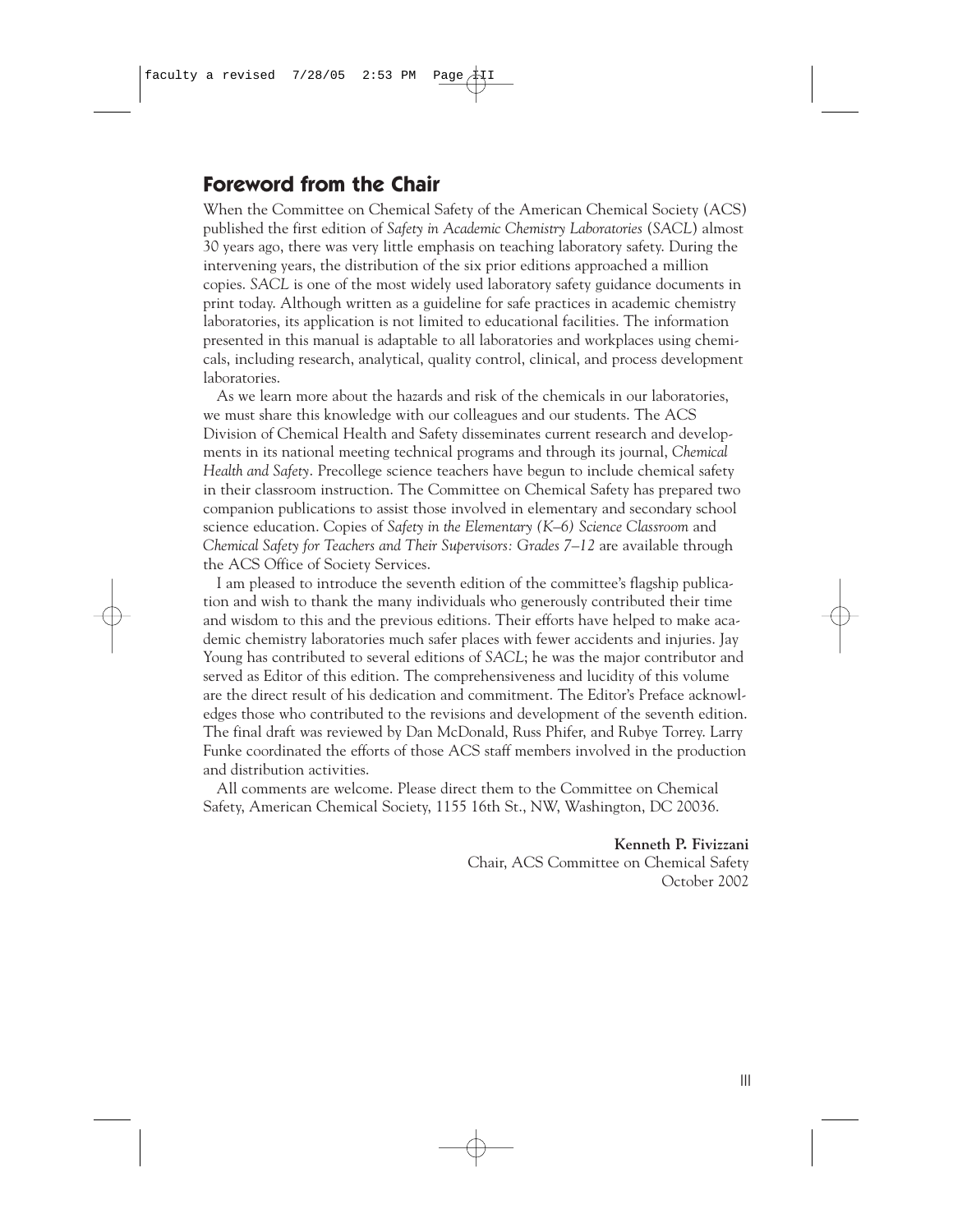# Foreword from the Chair

When the Committee on Chemical Safety of the American Chemical Society (ACS) published the first edition of *Safety in Academic Chemistry Laboratories* (*SACL*) almost 30 years ago, there was very little emphasis on teaching laboratory safety. During the intervening years, the distribution of the six prior editions approached a million copies. *SACL* is one of the most widely used laboratory safety guidance documents in print today. Although written as a guideline for safe practices in academic chemistry laboratories, its application is not limited to educational facilities. The information presented in this manual is adaptable to all laboratories and workplaces using chemicals, including research, analytical, quality control, clinical, and process development laboratories.

As we learn more about the hazards and risk of the chemicals in our laboratories, we must share this knowledge with our colleagues and our students. The ACS Division of Chemical Health and Safety disseminates current research and developments in its national meeting technical programs and through its journal, *Chemical Health and Safety*. Precollege science teachers have begun to include chemical safety in their classroom instruction. The Committee on Chemical Safety has prepared two companion publications to assist those involved in elementary and secondary school science education. Copies of *Safety in the Elementary (K–6) Science Classroom* and *Chemical Safety for Teachers and Their Supervisors: Grades 7–12* are available through the ACS Office of Society Services.

I am pleased to introduce the seventh edition of the committee's flagship publication and wish to thank the many individuals who generously contributed their time and wisdom to this and the previous editions. Their efforts have helped to make academic chemistry laboratories much safer places with fewer accidents and injuries. Jay Young has contributed to several editions of *SACL*; he was the major contributor and served as Editor of this edition. The comprehensiveness and lucidity of this volume are the direct result of his dedication and commitment. The Editor's Preface acknowledges those who contributed to the revisions and development of the seventh edition. The final draft was reviewed by Dan McDonald, Russ Phifer, and Rubye Torrey. Larry Funke coordinated the efforts of those ACS staff members involved in the production and distribution activities.

All comments are welcome. Please direct them to the Committee on Chemical Safety, American Chemical Society, 1155 16th St., NW, Washington, DC 20036.

**Kenneth P. Fivizzani**
Chair, ACS Committee on Chemical Safety
October 2002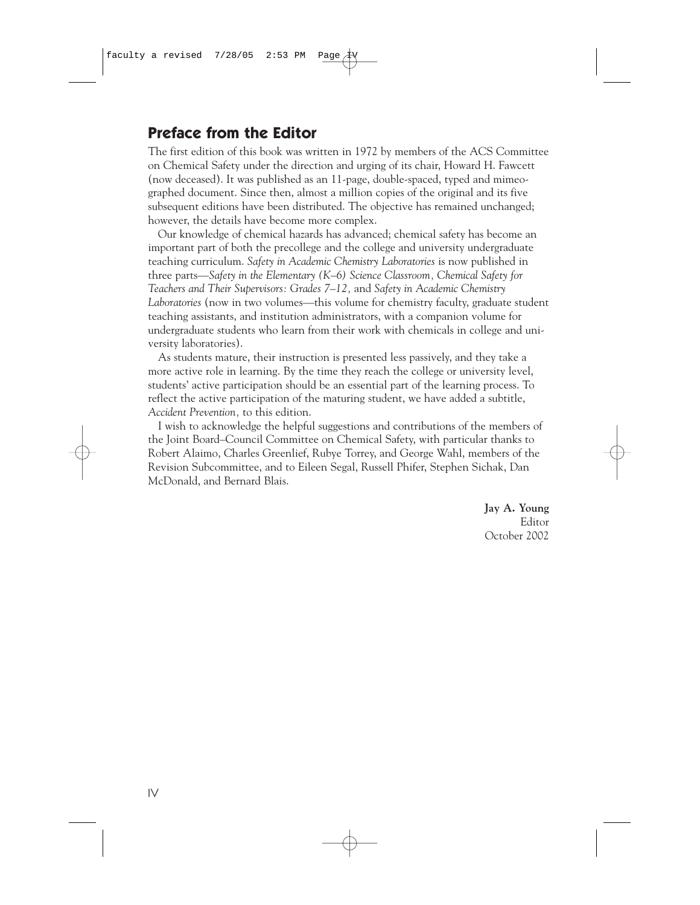## Preface from the Editor

The first edition of this book was written in 1972 by members of the ACS Committee on Chemical Safety under the direction and urging of its chair, Howard H. Fawcett (now deceased). It was published as an 11-page, double-spaced, typed and mimeographed document. Since then, almost a million copies of the original and its five subsequent editions have been distributed. The objective has remained unchanged; however, the details have become more complex.

Our knowledge of chemical hazards has advanced; chemical safety has become an important part of both the precollege and the college and university undergraduate teaching curriculum. *Safety in Academic Chemistry Laboratories* is now published in three parts—*Safety in the Elementary (K–6) Science Classroom, Chemical Safety for Teachers and Their Supervisors: Grades 7–12,* and *Safety in Academic Chemistry Laboratories* (now in two volumes—this volume for chemistry faculty, graduate student teaching assistants, and institution administrators, with a companion volume for undergraduate students who learn from their work with chemicals in college and university laboratories).

As students mature, their instruction is presented less passively, and they take a more active role in learning. By the time they reach the college or university level, students' active participation should be an essential part of the learning process. To reflect the active participation of the maturing student, we have added a subtitle, *Accident Prevention,* to this edition.

I wish to acknowledge the helpful suggestions and contributions of the members of the Joint Board–Council Committee on Chemical Safety, with particular thanks to Robert Alaimo, Charles Greenlief, Rubye Torrey, and George Wahl, members of the Revision Subcommittee, and to Eileen Segal, Russell Phifer, Stephen Sichak, Dan McDonald, and Bernard Blais.

**Jay A. Young**
Editor
October 2002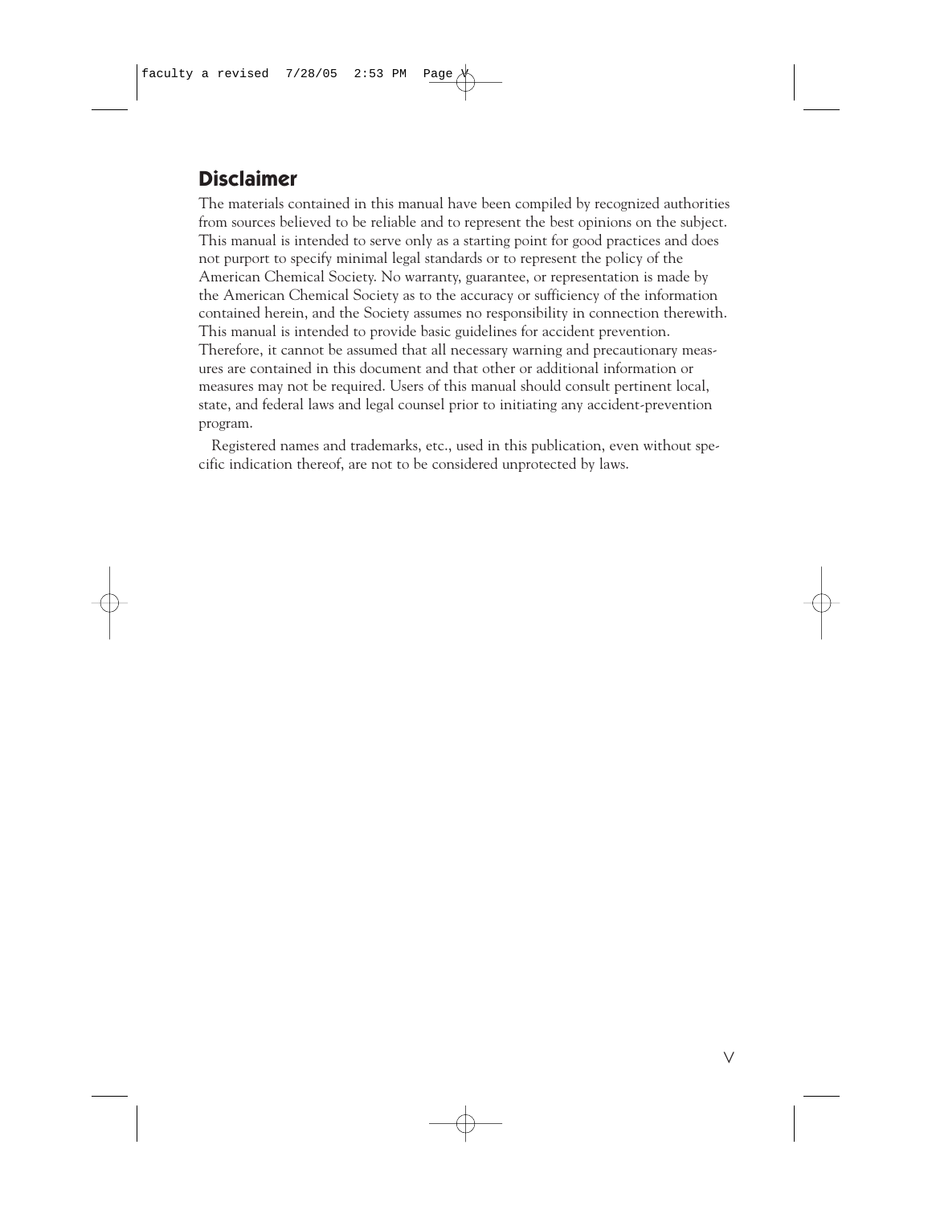## Disclaimer

The materials contained in this manual have been compiled by recognized authorities from sources believed to be reliable and to represent the best opinions on the subject. This manual is intended to serve only as a starting point for good practices and does not purport to specify minimal legal standards or to represent the policy of the American Chemical Society. No warranty, guarantee, or representation is made by the American Chemical Society as to the accuracy or sufficiency of the information contained herein, and the Society assumes no responsibility in connection therewith. This manual is intended to provide basic guidelines for accident prevention. Therefore, it cannot be assumed that all necessary warning and precautionary measures are contained in this document and that other or additional information or measures may not be required. Users of this manual should consult pertinent local, state, and federal laws and legal counsel prior to initiating any accident-prevention program.

Registered names and trademarks, etc., used in this publication, even without specific indication thereof, are not to be considered unprotected by laws.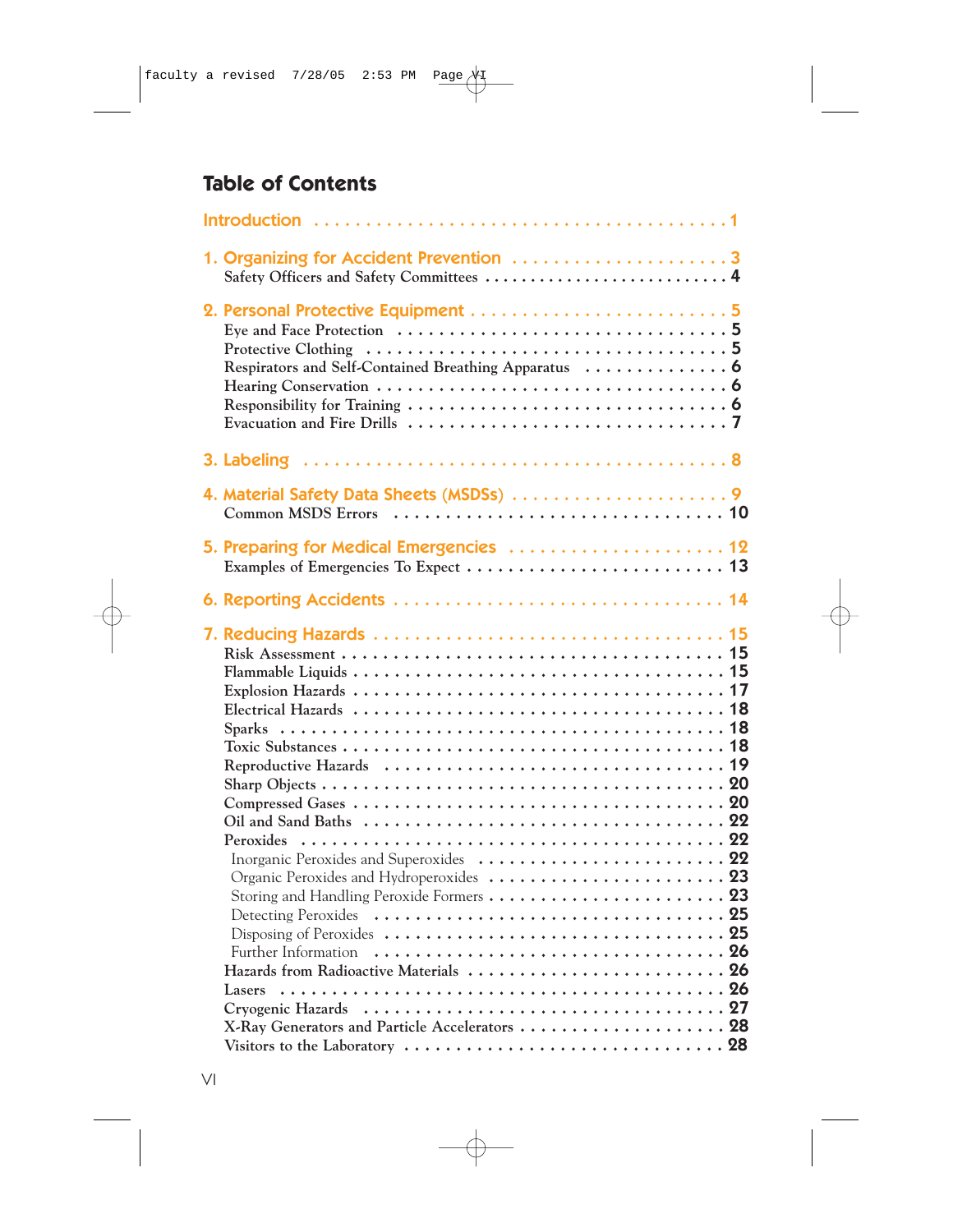# Table of Contents

**Introduction** . . . . . . . . . . 1

**1. Organizing for Accident Prevention** . . . . . . . . . . 3
- Safety Officers and Safety Committees . . . . . . . . . . 4

**2. Personal Protective Equipment** . . . . . . . . . . 5
- Eye and Face Protection . . . . . . . . . . 5
- Protective Clothing . . . . . . . . . . 5
- Respirators and Self-Contained Breathing Apparatus . . . . . . . . . . 6
- Hearing Conservation . . . . . . . . . . 6
- Responsibility for Training . . . . . . . . . . 6
- Evacuation and Fire Drills . . . . . . . . . . 7

**3. Labeling** . . . . . . . . . . 8

**4. Material Safety Data Sheets (MSDSs)** . . . . . . . . . . 9
- Common MSDS Errors . . . . . . . . . . 10

**5. Preparing for Medical Emergencies** . . . . . . . . . . 12
- Examples of Emergencies To Expect . . . . . . . . . . 13

**6. Reporting Accidents** . . . . . . . . . . 14

**7. Reducing Hazards** . . . . . . . . . . 15
- Risk Assessment . . . . . . . . . . 15
- Flammable Liquids . . . . . . . . . . 15
- Explosion Hazards . . . . . . . . . . 17
- Electrical Hazards . . . . . . . . . . 18
- Sparks . . . . . . . . . . 18
- Toxic Substances . . . . . . . . . . 18
- Reproductive Hazards . . . . . . . . . . 19
- Sharp Objects . . . . . . . . . . 20
- Compressed Gases . . . . . . . . . . 20
- Oil and Sand Baths . . . . . . . . . . 22
- Peroxides . . . . . . . . . . 22
  - Inorganic Peroxides and Superoxides . . . . . . . . . . 22
  - Organic Peroxides and Hydroperoxides . . . . . . . . . . 23
  - Storing and Handling Peroxide Formers . . . . . . . . . . 23
  - Detecting Peroxides . . . . . . . . . . 25
  - Disposing of Peroxides . . . . . . . . . . 25
  - Further Information . . . . . . . . . . 26
- Hazards from Radioactive Materials . . . . . . . . . . 26
- Lasers . . . . . . . . . . 26
- Cryogenic Hazards . . . . . . . . . . 27
- X-Ray Generators and Particle Accelerators . . . . . . . . . . 28
- Visitors to the Laboratory . . . . . . . . . . 28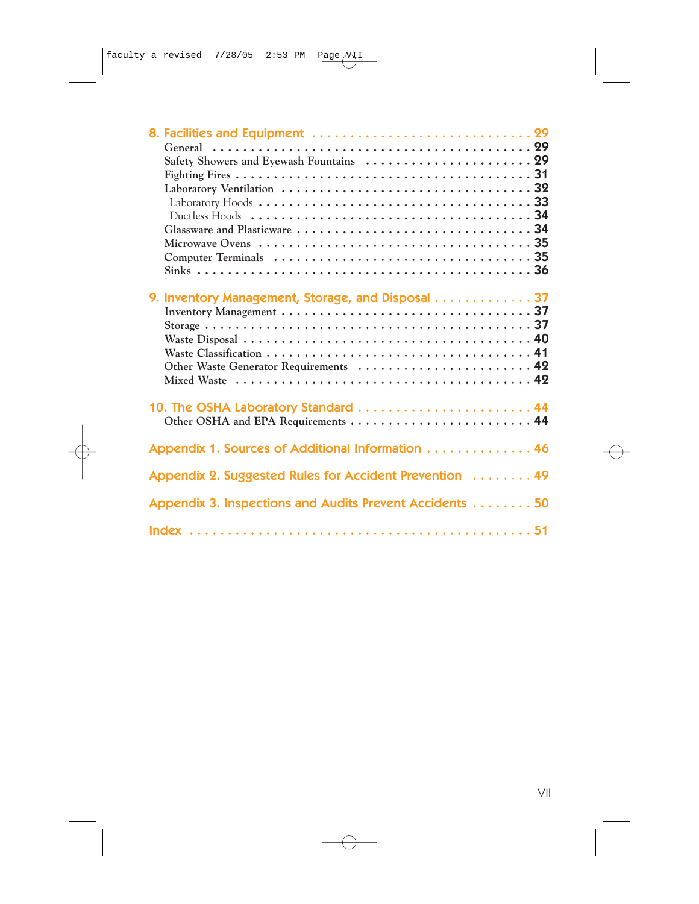8. Facilities and Equipment . . . . . . . . . . . . . . . . . . . . . . . . . . . . 29
- General . . . . . . . . . . . . . . . . . . . . . . . . . . . . . . . . . . . . . . . . . . 29
- Safety Showers and Eyewash Fountains . . . . . . . . . . . . . . . . . . . . . 29
- Fighting Fires . . . . . . . . . . . . . . . . . . . . . . . . . . . . . . . . . . . . . . 31
- Laboratory Ventilation . . . . . . . . . . . . . . . . . . . . . . . . . . . . . . . . 32
  - Laboratory Hoods . . . . . . . . . . . . . . . . . . . . . . . . . . . . . . . . . 33
  - Ductless Hoods . . . . . . . . . . . . . . . . . . . . . . . . . . . . . . . . . . . 34
- Glassware and Plasticware . . . . . . . . . . . . . . . . . . . . . . . . . . . . . 34
- Microwave Ovens . . . . . . . . . . . . . . . . . . . . . . . . . . . . . . . . . . . 35
- Computer Terminals . . . . . . . . . . . . . . . . . . . . . . . . . . . . . . . . . 35
- Sinks . . . . . . . . . . . . . . . . . . . . . . . . . . . . . . . . . . . . . . . . . . . 36

9. Inventory Management, Storage, and Disposal . . . . . . . . . . . . . 37
- Inventory Management . . . . . . . . . . . . . . . . . . . . . . . . . . . . . . . 37
- Storage . . . . . . . . . . . . . . . . . . . . . . . . . . . . . . . . . . . . . . . . . 37
- Waste Disposal . . . . . . . . . . . . . . . . . . . . . . . . . . . . . . . . . . . . 40
- Waste Classification . . . . . . . . . . . . . . . . . . . . . . . . . . . . . . . . . 41
- Other Waste Generator Requirements . . . . . . . . . . . . . . . . . . . . . . 42
- Mixed Waste . . . . . . . . . . . . . . . . . . . . . . . . . . . . . . . . . . . . . 42

10. The OSHA Laboratory Standard . . . . . . . . . . . . . . . . . . . . . . . 44
- Other OSHA and EPA Requirements . . . . . . . . . . . . . . . . . . . . . . . 44

Appendix 1. Sources of Additional Information . . . . . . . . . . . . . . 46

Appendix 2. Suggested Rules for Accident Prevention . . . . . . . . 49

Appendix 3. Inspections and Audits Prevent Accidents . . . . . . . . 50

Index . . . . . . . . . . . . . . . . . . . . . . . . . . . . . . . . . . . . . . . . . . . 51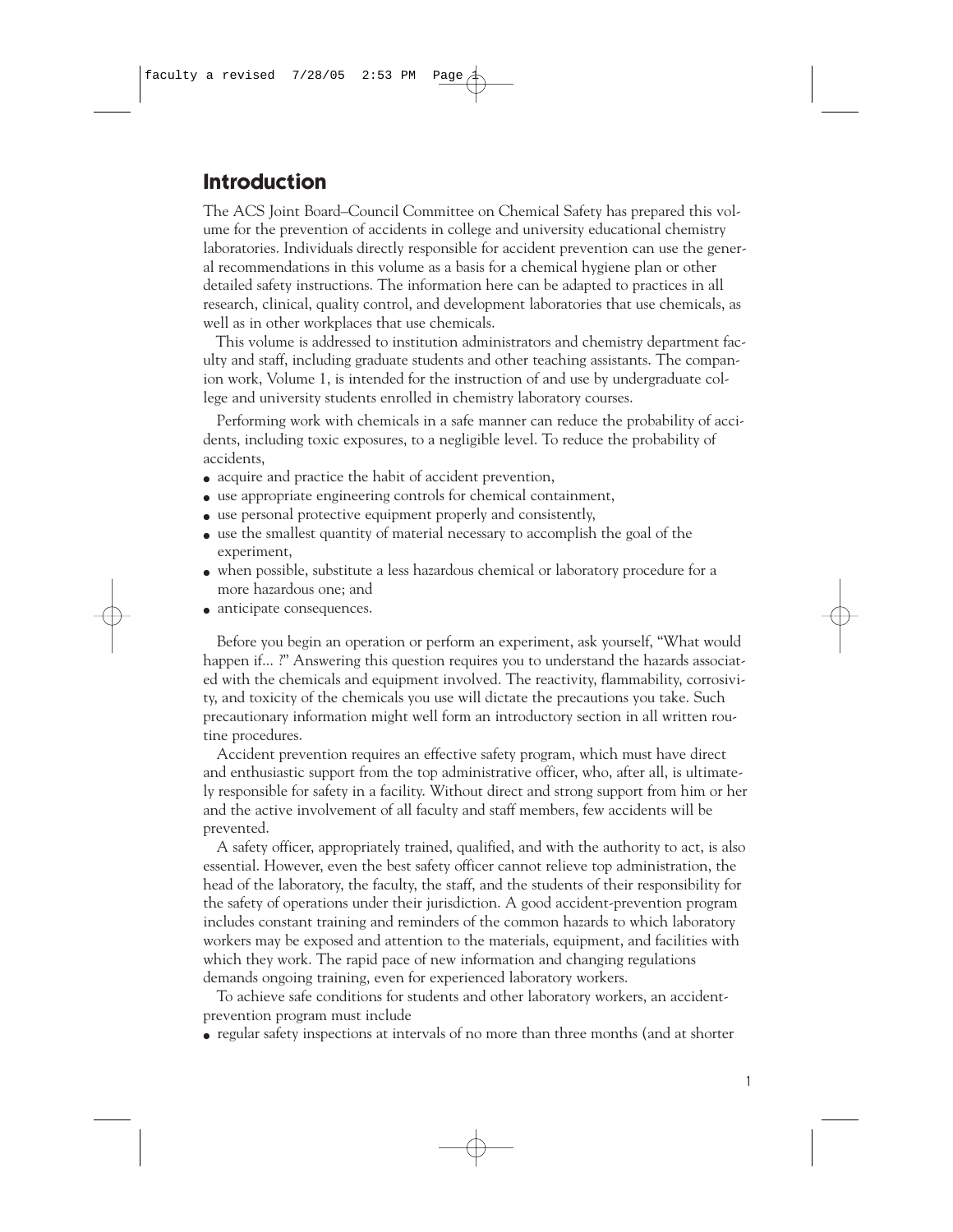# Introduction

The ACS Joint Board–Council Committee on Chemical Safety has prepared this volume for the prevention of accidents in college and university educational chemistry laboratories. Individuals directly responsible for accident prevention can use the general recommendations in this volume as a basis for a chemical hygiene plan or other detailed safety instructions. The information here can be adapted to practices in all research, clinical, quality control, and development laboratories that use chemicals, as well as in other workplaces that use chemicals.

This volume is addressed to institution administrators and chemistry department faculty and staff, including graduate students and other teaching assistants. The companion work, Volume 1, is intended for the instruction of and use by undergraduate college and university students enrolled in chemistry laboratory courses.

Performing work with chemicals in a safe manner can reduce the probability of accidents, including toxic exposures, to a negligible level. To reduce the probability of accidents,

- acquire and practice the habit of accident prevention,
- use appropriate engineering controls for chemical containment,
- use personal protective equipment properly and consistently,
- use the smallest quantity of material necessary to accomplish the goal of the experiment,
- when possible, substitute a less hazardous chemical or laboratory procedure for a more hazardous one; and
- anticipate consequences.

Before you begin an operation or perform an experiment, ask yourself, "What would happen if... ?" Answering this question requires you to understand the hazards associated with the chemicals and equipment involved. The reactivity, flammability, corrosivity, and toxicity of the chemicals you use will dictate the precautions you take. Such precautionary information might well form an introductory section in all written routine procedures.

Accident prevention requires an effective safety program, which must have direct and enthusiastic support from the top administrative officer, who, after all, is ultimately responsible for safety in a facility. Without direct and strong support from him or her and the active involvement of all faculty and staff members, few accidents will be prevented.

A safety officer, appropriately trained, qualified, and with the authority to act, is also essential. However, even the best safety officer cannot relieve top administration, the head of the laboratory, the faculty, the staff, and the students of their responsibility for the safety of operations under their jurisdiction. A good accident-prevention program includes constant training and reminders of the common hazards to which laboratory workers may be exposed and attention to the materials, equipment, and facilities with which they work. The rapid pace of new information and changing regulations demands ongoing training, even for experienced laboratory workers.

To achieve safe conditions for students and other laboratory workers, an accident-prevention program must include

- regular safety inspections at intervals of no more than three months (and at shorter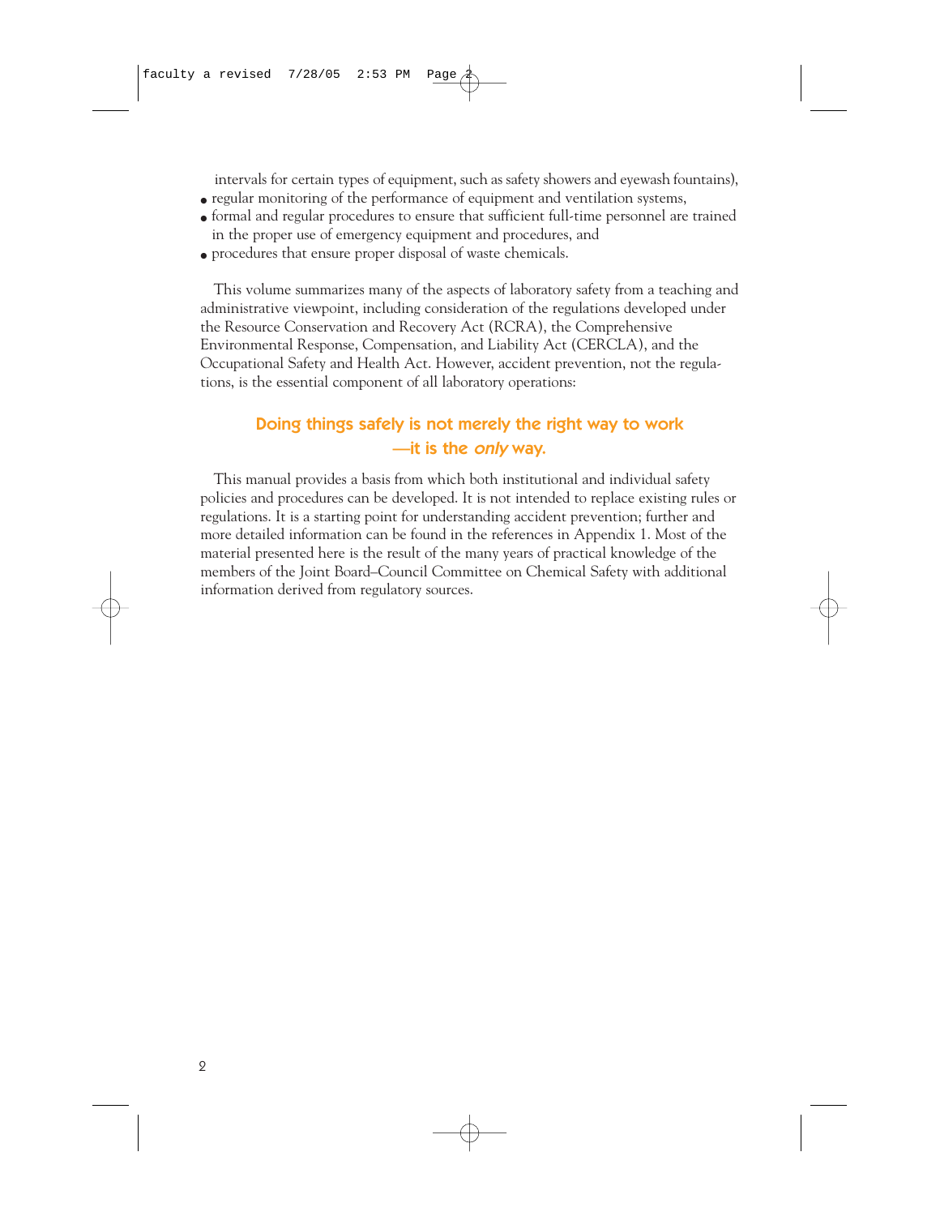intervals for certain types of equipment, such as safety showers and eyewash fountains),

- regular monitoring of the performance of equipment and ventilation systems,
- formal and regular procedures to ensure that sufficient full-time personnel are trained in the proper use of emergency equipment and procedures, and
- procedures that ensure proper disposal of waste chemicals.

This volume summarizes many of the aspects of laboratory safety from a teaching and administrative viewpoint, including consideration of the regulations developed under the Resource Conservation and Recovery Act (RCRA), the Comprehensive Environmental Response, Compensation, and Liability Act (CERCLA), and the Occupational Safety and Health Act. However, accident prevention, not the regulations, is the essential component of all laboratory operations:

**Doing things safely is not merely the right way to work —it is the *only* way.**

This manual provides a basis from which both institutional and individual safety policies and procedures can be developed. It is not intended to replace existing rules or regulations. It is a starting point for understanding accident prevention; further and more detailed information can be found in the references in Appendix 1. Most of the material presented here is the result of the many years of practical knowledge of the members of the Joint Board–Council Committee on Chemical Safety with additional information derived from regulatory sources.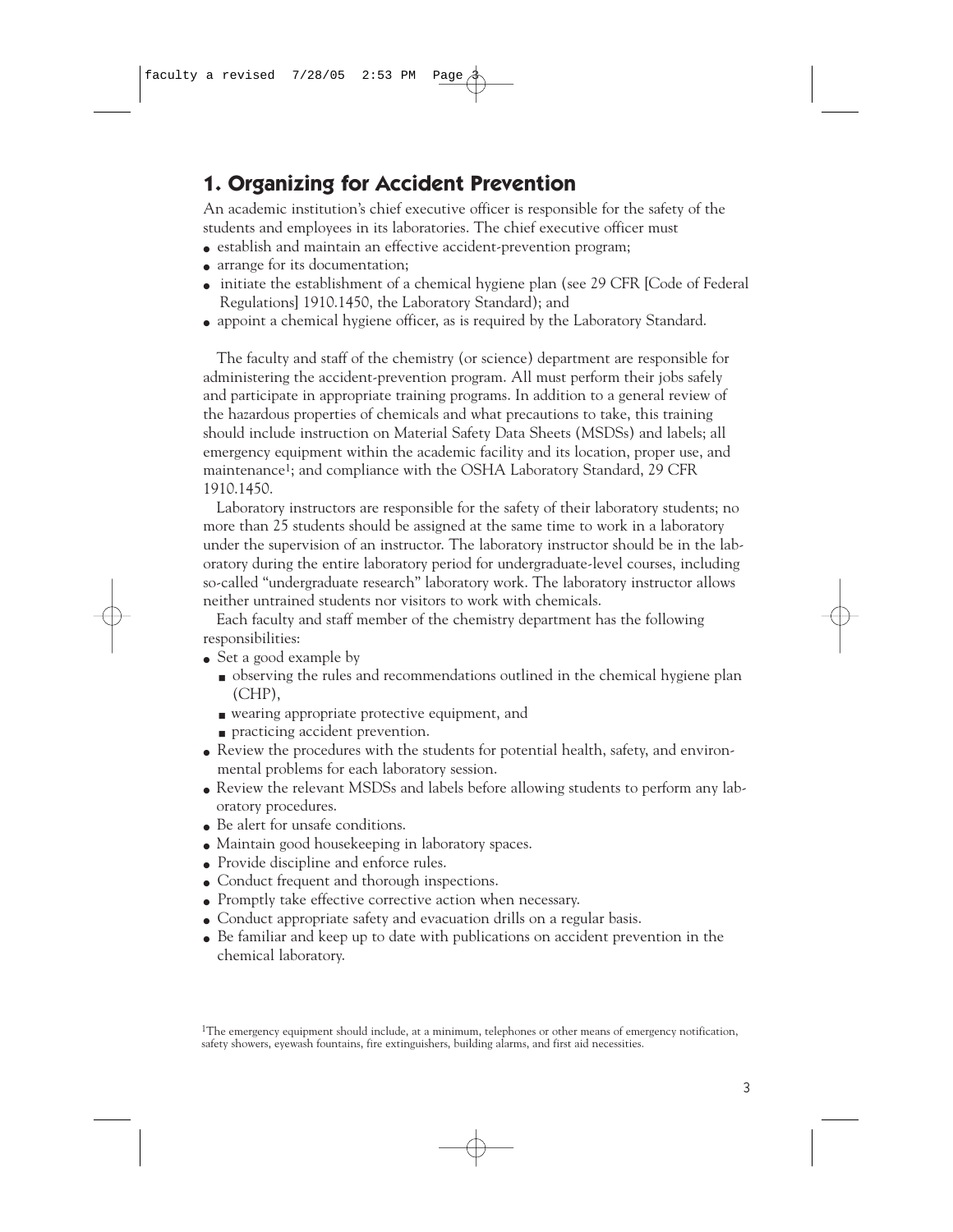## 1. Organizing for Accident Prevention

An academic institution's chief executive officer is responsible for the safety of the students and employees in its laboratories. The chief executive officer must

- establish and maintain an effective accident-prevention program;
- arrange for its documentation;
- initiate the establishment of a chemical hygiene plan (see 29 CFR [Code of Federal Regulations] 1910.1450, the Laboratory Standard); and
- appoint a chemical hygiene officer, as is required by the Laboratory Standard.

The faculty and staff of the chemistry (or science) department are responsible for administering the accident-prevention program. All must perform their jobs safely and participate in appropriate training programs. In addition to a general review of the hazardous properties of chemicals and what precautions to take, this training should include instruction on Material Safety Data Sheets (MSDSs) and labels; all emergency equipment within the academic facility and its location, proper use, and maintenance[1]; and compliance with the OSHA Laboratory Standard, 29 CFR 1910.1450.

Laboratory instructors are responsible for the safety of their laboratory students; no more than 25 students should be assigned at the same time to work in a laboratory under the supervision of an instructor. The laboratory instructor should be in the laboratory during the entire laboratory period for undergraduate-level courses, including so-called "undergraduate research" laboratory work. The laboratory instructor allows neither untrained students nor visitors to work with chemicals.

Each faculty and staff member of the chemistry department has the following responsibilities:

- Set a good example by
  - observing the rules and recommendations outlined in the chemical hygiene plan (CHP),
  - wearing appropriate protective equipment, and
  - practicing accident prevention.
- Review the procedures with the students for potential health, safety, and environmental problems for each laboratory session.
- Review the relevant MSDSs and labels before allowing students to perform any laboratory procedures.
- Be alert for unsafe conditions.
- Maintain good housekeeping in laboratory spaces.
- Provide discipline and enforce rules.
- Conduct frequent and thorough inspections.
- Promptly take effective corrective action when necessary.
- Conduct appropriate safety and evacuation drills on a regular basis.
- Be familiar and keep up to date with publications on accident prevention in the chemical laboratory.

[1]The emergency equipment should include, at a minimum, telephones or other means of emergency notification, safety showers, eyewash fountains, fire extinguishers, building alarms, and first aid necessities.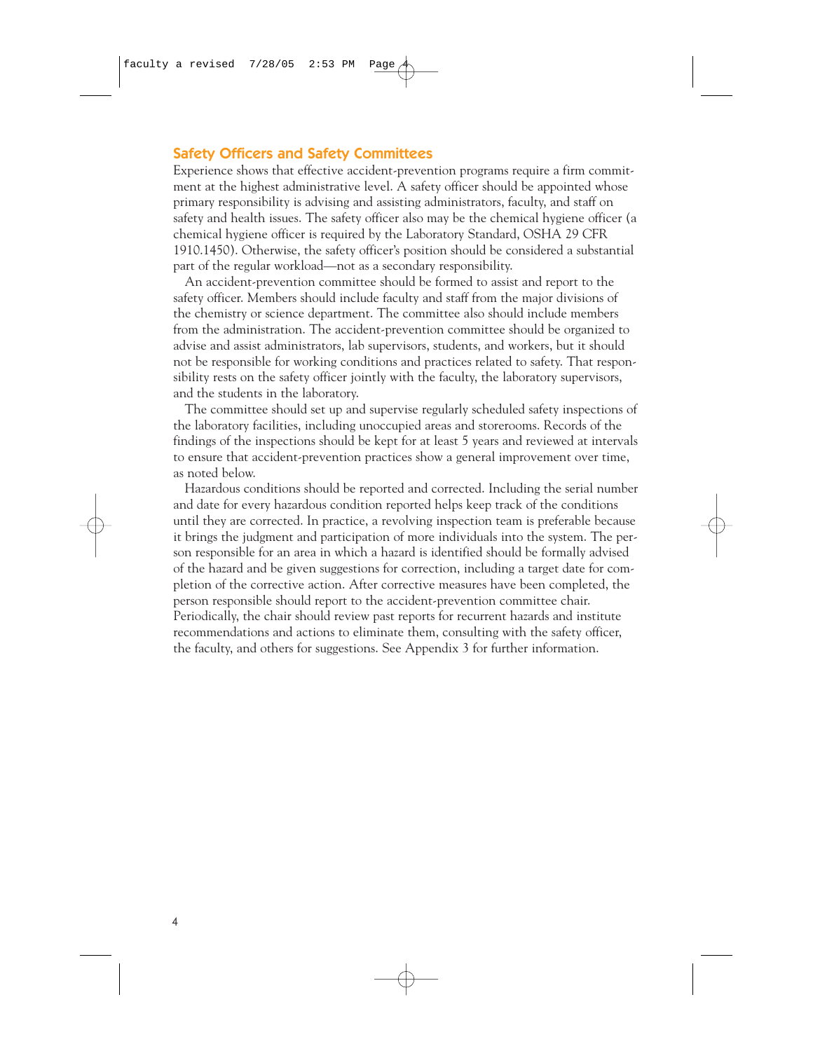## Safety Officers and Safety Committees

Experience shows that effective accident-prevention programs require a firm commitment at the highest administrative level. A safety officer should be appointed whose primary responsibility is advising and assisting administrators, faculty, and staff on safety and health issues. The safety officer also may be the chemical hygiene officer (a chemical hygiene officer is required by the Laboratory Standard, OSHA 29 CFR 1910.1450). Otherwise, the safety officer's position should be considered a substantial part of the regular workload—not as a secondary responsibility.

An accident-prevention committee should be formed to assist and report to the safety officer. Members should include faculty and staff from the major divisions of the chemistry or science department. The committee also should include members from the administration. The accident-prevention committee should be organized to advise and assist administrators, lab supervisors, students, and workers, but it should not be responsible for working conditions and practices related to safety. That responsibility rests on the safety officer jointly with the faculty, the laboratory supervisors, and the students in the laboratory.

The committee should set up and supervise regularly scheduled safety inspections of the laboratory facilities, including unoccupied areas and storerooms. Records of the findings of the inspections should be kept for at least 5 years and reviewed at intervals to ensure that accident-prevention practices show a general improvement over time, as noted below.

Hazardous conditions should be reported and corrected. Including the serial number and date for every hazardous condition reported helps keep track of the conditions until they are corrected. In practice, a revolving inspection team is preferable because it brings the judgment and participation of more individuals into the system. The person responsible for an area in which a hazard is identified should be formally advised of the hazard and be given suggestions for correction, including a target date for completion of the corrective action. After corrective measures have been completed, the person responsible should report to the accident-prevention committee chair. Periodically, the chair should review past reports for recurrent hazards and institute recommendations and actions to eliminate them, consulting with the safety officer, the faculty, and others for suggestions. See Appendix 3 for further information.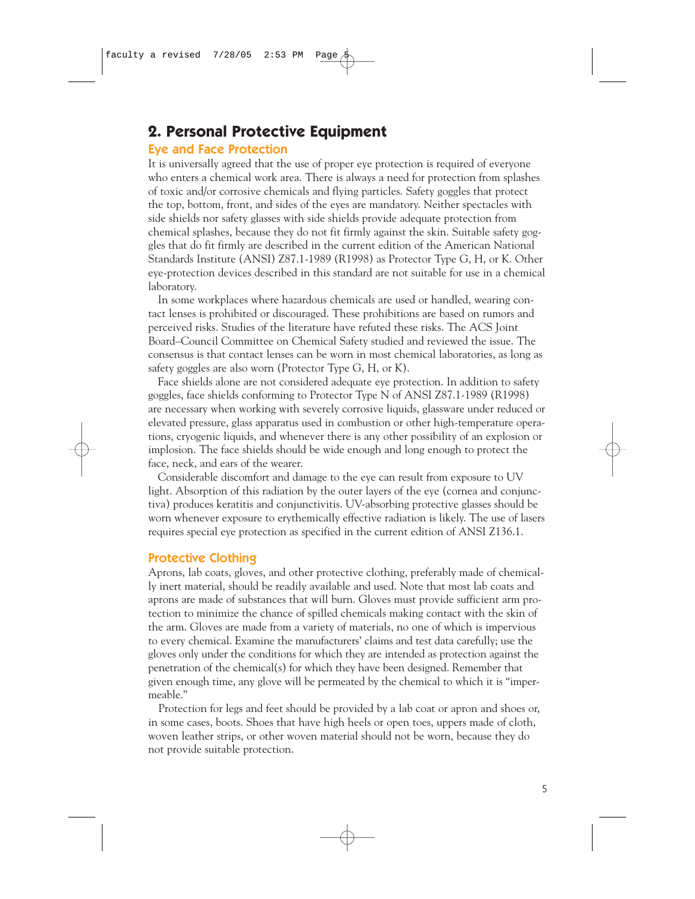## 2. Personal Protective Equipment

### Eye and Face Protection

It is universally agreed that the use of proper eye protection is required of everyone who enters a chemical work area. There is always a need for protection from splashes of toxic and/or corrosive chemicals and flying particles. Safety goggles that protect the top, bottom, front, and sides of the eyes are mandatory. Neither spectacles with side shields nor safety glasses with side shields provide adequate protection from chemical splashes, because they do not fit firmly against the skin. Suitable safety goggles that do fit firmly are described in the current edition of the American National Standards Institute (ANSI) Z87.1-1989 (R1998) as Protector Type G, H, or K. Other eye-protection devices described in this standard are not suitable for use in a chemical laboratory.

In some workplaces where hazardous chemicals are used or handled, wearing contact lenses is prohibited or discouraged. These prohibitions are based on rumors and perceived risks. Studies of the literature have refuted these risks. The ACS Joint Board–Council Committee on Chemical Safety studied and reviewed the issue. The consensus is that contact lenses can be worn in most chemical laboratories, as long as safety goggles are also worn (Protector Type G, H, or K).

Face shields alone are not considered adequate eye protection. In addition to safety goggles, face shields conforming to Protector Type N of ANSI Z87.1-1989 (R1998) are necessary when working with severely corrosive liquids, glassware under reduced or elevated pressure, glass apparatus used in combustion or other high-temperature operations, cryogenic liquids, and whenever there is any other possibility of an explosion or implosion. The face shields should be wide enough and long enough to protect the face, neck, and ears of the wearer.

Considerable discomfort and damage to the eye can result from exposure to UV light. Absorption of this radiation by the outer layers of the eye (cornea and conjunctiva) produces keratitis and conjunctivitis. UV-absorbing protective glasses should be worn whenever exposure to erythemically effective radiation is likely. The use of lasers requires special eye protection as specified in the current edition of ANSI Z136.1.

### Protective Clothing

Aprons, lab coats, gloves, and other protective clothing, preferably made of chemically inert material, should be readily available and used. Note that most lab coats and aprons are made of substances that will burn. Gloves must provide sufficient arm protection to minimize the chance of spilled chemicals making contact with the skin of the arm. Gloves are made from a variety of materials, no one of which is impervious to every chemical. Examine the manufacturers' claims and test data carefully; use the gloves only under the conditions for which they are intended as protection against the penetration of the chemical(s) for which they have been designed. Remember that given enough time, any glove will be permeated by the chemical to which it is "impermeable."

Protection for legs and feet should be provided by a lab coat or apron and shoes or, in some cases, boots. Shoes that have high heels or open toes, uppers made of cloth, woven leather strips, or other woven material should not be worn, because they do not provide suitable protection.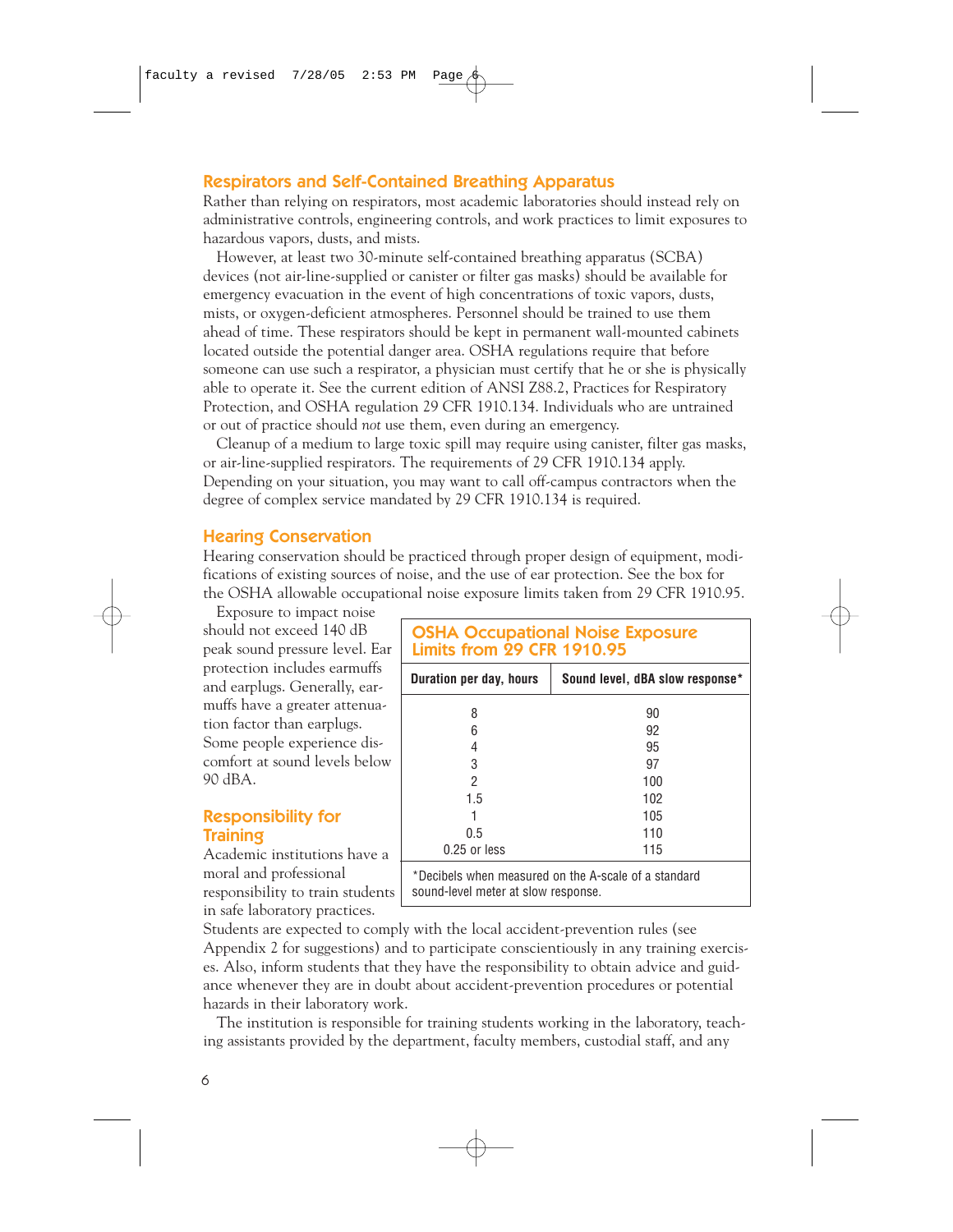## Respirators and Self-Contained Breathing Apparatus

Rather than relying on respirators, most academic laboratories should instead rely on administrative controls, engineering controls, and work practices to limit exposures to hazardous vapors, dusts, and mists.

However, at least two 30-minute self-contained breathing apparatus (SCBA) devices (not air-line-supplied or canister or filter gas masks) should be available for emergency evacuation in the event of high concentrations of toxic vapors, dusts, mists, or oxygen-deficient atmospheres. Personnel should be trained to use them ahead of time. These respirators should be kept in permanent wall-mounted cabinets located outside the potential danger area. OSHA regulations require that before someone can use such a respirator, a physician must certify that he or she is physically able to operate it. See the current edition of ANSI Z88.2, Practices for Respiratory Protection, and OSHA regulation 29 CFR 1910.134. Individuals who are untrained or out of practice should *not* use them, even during an emergency.

Cleanup of a medium to large toxic spill may require using canister, filter gas masks, or air-line-supplied respirators. The requirements of 29 CFR 1910.134 apply. Depending on your situation, you may want to call off-campus contractors when the degree of complex service mandated by 29 CFR 1910.134 is required.

## Hearing Conservation

Hearing conservation should be practiced through proper design of equipment, modifications of existing sources of noise, and the use of ear protection. See the box for the OSHA allowable occupational noise exposure limits taken from 29 CFR 1910.95.

Exposure to impact noise should not exceed 140 dB peak sound pressure level. Ear protection includes earmuffs and earplugs. Generally, earmuffs have a greater attenuation factor than earplugs. Some people experience discomfort at sound levels below 90 dBA.

### OSHA Occupational Noise Exposure Limits from 29 CFR 1910.95

| Duration per day, hours | Sound level, dBA slow response* |
|---|---|
| 8 | 90 |
| 6 | 92 |
| 4 | 95 |
| 3 | 97 |
| 2 | 100 |
| 1.5 | 102 |
| 1 | 105 |
| 0.5 | 110 |
| 0.25 or less | 115 |

*Decibels when measured on the A-scale of a standard sound-level meter at slow response.

## Responsibility for Training

Academic institutions have a moral and professional responsibility to train students in safe laboratory practices. Students are expected to comply with the local accident-prevention rules (see Appendix 2 for suggestions) and to participate conscientiously in any training exercises. Also, inform students that they have the responsibility to obtain advice and guidance whenever they are in doubt about accident-prevention procedures or potential hazards in their laboratory work.

The institution is responsible for training students working in the laboratory, teaching assistants provided by the department, faculty members, custodial staff, and any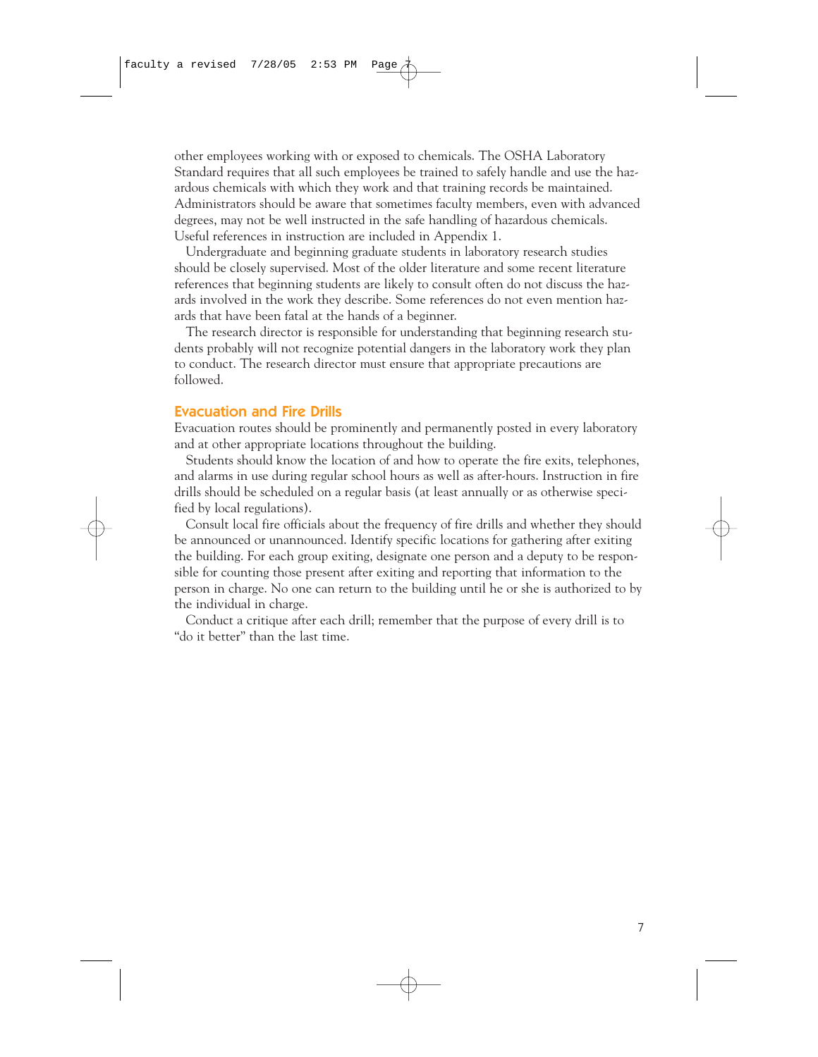other employees working with or exposed to chemicals. The OSHA Laboratory Standard requires that all such employees be trained to safely handle and use the hazardous chemicals with which they work and that training records be maintained. Administrators should be aware that sometimes faculty members, even with advanced degrees, may not be well instructed in the safe handling of hazardous chemicals. Useful references in instruction are included in Appendix 1.

Undergraduate and beginning graduate students in laboratory research studies should be closely supervised. Most of the older literature and some recent literature references that beginning students are likely to consult often do not discuss the hazards involved in the work they describe. Some references do not even mention hazards that have been fatal at the hands of a beginner.

The research director is responsible for understanding that beginning research students probably will not recognize potential dangers in the laboratory work they plan to conduct. The research director must ensure that appropriate precautions are followed.

## Evacuation and Fire Drills

Evacuation routes should be prominently and permanently posted in every laboratory and at other appropriate locations throughout the building.

Students should know the location of and how to operate the fire exits, telephones, and alarms in use during regular school hours as well as after-hours. Instruction in fire drills should be scheduled on a regular basis (at least annually or as otherwise specified by local regulations).

Consult local fire officials about the frequency of fire drills and whether they should be announced or unannounced. Identify specific locations for gathering after exiting the building. For each group exiting, designate one person and a deputy to be responsible for counting those present after exiting and reporting that information to the person in charge. No one can return to the building until he or she is authorized to by the individual in charge.

Conduct a critique after each drill; remember that the purpose of every drill is to "do it better" than the last time.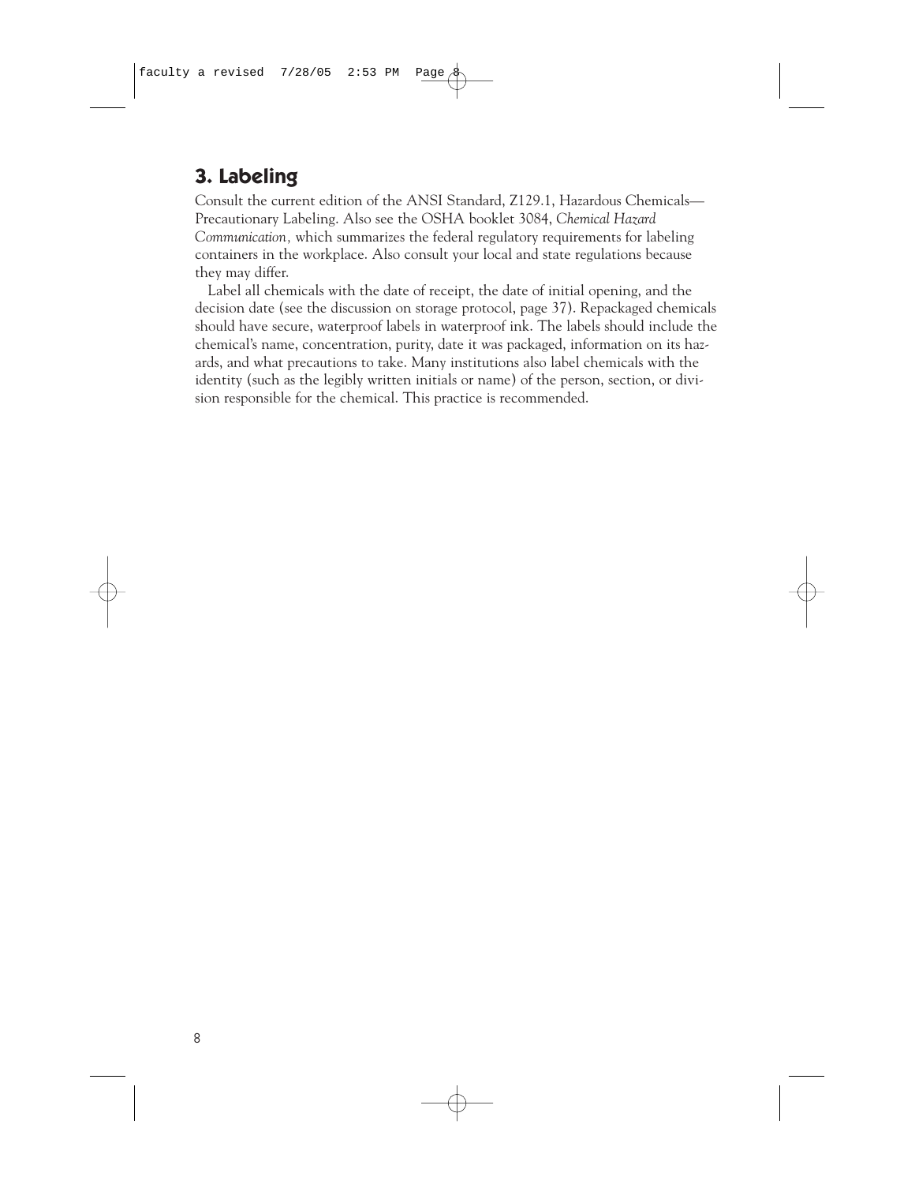## 3. Labeling

Consult the current edition of the ANSI Standard, Z129.1, Hazardous Chemicals—Precautionary Labeling. Also see the OSHA booklet 3084, *Chemical Hazard Communication,* which summarizes the federal regulatory requirements for labeling containers in the workplace. Also consult your local and state regulations because they may differ.

Label all chemicals with the date of receipt, the date of initial opening, and the decision date (see the discussion on storage protocol, page 37). Repackaged chemicals should have secure, waterproof labels in waterproof ink. The labels should include the chemical's name, concentration, purity, date it was packaged, information on its hazards, and what precautions to take. Many institutions also label chemicals with the identity (such as the legibly written initials or name) of the person, section, or division responsible for the chemical. This practice is recommended.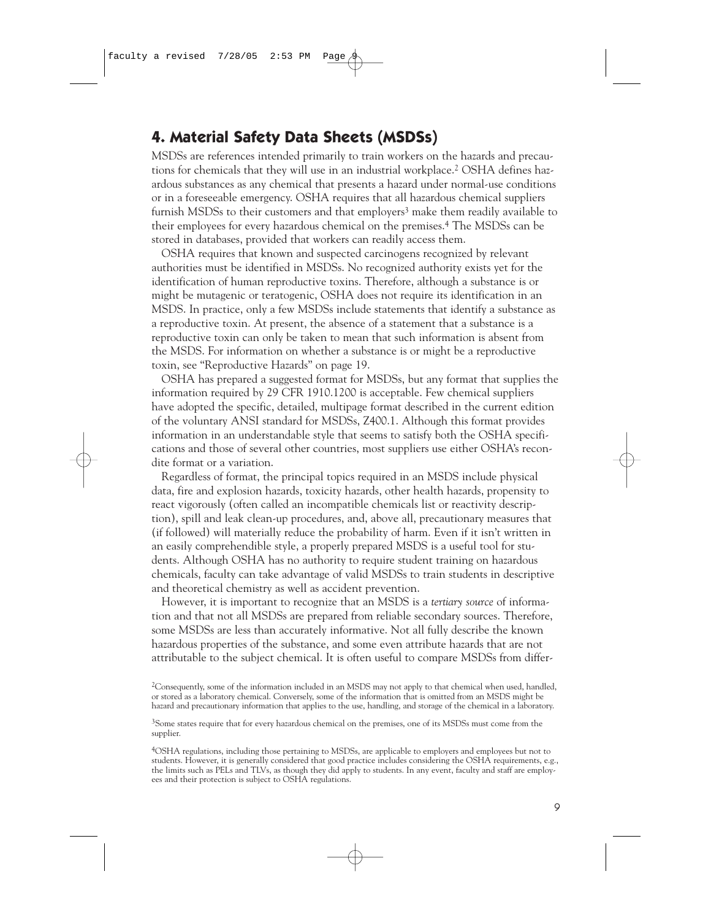## 4. Material Safety Data Sheets (MSDSs)

MSDSs are references intended primarily to train workers on the hazards and precautions for chemicals that they will use in an industrial workplace.[2] OSHA defines hazardous substances as any chemical that presents a hazard under normal-use conditions or in a foreseeable emergency. OSHA requires that all hazardous chemical suppliers furnish MSDSs to their customers and that employers[3] make them readily available to their employees for every hazardous chemical on the premises.[4] The MSDSs can be stored in databases, provided that workers can readily access them.

OSHA requires that known and suspected carcinogens recognized by relevant authorities must be identified in MSDSs. No recognized authority exists yet for the identification of human reproductive toxins. Therefore, although a substance is or might be mutagenic or teratogenic, OSHA does not require its identification in an MSDS. In practice, only a few MSDSs include statements that identify a substance as a reproductive toxin. At present, the absence of a statement that a substance is a reproductive toxin can only be taken to mean that such information is absent from the MSDS. For information on whether a substance is or might be a reproductive toxin, see "Reproductive Hazards" on page 19.

OSHA has prepared a suggested format for MSDSs, but any format that supplies the information required by 29 CFR 1910.1200 is acceptable. Few chemical suppliers have adopted the specific, detailed, multipage format described in the current edition of the voluntary ANSI standard for MSDSs, Z400.1. Although this format provides information in an understandable style that seems to satisfy both the OSHA specifications and those of several other countries, most suppliers use either OSHA's recondite format or a variation.

Regardless of format, the principal topics required in an MSDS include physical data, fire and explosion hazards, toxicity hazards, other health hazards, propensity to react vigorously (often called an incompatible chemicals list or reactivity description), spill and leak clean-up procedures, and, above all, precautionary measures that (if followed) will materially reduce the probability of harm. Even if it isn't written in an easily comprehendible style, a properly prepared MSDS is a useful tool for students. Although OSHA has no authority to require student training on hazardous chemicals, faculty can take advantage of valid MSDSs to train students in descriptive and theoretical chemistry as well as accident prevention.

However, it is important to recognize that an MSDS is a *tertiary source* of information and that not all MSDSs are prepared from reliable secondary sources. Therefore, some MSDSs are less than accurately informative. Not all fully describe the known hazardous properties of the substance, and some even attribute hazards that are not attributable to the subject chemical. It is often useful to compare MSDSs from differ-

[2]Consequently, some of the information included in an MSDS may not apply to that chemical when used, handled, or stored as a laboratory chemical. Conversely, some of the information that is omitted from an MSDS might be hazard and precautionary information that applies to the use, handling, and storage of the chemical in a laboratory.

[3]Some states require that for every hazardous chemical on the premises, one of its MSDSs must come from the supplier.

[4]OSHA regulations, including those pertaining to MSDSs, are applicable to employers and employees but not to students. However, it is generally considered that good practice includes considering the OSHA requirements, e.g., the limits such as PELs and TLVs, as though they did apply to students. In any event, faculty and staff are employees and their protection is subject to OSHA regulations.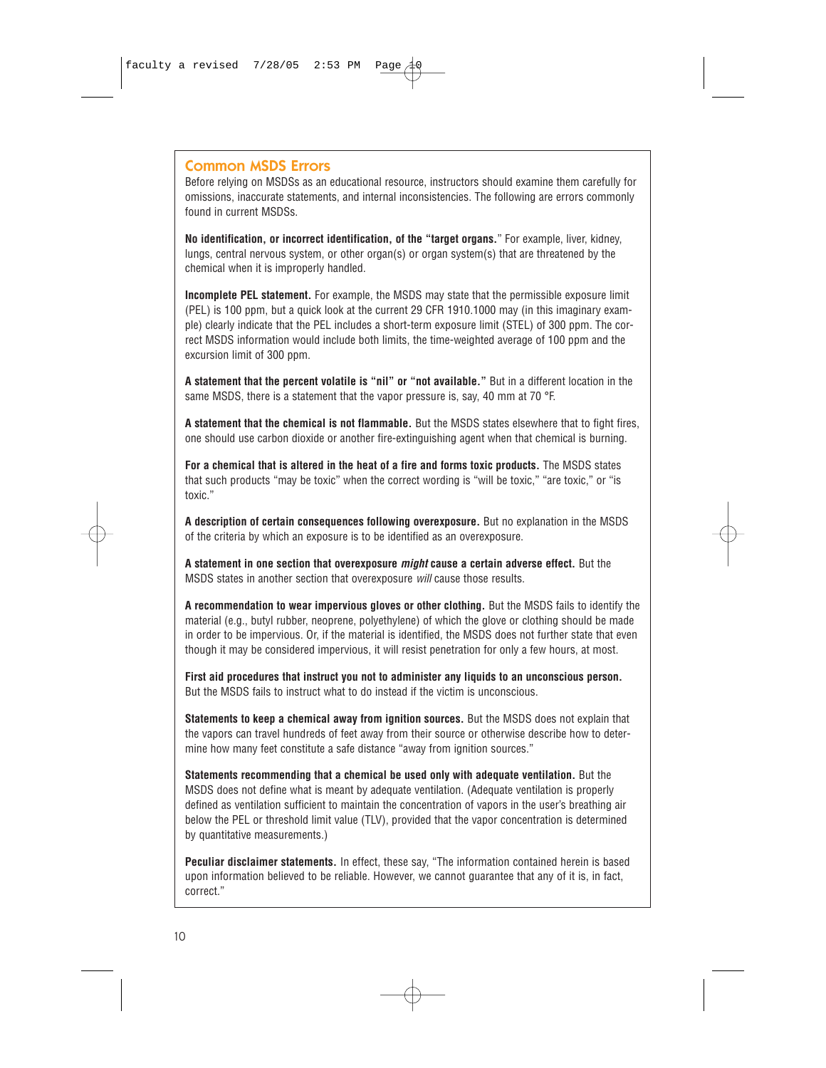## Common MSDS Errors

Before relying on MSDSs as an educational resource, instructors should examine them carefully for omissions, inaccurate statements, and internal inconsistencies. The following are errors commonly found in current MSDSs.

**No identification, or incorrect identification, of the "target organs."** For example, liver, kidney, lungs, central nervous system, or other organ(s) or organ system(s) that are threatened by the chemical when it is improperly handled.

**Incomplete PEL statement.** For example, the MSDS may state that the permissible exposure limit (PEL) is 100 ppm, but a quick look at the current 29 CFR 1910.1000 may (in this imaginary example) clearly indicate that the PEL includes a short-term exposure limit (STEL) of 300 ppm. The correct MSDS information would include both limits, the time-weighted average of 100 ppm and the excursion limit of 300 ppm.

**A statement that the percent volatile is "nil" or "not available."** But in a different location in the same MSDS, there is a statement that the vapor pressure is, say, 40 mm at 70 °F.

**A statement that the chemical is not flammable.** But the MSDS states elsewhere that to fight fires, one should use carbon dioxide or another fire-extinguishing agent when that chemical is burning.

**For a chemical that is altered in the heat of a fire and forms toxic products.** The MSDS states that such products "may be toxic" when the correct wording is "will be toxic," "are toxic," or "is toxic."

**A description of certain consequences following overexposure.** But no explanation in the MSDS of the criteria by which an exposure is to be identified as an overexposure.

**A statement in one section that overexposure *might* cause a certain adverse effect.** But the MSDS states in another section that overexposure *will* cause those results.

**A recommendation to wear impervious gloves or other clothing.** But the MSDS fails to identify the material (e.g., butyl rubber, neoprene, polyethylene) of which the glove or clothing should be made in order to be impervious. Or, if the material is identified, the MSDS does not further state that even though it may be considered impervious, it will resist penetration for only a few hours, at most.

**First aid procedures that instruct you not to administer any liquids to an unconscious person.** But the MSDS fails to instruct what to do instead if the victim is unconscious.

**Statements to keep a chemical away from ignition sources.** But the MSDS does not explain that the vapors can travel hundreds of feet away from their source or otherwise describe how to determine how many feet constitute a safe distance "away from ignition sources."

**Statements recommending that a chemical be used only with adequate ventilation.** But the MSDS does not define what is meant by adequate ventilation. (Adequate ventilation is properly defined as ventilation sufficient to maintain the concentration of vapors in the user's breathing air below the PEL or threshold limit value (TLV), provided that the vapor concentration is determined by quantitative measurements.)

**Peculiar disclaimer statements.** In effect, these say, "The information contained herein is based upon information believed to be reliable. However, we cannot guarantee that any of it is, in fact, correct."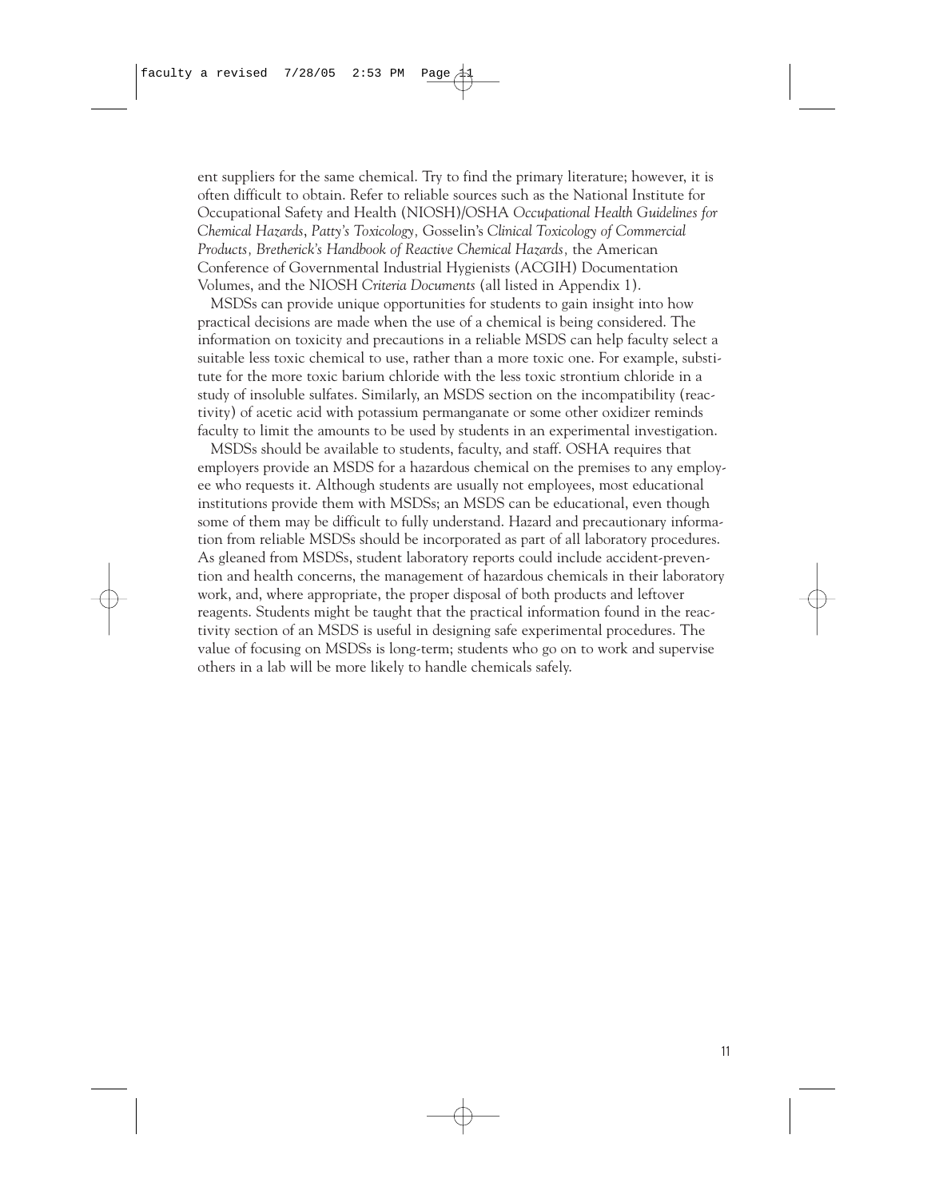ent suppliers for the same chemical. Try to find the primary literature; however, it is often difficult to obtain. Refer to reliable sources such as the National Institute for Occupational Safety and Health (NIOSH)/OSHA *Occupational Health Guidelines for Chemical Hazards*, *Patty's Toxicology,* Gosselin's *Clinical Toxicology of Commercial Products, Bretherick's Handbook of Reactive Chemical Hazards,* the American Conference of Governmental Industrial Hygienists (ACGIH) Documentation Volumes, and the NIOSH *Criteria Documents* (all listed in Appendix 1).

MSDSs can provide unique opportunities for students to gain insight into how practical decisions are made when the use of a chemical is being considered. The information on toxicity and precautions in a reliable MSDS can help faculty select a suitable less toxic chemical to use, rather than a more toxic one. For example, substitute for the more toxic barium chloride with the less toxic strontium chloride in a study of insoluble sulfates. Similarly, an MSDS section on the incompatibility (reactivity) of acetic acid with potassium permanganate or some other oxidizer reminds faculty to limit the amounts to be used by students in an experimental investigation.

MSDSs should be available to students, faculty, and staff. OSHA requires that employers provide an MSDS for a hazardous chemical on the premises to any employee who requests it. Although students are usually not employees, most educational institutions provide them with MSDSs; an MSDS can be educational, even though some of them may be difficult to fully understand. Hazard and precautionary information from reliable MSDSs should be incorporated as part of all laboratory procedures. As gleaned from MSDSs, student laboratory reports could include accident-prevention and health concerns, the management of hazardous chemicals in their laboratory work, and, where appropriate, the proper disposal of both products and leftover reagents. Students might be taught that the practical information found in the reactivity section of an MSDS is useful in designing safe experimental procedures. The value of focusing on MSDSs is long-term; students who go on to work and supervise others in a lab will be more likely to handle chemicals safely.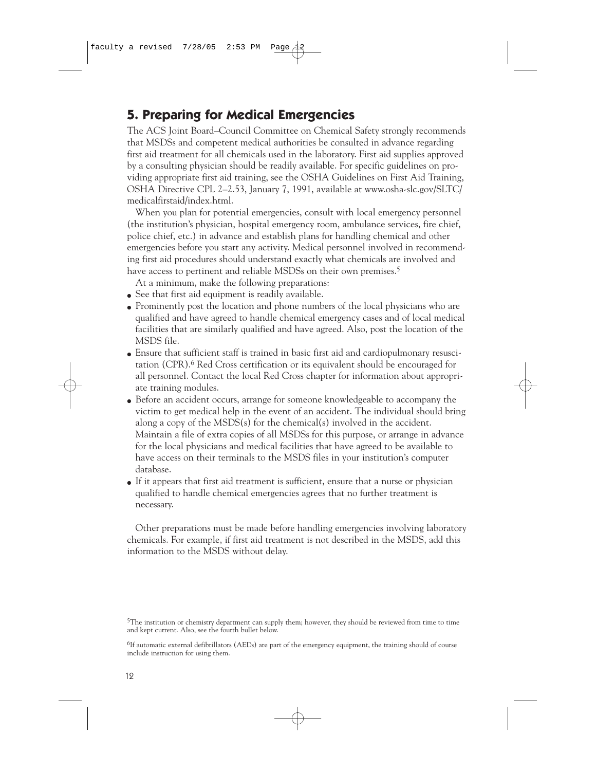## 5. Preparing for Medical Emergencies

The ACS Joint Board–Council Committee on Chemical Safety strongly recommends that MSDSs and competent medical authorities be consulted in advance regarding first aid treatment for all chemicals used in the laboratory. First aid supplies approved by a consulting physician should be readily available. For specific guidelines on providing appropriate first aid training, see the OSHA Guidelines on First Aid Training, OSHA Directive CPL 2–2.53, January 7, 1991, available at www.osha-slc.gov/SLTC/medicalfirstaid/index.html.

When you plan for potential emergencies, consult with local emergency personnel (the institution's physician, hospital emergency room, ambulance services, fire chief, police chief, etc.) in advance and establish plans for handling chemical and other emergencies before you start any activity. Medical personnel involved in recommending first aid procedures should understand exactly what chemicals are involved and have access to pertinent and reliable MSDSs on their own premises.[5]

At a minimum, make the following preparations:

- See that first aid equipment is readily available.
- Prominently post the location and phone numbers of the local physicians who are qualified and have agreed to handle chemical emergency cases and of local medical facilities that are similarly qualified and have agreed. Also, post the location of the MSDS file.
- Ensure that sufficient staff is trained in basic first aid and cardiopulmonary resuscitation (CPR).[6] Red Cross certification or its equivalent should be encouraged for all personnel. Contact the local Red Cross chapter for information about appropriate training modules.
- Before an accident occurs, arrange for someone knowledgeable to accompany the victim to get medical help in the event of an accident. The individual should bring along a copy of the MSDS(s) for the chemical(s) involved in the accident. Maintain a file of extra copies of all MSDSs for this purpose, or arrange in advance for the local physicians and medical facilities that have agreed to be available to have access on their terminals to the MSDS files in your institution's computer database.
- If it appears that first aid treatment is sufficient, ensure that a nurse or physician qualified to handle chemical emergencies agrees that no further treatment is necessary.

Other preparations must be made before handling emergencies involving laboratory chemicals. For example, if first aid treatment is not described in the MSDS, add this information to the MSDS without delay.

[5] The institution or chemistry department can supply them; however, they should be reviewed from time to time and kept current. Also, see the fourth bullet below.

[6] If automatic external defibrillators (AEDs) are part of the emergency equipment, the training should of course include instruction for using them.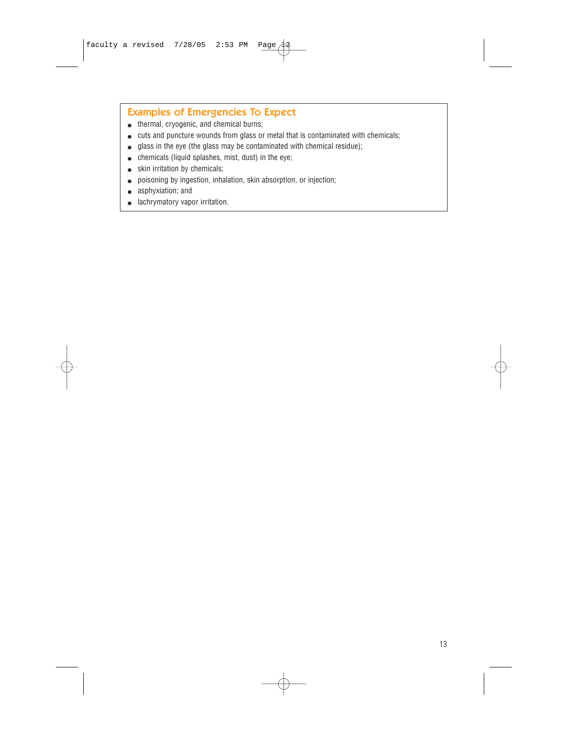### Examples of Emergencies To Expect

- thermal, cryogenic, and chemical burns;
- cuts and puncture wounds from glass or metal that is contaminated with chemicals;
- glass in the eye (the glass may be contaminated with chemical residue);
- chemicals (liquid splashes, mist, dust) in the eye;
- skin irritation by chemicals;
- poisoning by ingestion, inhalation, skin absorption, or injection;
- asphyxiation; and
- lachrymatory vapor irritation.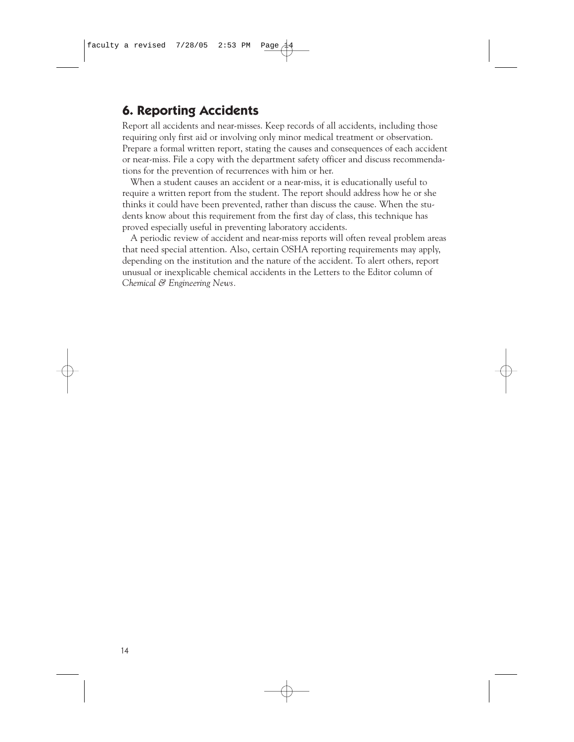## 6. Reporting Accidents

Report all accidents and near-misses. Keep records of all accidents, including those requiring only first aid or involving only minor medical treatment or observation. Prepare a formal written report, stating the causes and consequences of each accident or near-miss. File a copy with the department safety officer and discuss recommendations for the prevention of recurrences with him or her.

When a student causes an accident or a near-miss, it is educationally useful to require a written report from the student. The report should address how he or she thinks it could have been prevented, rather than discuss the cause. When the students know about this requirement from the first day of class, this technique has proved especially useful in preventing laboratory accidents.

A periodic review of accident and near-miss reports will often reveal problem areas that need special attention. Also, certain OSHA reporting requirements may apply, depending on the institution and the nature of the accident. To alert others, report unusual or inexplicable chemical accidents in the Letters to the Editor column of *Chemical & Engineering News*.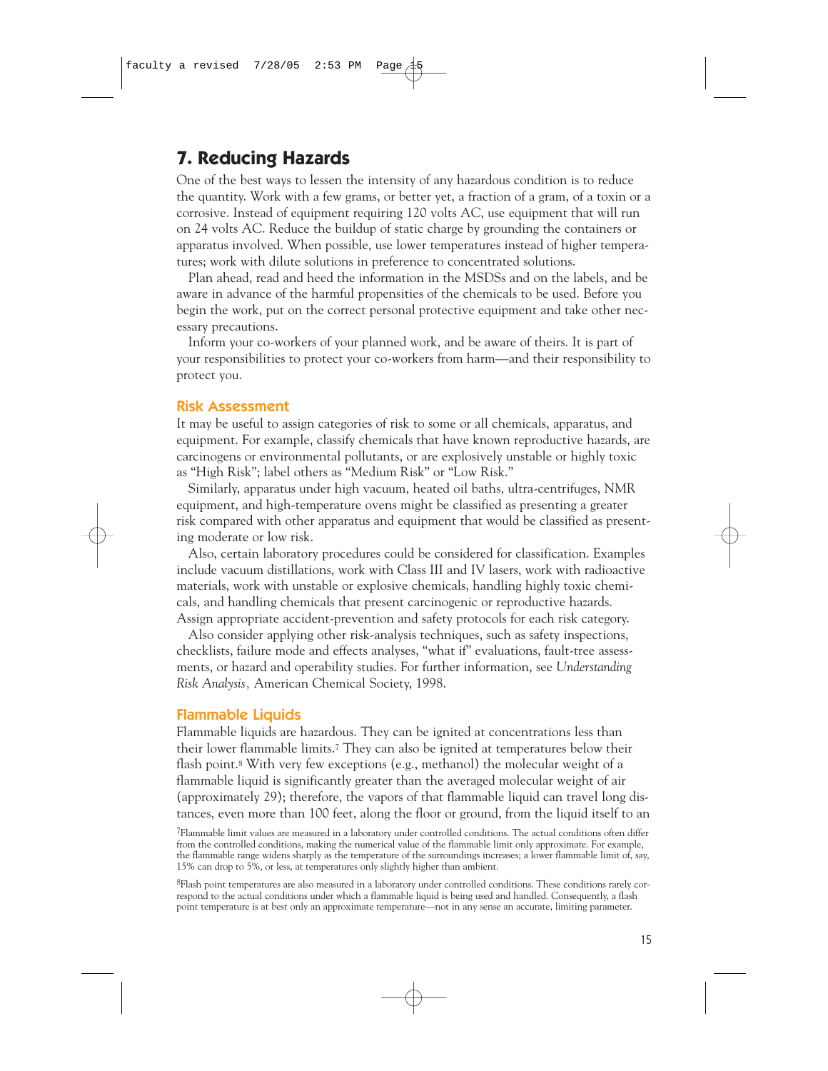## 7. Reducing Hazards

One of the best ways to lessen the intensity of any hazardous condition is to reduce the quantity. Work with a few grams, or better yet, a fraction of a gram, of a toxin or a corrosive. Instead of equipment requiring 120 volts AC, use equipment that will run on 24 volts AC. Reduce the buildup of static charge by grounding the containers or apparatus involved. When possible, use lower temperatures instead of higher temperatures; work with dilute solutions in preference to concentrated solutions.

Plan ahead, read and heed the information in the MSDSs and on the labels, and be aware in advance of the harmful propensities of the chemicals to be used. Before you begin the work, put on the correct personal protective equipment and take other necessary precautions.

Inform your co-workers of your planned work, and be aware of theirs. It is part of your responsibilities to protect your co-workers from harm—and their responsibility to protect you.

### Risk Assessment

It may be useful to assign categories of risk to some or all chemicals, apparatus, and equipment. For example, classify chemicals that have known reproductive hazards, are carcinogens or environmental pollutants, or are explosively unstable or highly toxic as "High Risk"; label others as "Medium Risk" or "Low Risk."

Similarly, apparatus under high vacuum, heated oil baths, ultra-centrifuges, NMR equipment, and high-temperature ovens might be classified as presenting a greater risk compared with other apparatus and equipment that would be classified as presenting moderate or low risk.

Also, certain laboratory procedures could be considered for classification. Examples include vacuum distillations, work with Class III and IV lasers, work with radioactive materials, work with unstable or explosive chemicals, handling highly toxic chemicals, and handling chemicals that present carcinogenic or reproductive hazards. Assign appropriate accident-prevention and safety protocols for each risk category.

Also consider applying other risk-analysis techniques, such as safety inspections, checklists, failure mode and effects analyses, "what if" evaluations, fault-tree assessments, or hazard and operability studies. For further information, see *Understanding Risk Analysis*, American Chemical Society, 1998.

### Flammable Liquids

Flammable liquids are hazardous. They can be ignited at concentrations less than their lower flammable limits.[7] They can also be ignited at temperatures below their flash point.[8] With very few exceptions (e.g., methanol) the molecular weight of a flammable liquid is significantly greater than the averaged molecular weight of air (approximately 29); therefore, the vapors of that flammable liquid can travel long distances, even more than 100 feet, along the floor or ground, from the liquid itself to an

[7]Flammable limit values are measured in a laboratory under controlled conditions. The actual conditions often differ from the controlled conditions, making the numerical value of the flammable limit only approximate. For example, the flammable range widens sharply as the temperature of the surroundings increases; a lower flammable limit of, say, 15% can drop to 5%, or less, at temperatures only slightly higher than ambient.

[8]Flash point temperatures are also measured in a laboratory under controlled conditions. These conditions rarely correspond to the actual conditions under which a flammable liquid is being used and handled. Consequently, a flash point temperature is at best only an approximate temperature—not in any sense an accurate, limiting parameter.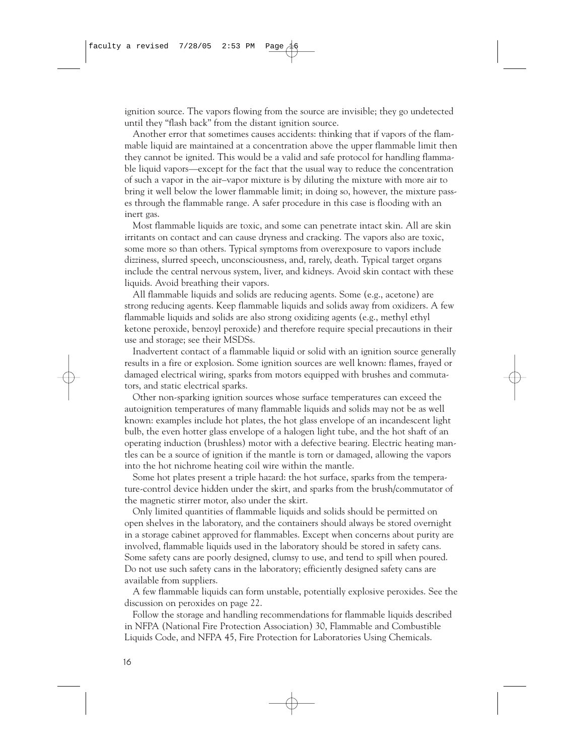ignition source. The vapors flowing from the source are invisible; they go undetected until they "flash back" from the distant ignition source.

Another error that sometimes causes accidents: thinking that if vapors of the flammable liquid are maintained at a concentration above the upper flammable limit then they cannot be ignited. This would be a valid and safe protocol for handling flammable liquid vapors—except for the fact that the usual way to reduce the concentration of such a vapor in the air–vapor mixture is by diluting the mixture with more air to bring it well below the lower flammable limit; in doing so, however, the mixture passes through the flammable range. A safer procedure in this case is flooding with an inert gas.

Most flammable liquids are toxic, and some can penetrate intact skin. All are skin irritants on contact and can cause dryness and cracking. The vapors also are toxic, some more so than others. Typical symptoms from overexposure to vapors include dizziness, slurred speech, unconsciousness, and, rarely, death. Typical target organs include the central nervous system, liver, and kidneys. Avoid skin contact with these liquids. Avoid breathing their vapors.

All flammable liquids and solids are reducing agents. Some (e.g., acetone) are strong reducing agents. Keep flammable liquids and solids away from oxidizers. A few flammable liquids and solids are also strong oxidizing agents (e.g., methyl ethyl ketone peroxide, benzoyl peroxide) and therefore require special precautions in their use and storage; see their MSDSs.

Inadvertent contact of a flammable liquid or solid with an ignition source generally results in a fire or explosion. Some ignition sources are well known: flames, frayed or damaged electrical wiring, sparks from motors equipped with brushes and commutators, and static electrical sparks.

Other non-sparking ignition sources whose surface temperatures can exceed the autoignition temperatures of many flammable liquids and solids may not be as well known: examples include hot plates, the hot glass envelope of an incandescent light bulb, the even hotter glass envelope of a halogen light tube, and the hot shaft of an operating induction (brushless) motor with a defective bearing. Electric heating mantles can be a source of ignition if the mantle is torn or damaged, allowing the vapors into the hot nichrome heating coil wire within the mantle.

Some hot plates present a triple hazard: the hot surface, sparks from the temperature-control device hidden under the skirt, and sparks from the brush/commutator of the magnetic stirrer motor, also under the skirt.

Only limited quantities of flammable liquids and solids should be permitted on open shelves in the laboratory, and the containers should always be stored overnight in a storage cabinet approved for flammables. Except when concerns about purity are involved, flammable liquids used in the laboratory should be stored in safety cans. Some safety cans are poorly designed, clumsy to use, and tend to spill when poured. Do not use such safety cans in the laboratory; efficiently designed safety cans are available from suppliers.

A few flammable liquids can form unstable, potentially explosive peroxides. See the discussion on peroxides on page 22.

Follow the storage and handling recommendations for flammable liquids described in NFPA (National Fire Protection Association) 30, Flammable and Combustible Liquids Code, and NFPA 45, Fire Protection for Laboratories Using Chemicals.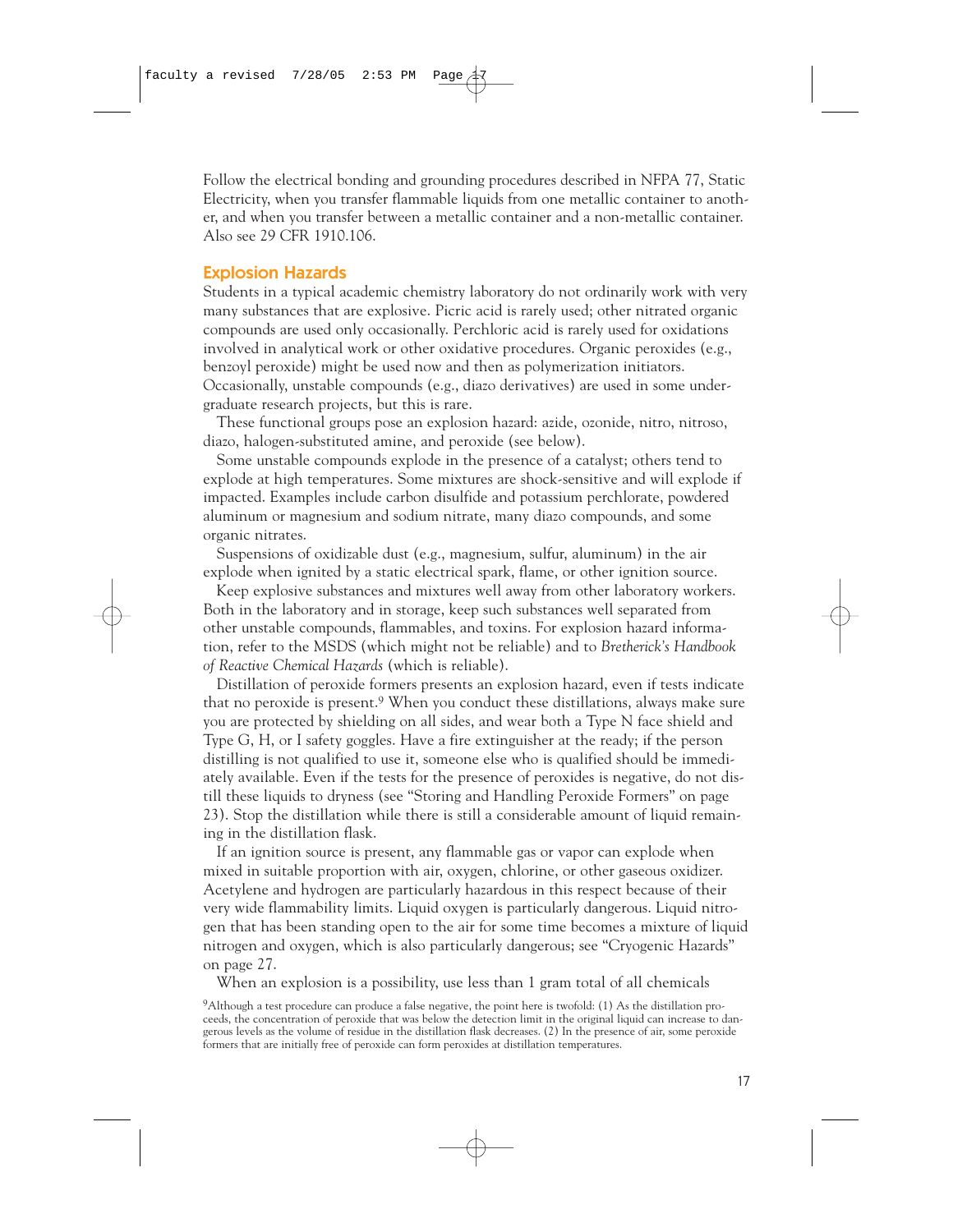Follow the electrical bonding and grounding procedures described in NFPA 77, Static Electricity, when you transfer flammable liquids from one metallic container to another, and when you transfer between a metallic container and a non-metallic container. Also see 29 CFR 1910.106.

## Explosion Hazards

Students in a typical academic chemistry laboratory do not ordinarily work with very many substances that are explosive. Picric acid is rarely used; other nitrated organic compounds are used only occasionally. Perchloric acid is rarely used for oxidations involved in analytical work or other oxidative procedures. Organic peroxides (e.g., benzoyl peroxide) might be used now and then as polymerization initiators. Occasionally, unstable compounds (e.g., diazo derivatives) are used in some undergraduate research projects, but this is rare.

These functional groups pose an explosion hazard: azide, ozonide, nitro, nitroso, diazo, halogen-substituted amine, and peroxide (see below).

Some unstable compounds explode in the presence of a catalyst; others tend to explode at high temperatures. Some mixtures are shock-sensitive and will explode if impacted. Examples include carbon disulfide and potassium perchlorate, powdered aluminum or magnesium and sodium nitrate, many diazo compounds, and some organic nitrates.

Suspensions of oxidizable dust (e.g., magnesium, sulfur, aluminum) in the air explode when ignited by a static electrical spark, flame, or other ignition source.

Keep explosive substances and mixtures well away from other laboratory workers. Both in the laboratory and in storage, keep such substances well separated from other unstable compounds, flammables, and toxins. For explosion hazard information, refer to the MSDS (which might not be reliable) and to *Bretherick's Handbook of Reactive Chemical Hazards* (which is reliable).

Distillation of peroxide formers presents an explosion hazard, even if tests indicate that no peroxide is present.[9] When you conduct these distillations, always make sure you are protected by shielding on all sides, and wear both a Type N face shield and Type G, H, or I safety goggles. Have a fire extinguisher at the ready; if the person distilling is not qualified to use it, someone else who is qualified should be immediately available. Even if the tests for the presence of peroxides is negative, do not distill these liquids to dryness (see "Storing and Handling Peroxide Formers" on page 23). Stop the distillation while there is still a considerable amount of liquid remaining in the distillation flask.

If an ignition source is present, any flammable gas or vapor can explode when mixed in suitable proportion with air, oxygen, chlorine, or other gaseous oxidizer. Acetylene and hydrogen are particularly hazardous in this respect because of their very wide flammability limits. Liquid oxygen is particularly dangerous. Liquid nitrogen that has been standing open to the air for some time becomes a mixture of liquid nitrogen and oxygen, which is also particularly dangerous; see "Cryogenic Hazards" on page 27.

When an explosion is a possibility, use less than 1 gram total of all chemicals

[9] Although a test procedure can produce a false negative, the point here is twofold: (1) As the distillation proceeds, the concentration of peroxide that was below the detection limit in the original liquid can increase to dangerous levels as the volume of residue in the distillation flask decreases. (2) In the presence of air, some peroxide formers that are initially free of peroxide can form peroxides at distillation temperatures.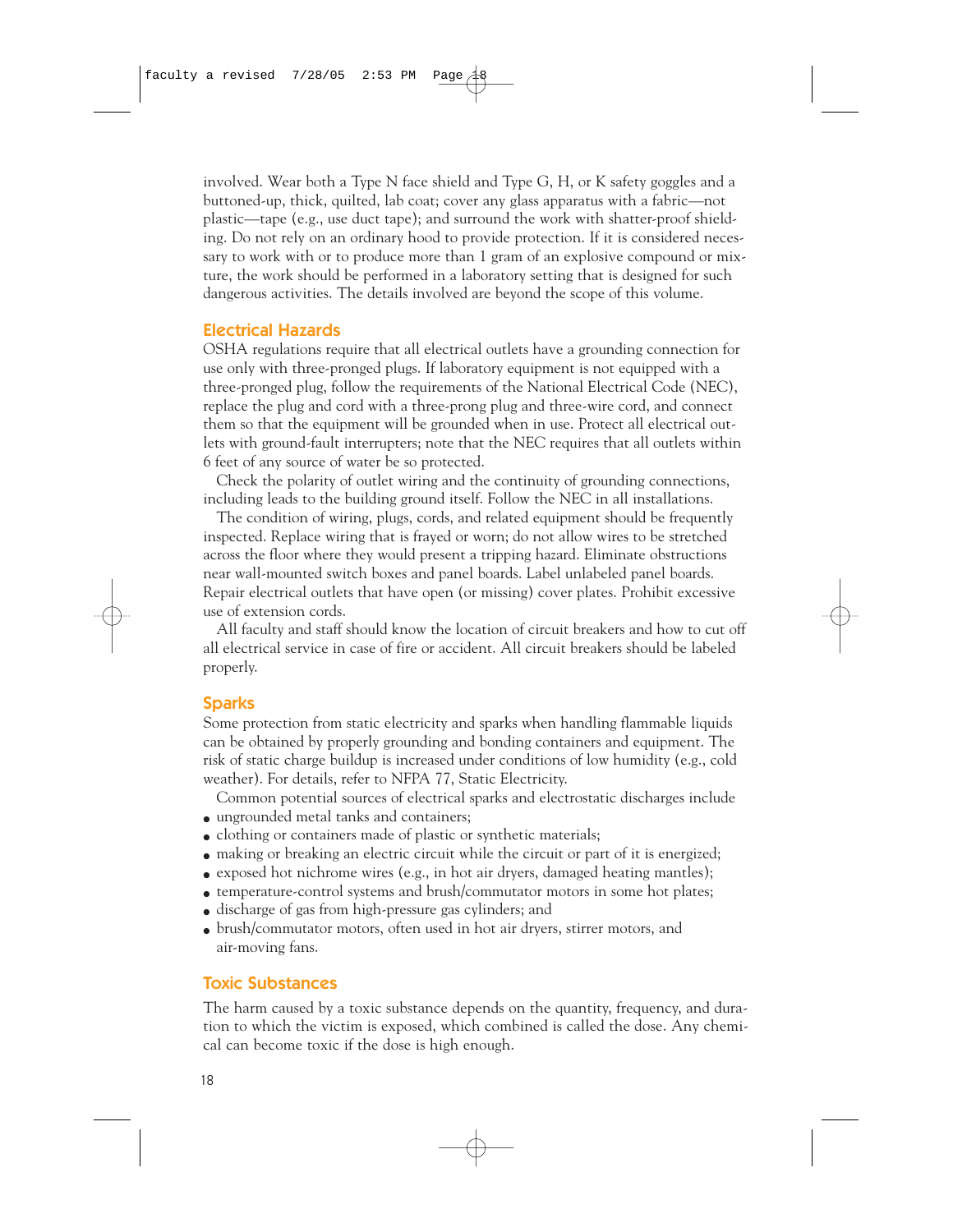involved. Wear both a Type N face shield and Type G, H, or K safety goggles and a buttoned-up, thick, quilted, lab coat; cover any glass apparatus with a fabric—not plastic—tape (e.g., use duct tape); and surround the work with shatter-proof shielding. Do not rely on an ordinary hood to provide protection. If it is considered necessary to work with or to produce more than 1 gram of an explosive compound or mixture, the work should be performed in a laboratory setting that is designed for such dangerous activities. The details involved are beyond the scope of this volume.

## Electrical Hazards

OSHA regulations require that all electrical outlets have a grounding connection for use only with three-pronged plugs. If laboratory equipment is not equipped with a three-pronged plug, follow the requirements of the National Electrical Code (NEC), replace the plug and cord with a three-prong plug and three-wire cord, and connect them so that the equipment will be grounded when in use. Protect all electrical outlets with ground-fault interrupters; note that the NEC requires that all outlets within 6 feet of any source of water be so protected.

Check the polarity of outlet wiring and the continuity of grounding connections, including leads to the building ground itself. Follow the NEC in all installations.

The condition of wiring, plugs, cords, and related equipment should be frequently inspected. Replace wiring that is frayed or worn; do not allow wires to be stretched across the floor where they would present a tripping hazard. Eliminate obstructions near wall-mounted switch boxes and panel boards. Label unlabeled panel boards. Repair electrical outlets that have open (or missing) cover plates. Prohibit excessive use of extension cords.

All faculty and staff should know the location of circuit breakers and how to cut off all electrical service in case of fire or accident. All circuit breakers should be labeled properly.

## Sparks

Some protection from static electricity and sparks when handling flammable liquids can be obtained by properly grounding and bonding containers and equipment. The risk of static charge buildup is increased under conditions of low humidity (e.g., cold weather). For details, refer to NFPA 77, Static Electricity.

Common potential sources of electrical sparks and electrostatic discharges include

- ungrounded metal tanks and containers;
- clothing or containers made of plastic or synthetic materials;
- making or breaking an electric circuit while the circuit or part of it is energized;
- exposed hot nichrome wires (e.g., in hot air dryers, damaged heating mantles);
- temperature-control systems and brush/commutator motors in some hot plates;
- discharge of gas from high-pressure gas cylinders; and
- brush/commutator motors, often used in hot air dryers, stirrer motors, and air-moving fans.

## Toxic Substances

The harm caused by a toxic substance depends on the quantity, frequency, and duration to which the victim is exposed, which combined is called the dose. Any chemical can become toxic if the dose is high enough.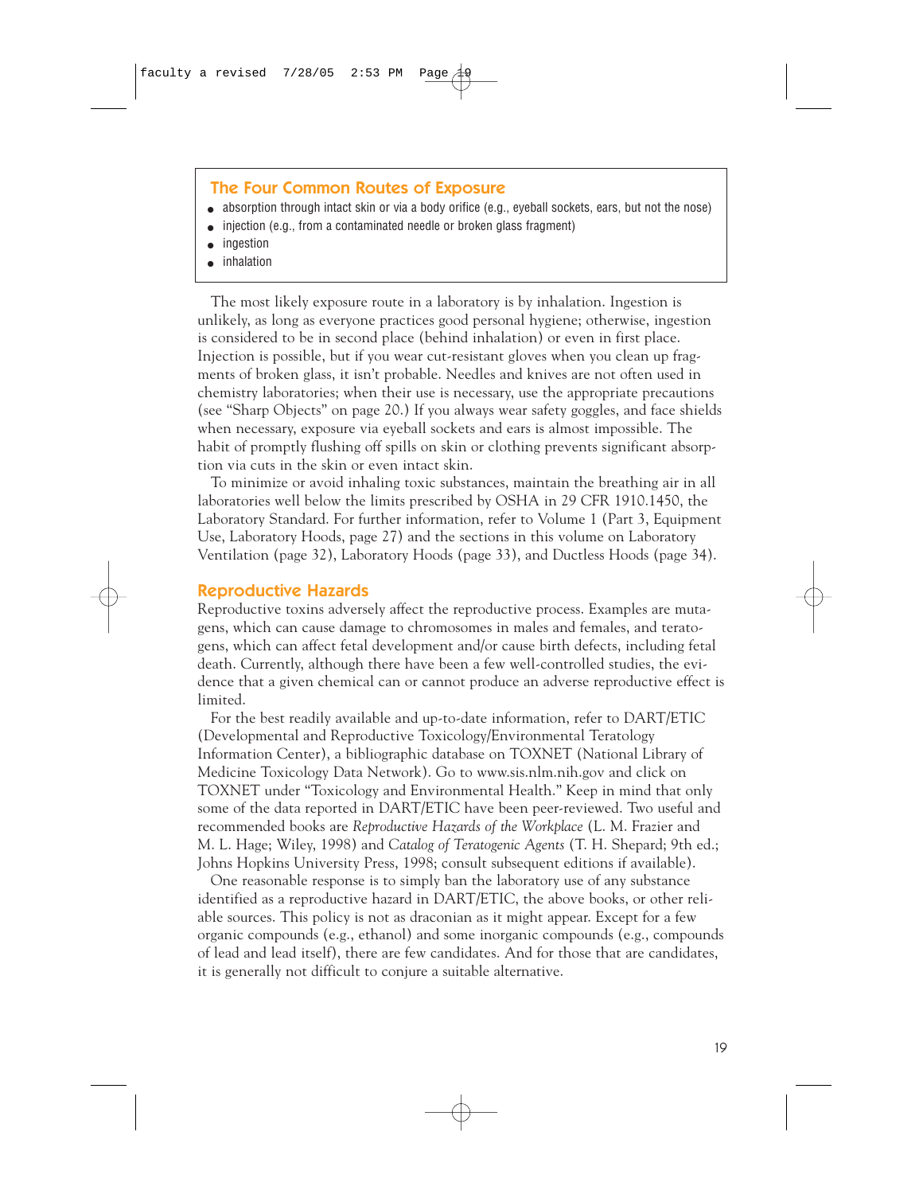## The Four Common Routes of Exposure

- absorption through intact skin or via a body orifice (e.g., eyeball sockets, ears, but not the nose)
- injection (e.g., from a contaminated needle or broken glass fragment)
- ingestion
- inhalation

The most likely exposure route in a laboratory is by inhalation. Ingestion is unlikely, as long as everyone practices good personal hygiene; otherwise, ingestion is considered to be in second place (behind inhalation) or even in first place. Injection is possible, but if you wear cut-resistant gloves when you clean up fragments of broken glass, it isn't probable. Needles and knives are not often used in chemistry laboratories; when their use is necessary, use the appropriate precautions (see "Sharp Objects" on page 20.) If you always wear safety goggles, and face shields when necessary, exposure via eyeball sockets and ears is almost impossible. The habit of promptly flushing off spills on skin or clothing prevents significant absorption via cuts in the skin or even intact skin.

To minimize or avoid inhaling toxic substances, maintain the breathing air in all laboratories well below the limits prescribed by OSHA in 29 CFR 1910.1450, the Laboratory Standard. For further information, refer to Volume 1 (Part 3, Equipment Use, Laboratory Hoods, page 27) and the sections in this volume on Laboratory Ventilation (page 32), Laboratory Hoods (page 33), and Ductless Hoods (page 34).

## Reproductive Hazards

Reproductive toxins adversely affect the reproductive process. Examples are mutagens, which can cause damage to chromosomes in males and females, and teratogens, which can affect fetal development and/or cause birth defects, including fetal death. Currently, although there have been a few well-controlled studies, the evidence that a given chemical can or cannot produce an adverse reproductive effect is limited.

For the best readily available and up-to-date information, refer to DART/ETIC (Developmental and Reproductive Toxicology/Environmental Teratology Information Center), a bibliographic database on TOXNET (National Library of Medicine Toxicology Data Network). Go to www.sis.nlm.nih.gov and click on TOXNET under "Toxicology and Environmental Health." Keep in mind that only some of the data reported in DART/ETIC have been peer-reviewed. Two useful and recommended books are *Reproductive Hazards of the Workplace* (L. M. Frazier and M. L. Hage; Wiley, 1998) and *Catalog of Teratogenic Agents* (T. H. Shepard; 9th ed.; Johns Hopkins University Press, 1998; consult subsequent editions if available).

One reasonable response is to simply ban the laboratory use of any substance identified as a reproductive hazard in DART/ETIC, the above books, or other reliable sources. This policy is not as draconian as it might appear. Except for a few organic compounds (e.g., ethanol) and some inorganic compounds (e.g., compounds of lead and lead itself), there are few candidates. And for those that are candidates, it is generally not difficult to conjure a suitable alternative.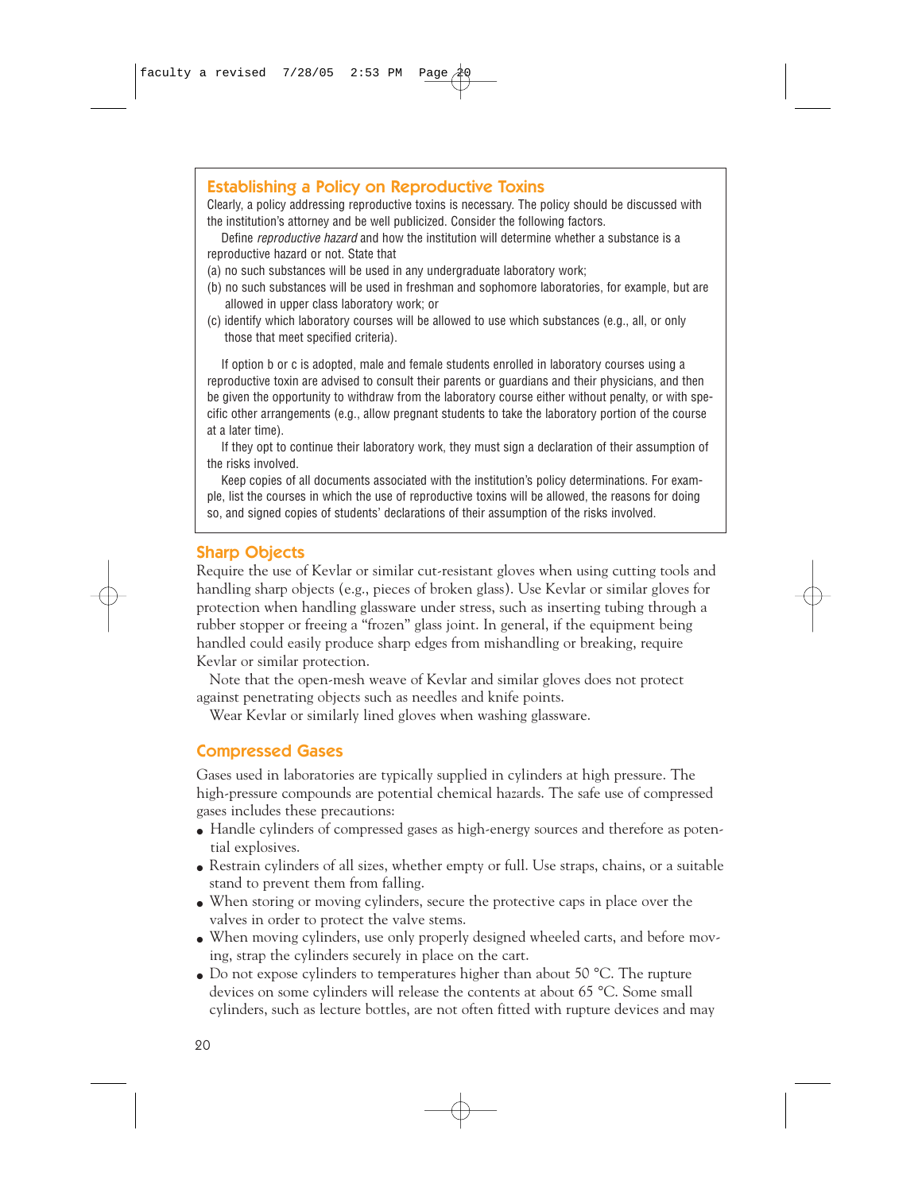## Establishing a Policy on Reproductive Toxins

Clearly, a policy addressing reproductive toxins is necessary. The policy should be discussed with the institution's attorney and be well publicized. Consider the following factors.

Define *reproductive hazard* and how the institution will determine whether a substance is a reproductive hazard or not. State that

(a) no such substances will be used in any undergraduate laboratory work;

(b) no such substances will be used in freshman and sophomore laboratories, for example, but are allowed in upper class laboratory work; or

(c) identify which laboratory courses will be allowed to use which substances (e.g., all, or only those that meet specified criteria).

If option b or c is adopted, male and female students enrolled in laboratory courses using a reproductive toxin are advised to consult their parents or guardians and their physicians, and then be given the opportunity to withdraw from the laboratory course either without penalty, or with specific other arrangements (e.g., allow pregnant students to take the laboratory portion of the course at a later time).

If they opt to continue their laboratory work, they must sign a declaration of their assumption of the risks involved.

Keep copies of all documents associated with the institution's policy determinations. For example, list the courses in which the use of reproductive toxins will be allowed, the reasons for doing so, and signed copies of students' declarations of their assumption of the risks involved.

## Sharp Objects

Require the use of Kevlar or similar cut-resistant gloves when using cutting tools and handling sharp objects (e.g., pieces of broken glass). Use Kevlar or similar gloves for protection when handling glassware under stress, such as inserting tubing through a rubber stopper or freeing a "frozen" glass joint. In general, if the equipment being handled could easily produce sharp edges from mishandling or breaking, require Kevlar or similar protection.

Note that the open-mesh weave of Kevlar and similar gloves does not protect against penetrating objects such as needles and knife points.

Wear Kevlar or similarly lined gloves when washing glassware.

## Compressed Gases

Gases used in laboratories are typically supplied in cylinders at high pressure. The high-pressure compounds are potential chemical hazards. The safe use of compressed gases includes these precautions:

- Handle cylinders of compressed gases as high-energy sources and therefore as potential explosives.
- Restrain cylinders of all sizes, whether empty or full. Use straps, chains, or a suitable stand to prevent them from falling.
- When storing or moving cylinders, secure the protective caps in place over the valves in order to protect the valve stems.
- When moving cylinders, use only properly designed wheeled carts, and before moving, strap the cylinders securely in place on the cart.
- Do not expose cylinders to temperatures higher than about 50 °C. The rupture devices on some cylinders will release the contents at about 65 °C. Some small cylinders, such as lecture bottles, are not often fitted with rupture devices and may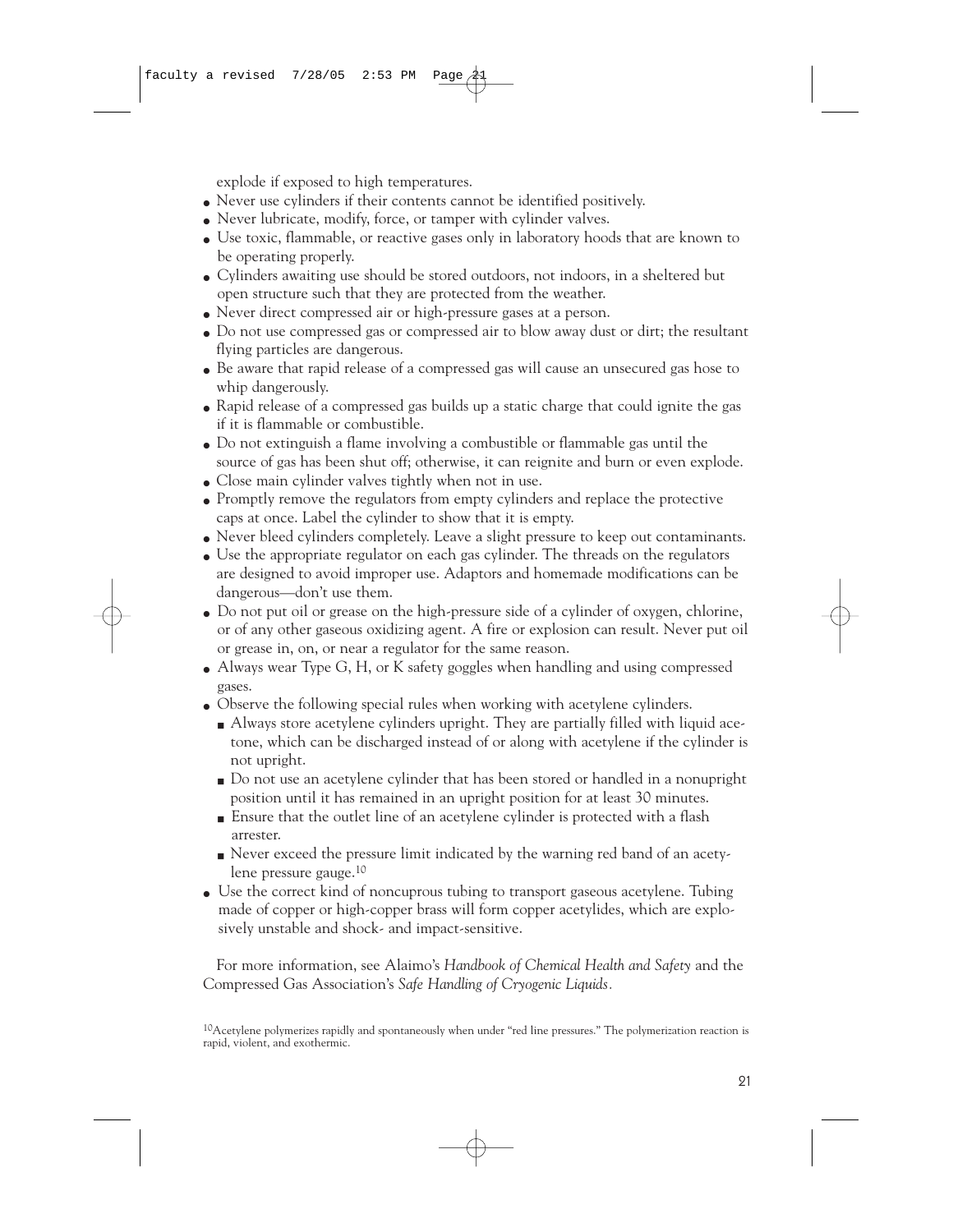explode if exposed to high temperatures.

- Never use cylinders if their contents cannot be identified positively.
- Never lubricate, modify, force, or tamper with cylinder valves.
- Use toxic, flammable, or reactive gases only in laboratory hoods that are known to be operating properly.
- Cylinders awaiting use should be stored outdoors, not indoors, in a sheltered but open structure such that they are protected from the weather.
- Never direct compressed air or high-pressure gases at a person.
- Do not use compressed gas or compressed air to blow away dust or dirt; the resultant flying particles are dangerous.
- Be aware that rapid release of a compressed gas will cause an unsecured gas hose to whip dangerously.
- Rapid release of a compressed gas builds up a static charge that could ignite the gas if it is flammable or combustible.
- Do not extinguish a flame involving a combustible or flammable gas until the source of gas has been shut off; otherwise, it can reignite and burn or even explode.
- Close main cylinder valves tightly when not in use.
- Promptly remove the regulators from empty cylinders and replace the protective caps at once. Label the cylinder to show that it is empty.
- Never bleed cylinders completely. Leave a slight pressure to keep out contaminants.
- Use the appropriate regulator on each gas cylinder. The threads on the regulators are designed to avoid improper use. Adaptors and homemade modifications can be dangerous—don't use them.
- Do not put oil or grease on the high-pressure side of a cylinder of oxygen, chlorine, or of any other gaseous oxidizing agent. A fire or explosion can result. Never put oil or grease in, on, or near a regulator for the same reason.
- Always wear Type G, H, or K safety goggles when handling and using compressed gases.
- Observe the following special rules when working with acetylene cylinders.
  - Always store acetylene cylinders upright. They are partially filled with liquid acetone, which can be discharged instead of or along with acetylene if the cylinder is not upright.
  - Do not use an acetylene cylinder that has been stored or handled in a nonupright position until it has remained in an upright position for at least 30 minutes.
  - Ensure that the outlet line of an acetylene cylinder is protected with a flash arrester.
  - Never exceed the pressure limit indicated by the warning red band of an acetylene pressure gauge.[10]
- Use the correct kind of noncuprous tubing to transport gaseous acetylene. Tubing made of copper or high-copper brass will form copper acetylides, which are explosively unstable and shock- and impact-sensitive.

For more information, see Alaimo's *Handbook of Chemical Health and Safety* and the Compressed Gas Association's *Safe Handling of Cryogenic Liquids*.

[10]Acetylene polymerizes rapidly and spontaneously when under "red line pressures." The polymerization reaction is rapid, violent, and exothermic.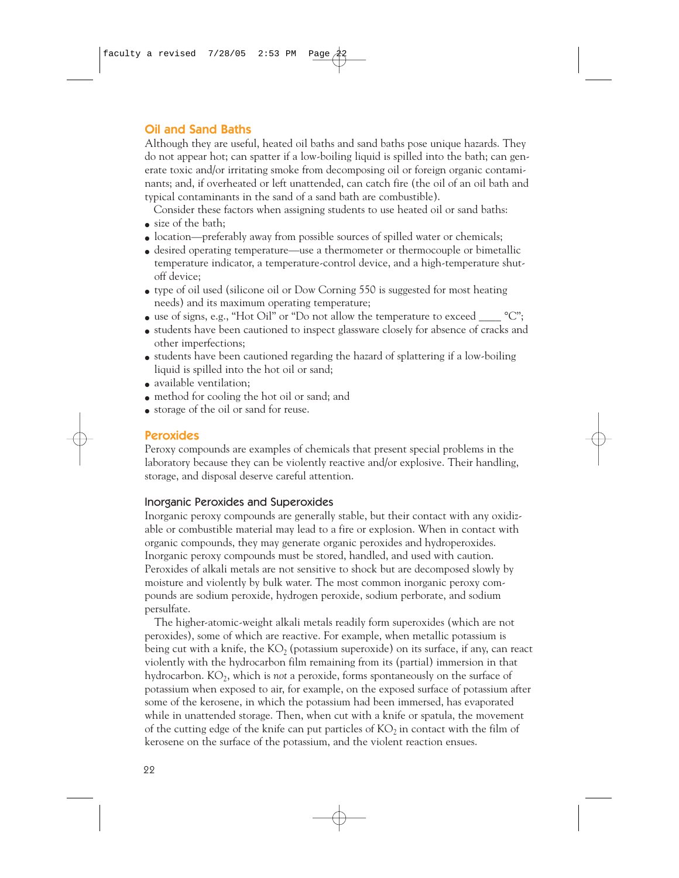## Oil and Sand Baths

Although they are useful, heated oil baths and sand baths pose unique hazards. They do not appear hot; can spatter if a low-boiling liquid is spilled into the bath; can generate toxic and/or irritating smoke from decomposing oil or foreign organic contaminants; and, if overheated or left unattended, can catch fire (the oil of an oil bath and typical contaminants in the sand of a sand bath are combustible).

Consider these factors when assigning students to use heated oil or sand baths:

- size of the bath;
- location—preferably away from possible sources of spilled water or chemicals;
- desired operating temperature—use a thermometer or thermocouple or bimetallic temperature indicator, a temperature-control device, and a high-temperature shut-off device;
- type of oil used (silicone oil or Dow Corning 550 is suggested for most heating needs) and its maximum operating temperature;
- use of signs, e.g., "Hot Oil" or "Do not allow the temperature to exceed ____ °C";
- students have been cautioned to inspect glassware closely for absence of cracks and other imperfections;
- students have been cautioned regarding the hazard of splattering if a low-boiling liquid is spilled into the hot oil or sand;
- available ventilation;
- method for cooling the hot oil or sand; and
- storage of the oil or sand for reuse.

## Peroxides

Peroxy compounds are examples of chemicals that present special problems in the laboratory because they can be violently reactive and/or explosive. Their handling, storage, and disposal deserve careful attention.

### Inorganic Peroxides and Superoxides

Inorganic peroxy compounds are generally stable, but their contact with any oxidizable or combustible material may lead to a fire or explosion. When in contact with organic compounds, they may generate organic peroxides and hydroperoxides. Inorganic peroxy compounds must be stored, handled, and used with caution. Peroxides of alkali metals are not sensitive to shock but are decomposed slowly by moisture and violently by bulk water. The most common inorganic peroxy compounds are sodium peroxide, hydrogen peroxide, sodium perborate, and sodium persulfate.

The higher-atomic-weight alkali metals readily form superoxides (which are not peroxides), some of which are reactive. For example, when metallic potassium is being cut with a knife, the $KO_2$ (potassium superoxide) on its surface, if any, can react violently with the hydrocarbon film remaining from its (partial) immersion in that hydrocarbon. $KO_2$, which is *not* a peroxide, forms spontaneously on the surface of potassium when exposed to air, for example, on the exposed surface of potassium after some of the kerosene, in which the potassium had been immersed, has evaporated while in unattended storage. Then, when cut with a knife or spatula, the movement of the cutting edge of the knife can put particles of $KO_2$ in contact with the film of kerosene on the surface of the potassium, and the violent reaction ensues.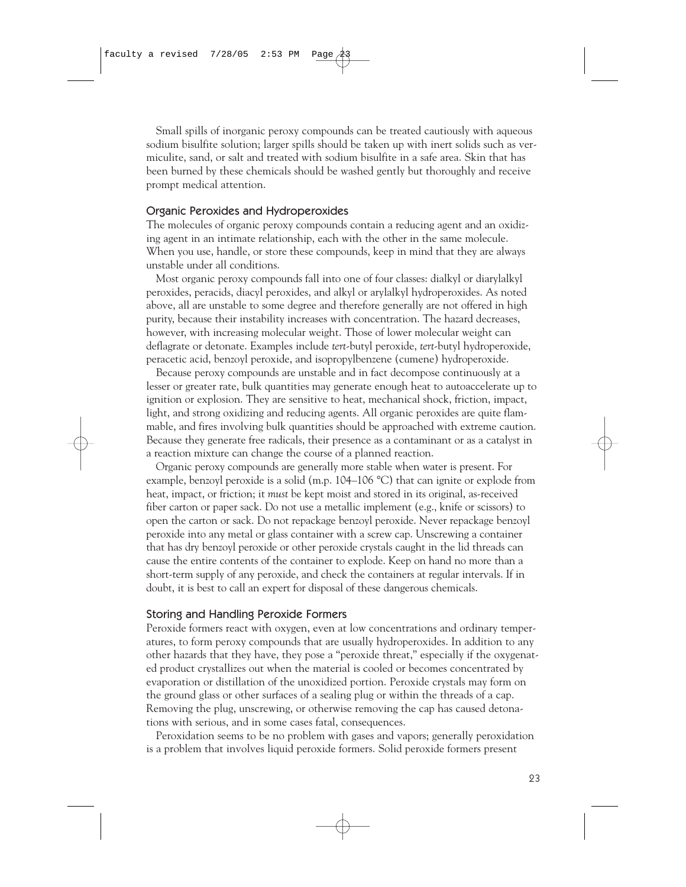Small spills of inorganic peroxy compounds can be treated cautiously with aqueous sodium bisulfite solution; larger spills should be taken up with inert solids such as vermiculite, sand, or salt and treated with sodium bisulfite in a safe area. Skin that has been burned by these chemicals should be washed gently but thoroughly and receive prompt medical attention.

### Organic Peroxides and Hydroperoxides

The molecules of organic peroxy compounds contain a reducing agent and an oxidizing agent in an intimate relationship, each with the other in the same molecule. When you use, handle, or store these compounds, keep in mind that they are always unstable under all conditions.

Most organic peroxy compounds fall into one of four classes: dialkyl or diarylalkyl peroxides, peracids, diacyl peroxides, and alkyl or arylalkyl hydroperoxides. As noted above, all are unstable to some degree and therefore generally are not offered in high purity, because their instability increases with concentration. The hazard decreases, however, with increasing molecular weight. Those of lower molecular weight can deflagrate or detonate. Examples include *tert*-butyl peroxide, *tert*-butyl hydroperoxide, peracetic acid, benzoyl peroxide, and isopropylbenzene (cumene) hydroperoxide.

Because peroxy compounds are unstable and in fact decompose continuously at a lesser or greater rate, bulk quantities may generate enough heat to autoaccelerate up to ignition or explosion. They are sensitive to heat, mechanical shock, friction, impact, light, and strong oxidizing and reducing agents. All organic peroxides are quite flammable, and fires involving bulk quantities should be approached with extreme caution. Because they generate free radicals, their presence as a contaminant or as a catalyst in a reaction mixture can change the course of a planned reaction.

Organic peroxy compounds are generally more stable when water is present. For example, benzoyl peroxide is a solid (m.p. 104–106 °C) that can ignite or explode from heat, impact, or friction; it *must* be kept moist and stored in its original, as-received fiber carton or paper sack. Do not use a metallic implement (e.g., knife or scissors) to open the carton or sack. Do not repackage benzoyl peroxide. Never repackage benzoyl peroxide into any metal or glass container with a screw cap. Unscrewing a container that has dry benzoyl peroxide or other peroxide crystals caught in the lid threads can cause the entire contents of the container to explode. Keep on hand no more than a short-term supply of any peroxide, and check the containers at regular intervals. If in doubt, it is best to call an expert for disposal of these dangerous chemicals.

### Storing and Handling Peroxide Formers

Peroxide formers react with oxygen, even at low concentrations and ordinary temperatures, to form peroxy compounds that are usually hydroperoxides. In addition to any other hazards that they have, they pose a "peroxide threat," especially if the oxygenated product crystallizes out when the material is cooled or becomes concentrated by evaporation or distillation of the unoxidized portion. Peroxide crystals may form on the ground glass or other surfaces of a sealing plug or within the threads of a cap. Removing the plug, unscrewing, or otherwise removing the cap has caused detonations with serious, and in some cases fatal, consequences.

Peroxidation seems to be no problem with gases and vapors; generally peroxidation is a problem that involves liquid peroxide formers. Solid peroxide formers present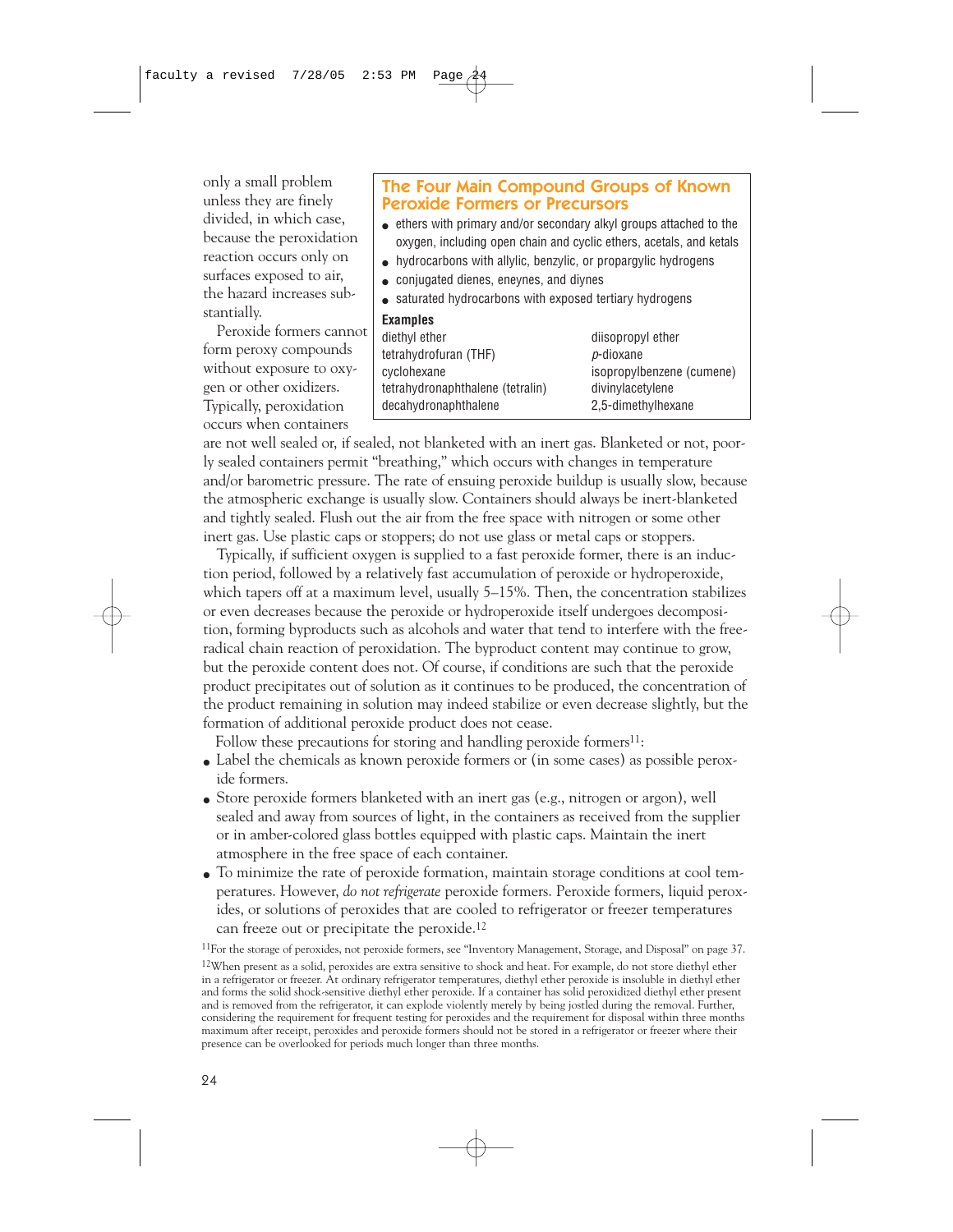only a small problem unless they are finely divided, in which case, because the peroxidation reaction occurs only on surfaces exposed to air, the hazard increases substantially.

Peroxide formers cannot form peroxy compounds without exposure to oxygen or other oxidizers. Typically, peroxidation occurs when containers are not well sealed or, if sealed, not blanketed with an inert gas. Blanketed or not, poorly sealed containers permit "breathing," which occurs with changes in temperature and/or barometric pressure. The rate of ensuing peroxide buildup is usually slow, because the atmospheric exchange is usually slow. Containers should always be inert-blanketed and tightly sealed. Flush out the air from the free space with nitrogen or some other inert gas. Use plastic caps or stoppers; do not use glass or metal caps or stoppers.

> ### The Four Main Compound Groups of Known Peroxide Formers or Precursors
>
> - ethers with primary and/or secondary alkyl groups attached to the oxygen, including open chain and cyclic ethers, acetals, and ketals
> - hydrocarbons with allylic, benzylic, or propargylic hydrogens
> - conjugated dienes, eneynes, and diynes
> - saturated hydrocarbons with exposed tertiary hydrogens
>
> **Examples**
>
> | | |
> |---|---|
> | diethyl ether | diisopropyl ether |
> | tetrahydrofuran (THF) | *p*-dioxane |
> | cyclohexane | isopropylbenzene (cumene) |
> | tetrahydronaphthalene (tetralin) | divinylacetylene |
> | decahydronaphthalene | 2,5-dimethylhexane |

Typically, if sufficient oxygen is supplied to a fast peroxide former, there is an induction period, followed by a relatively fast accumulation of peroxide or hydroperoxide, which tapers off at a maximum level, usually 5–15%. Then, the concentration stabilizes or even decreases because the peroxide or hydroperoxide itself undergoes decomposition, forming byproducts such as alcohols and water that tend to interfere with the free-radical chain reaction of peroxidation. The byproduct content may continue to grow, but the peroxide content does not. Of course, if conditions are such that the peroxide product precipitates out of solution as it continues to be produced, the concentration of the product remaining in solution may indeed stabilize or even decrease slightly, but the formation of additional peroxide product does not cease.

Follow these precautions for storing and handling peroxide formers[11]:

- Label the chemicals as known peroxide formers or (in some cases) as possible peroxide formers.
- Store peroxide formers blanketed with an inert gas (e.g., nitrogen or argon), well sealed and away from sources of light, in the containers as received from the supplier or in amber-colored glass bottles equipped with plastic caps. Maintain the inert atmosphere in the free space of each container.
- To minimize the rate of peroxide formation, maintain storage conditions at cool temperatures. However, *do not refrigerate* peroxide formers. Peroxide formers, liquid peroxides, or solutions of peroxides that are cooled to refrigerator or freezer temperatures can freeze out or precipitate the peroxide.[12]

[11]For the storage of peroxides, not peroxide formers, see "Inventory Management, Storage, and Disposal" on page 37.

[12]When present as a solid, peroxides are extra sensitive to shock and heat. For example, do not store diethyl ether in a refrigerator or freezer. At ordinary refrigerator temperatures, diethyl ether peroxide is insoluble in diethyl ether and forms the solid shock-sensitive diethyl ether peroxide. If a container has solid peroxidized diethyl ether present and is removed from the refrigerator, it can explode violently merely by being jostled during the removal. Further, considering the requirement for frequent testing for peroxides and the requirement for disposal within three months maximum after receipt, peroxides and peroxide formers should not be stored in a refrigerator or freezer where their presence can be overlooked for periods much longer than three months.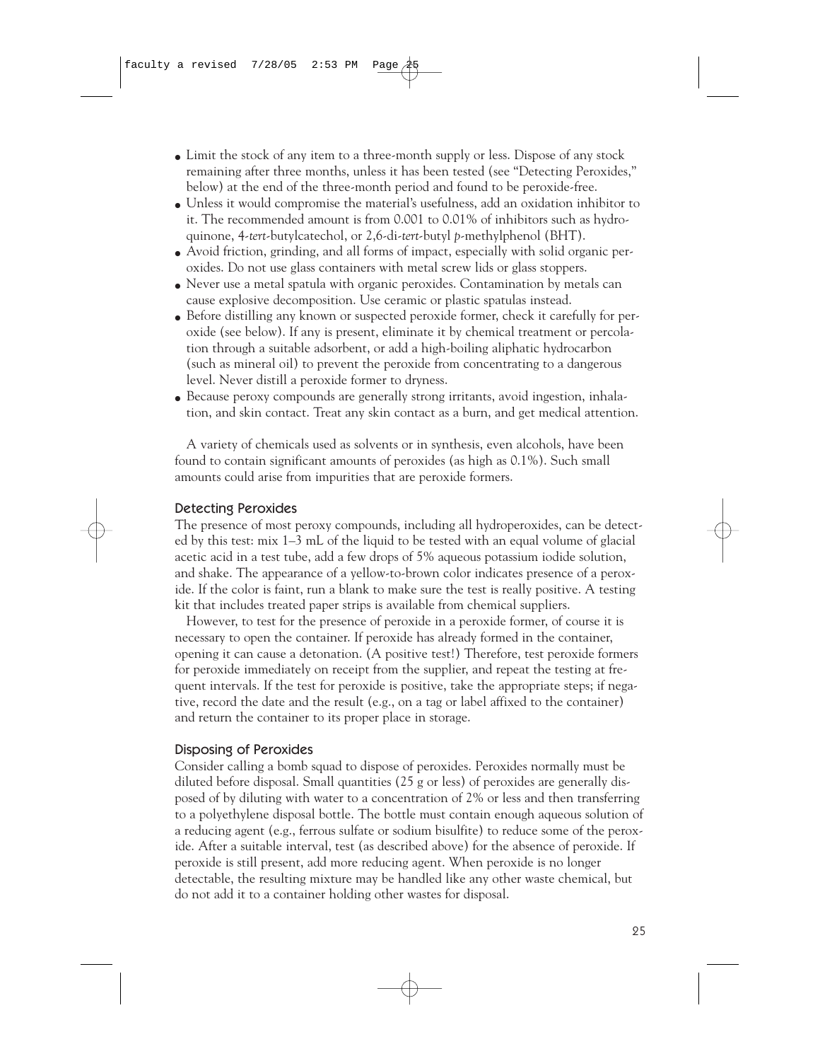- Limit the stock of any item to a three-month supply or less. Dispose of any stock remaining after three months, unless it has been tested (see "Detecting Peroxides," below) at the end of the three-month period and found to be peroxide-free.
- Unless it would compromise the material's usefulness, add an oxidation inhibitor to it. The recommended amount is from 0.001 to 0.01% of inhibitors such as hydroquinone, 4-*tert*-butylcatechol, or 2,6-di-*tert*-butyl *p*-methylphenol (BHT).
- Avoid friction, grinding, and all forms of impact, especially with solid organic peroxides. Do not use glass containers with metal screw lids or glass stoppers.
- Never use a metal spatula with organic peroxides. Contamination by metals can cause explosive decomposition. Use ceramic or plastic spatulas instead.
- Before distilling any known or suspected peroxide former, check it carefully for peroxide (see below). If any is present, eliminate it by chemical treatment or percolation through a suitable adsorbent, or add a high-boiling aliphatic hydrocarbon (such as mineral oil) to prevent the peroxide from concentrating to a dangerous level. Never distill a peroxide former to dryness.
- Because peroxy compounds are generally strong irritants, avoid ingestion, inhalation, and skin contact. Treat any skin contact as a burn, and get medical attention.

A variety of chemicals used as solvents or in synthesis, even alcohols, have been found to contain significant amounts of peroxides (as high as 0.1%). Such small amounts could arise from impurities that are peroxide formers.

### Detecting Peroxides

The presence of most peroxy compounds, including all hydroperoxides, can be detected by this test: mix 1–3 mL of the liquid to be tested with an equal volume of glacial acetic acid in a test tube, add a few drops of 5% aqueous potassium iodide solution, and shake. The appearance of a yellow-to-brown color indicates presence of a peroxide. If the color is faint, run a blank to make sure the test is really positive. A testing kit that includes treated paper strips is available from chemical suppliers.

However, to test for the presence of peroxide in a peroxide former, of course it is necessary to open the container. If peroxide has already formed in the container, opening it can cause a detonation. (A positive test!) Therefore, test peroxide formers for peroxide immediately on receipt from the supplier, and repeat the testing at frequent intervals. If the test for peroxide is positive, take the appropriate steps; if negative, record the date and the result (e.g., on a tag or label affixed to the container) and return the container to its proper place in storage.

### Disposing of Peroxides

Consider calling a bomb squad to dispose of peroxides. Peroxides normally must be diluted before disposal. Small quantities (25 g or less) of peroxides are generally disposed of by diluting with water to a concentration of 2% or less and then transferring to a polyethylene disposal bottle. The bottle must contain enough aqueous solution of a reducing agent (e.g., ferrous sulfate or sodium bisulfite) to reduce some of the peroxide. After a suitable interval, test (as described above) for the absence of peroxide. If peroxide is still present, add more reducing agent. When peroxide is no longer detectable, the resulting mixture may be handled like any other waste chemical, but do not add it to a container holding other wastes for disposal.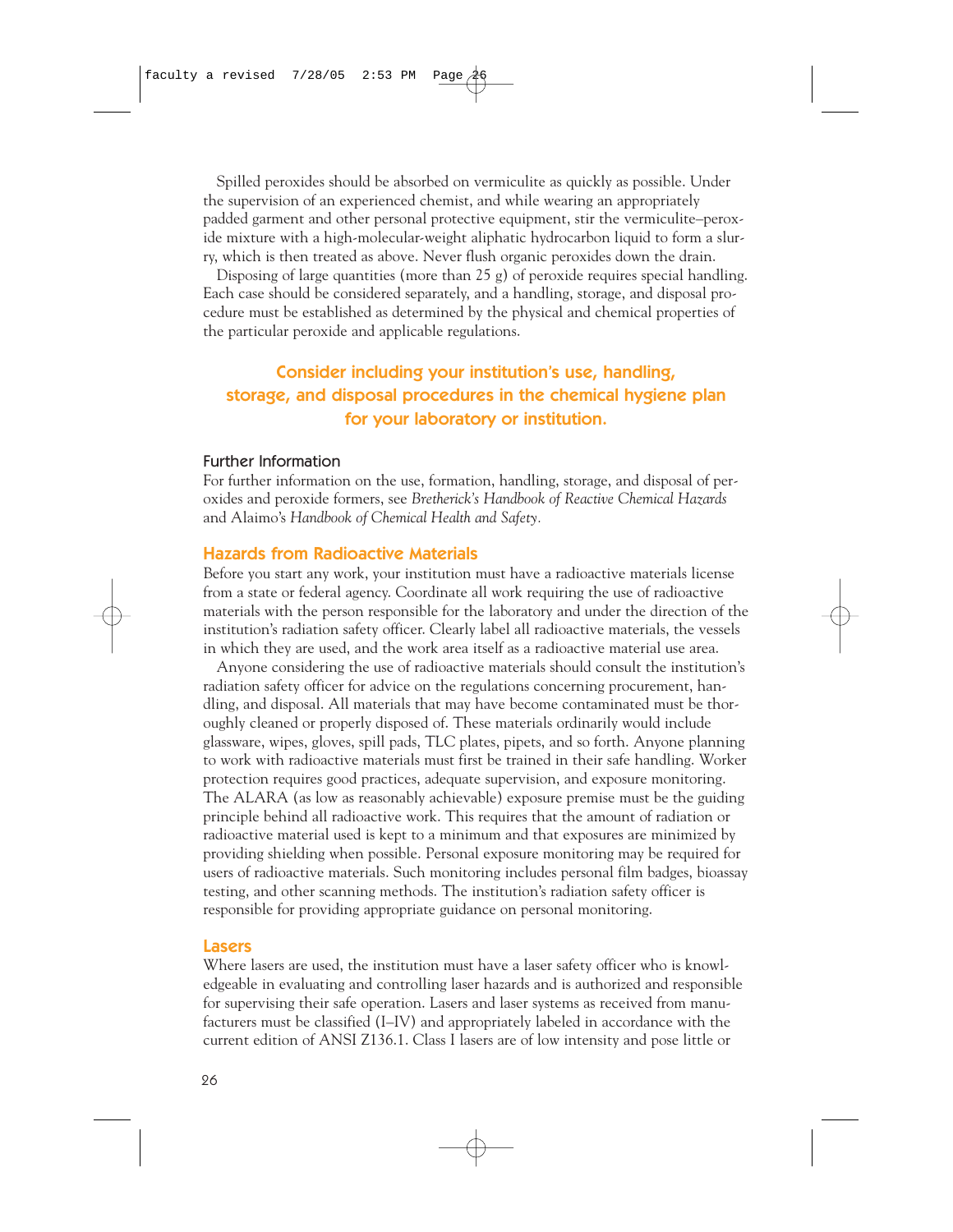Spilled peroxides should be absorbed on vermiculite as quickly as possible. Under the supervision of an experienced chemist, and while wearing an appropriately padded garment and other personal protective equipment, stir the vermiculite–peroxide mixture with a high-molecular-weight aliphatic hydrocarbon liquid to form a slurry, which is then treated as above. Never flush organic peroxides down the drain.

Disposing of large quantities (more than 25 g) of peroxide requires special handling. Each case should be considered separately, and a handling, storage, and disposal procedure must be established as determined by the physical and chemical properties of the particular peroxide and applicable regulations.

**Consider including your institution's use, handling, storage, and disposal procedures in the chemical hygiene plan for your laboratory or institution.**

### Further Information

For further information on the use, formation, handling, storage, and disposal of peroxides and peroxide formers, see *Bretherick's Handbook of Reactive Chemical Hazards* and Alaimo's *Handbook of Chemical Health and Safety*.

## Hazards from Radioactive Materials

Before you start any work, your institution must have a radioactive materials license from a state or federal agency. Coordinate all work requiring the use of radioactive materials with the person responsible for the laboratory and under the direction of the institution's radiation safety officer. Clearly label all radioactive materials, the vessels in which they are used, and the work area itself as a radioactive material use area.

Anyone considering the use of radioactive materials should consult the institution's radiation safety officer for advice on the regulations concerning procurement, handling, and disposal. All materials that may have become contaminated must be thoroughly cleaned or properly disposed of. These materials ordinarily would include glassware, wipes, gloves, spill pads, TLC plates, pipets, and so forth. Anyone planning to work with radioactive materials must first be trained in their safe handling. Worker protection requires good practices, adequate supervision, and exposure monitoring. The ALARA (as low as reasonably achievable) exposure premise must be the guiding principle behind all radioactive work. This requires that the amount of radiation or radioactive material used is kept to a minimum and that exposures are minimized by providing shielding when possible. Personal exposure monitoring may be required for users of radioactive materials. Such monitoring includes personal film badges, bioassay testing, and other scanning methods. The institution's radiation safety officer is responsible for providing appropriate guidance on personal monitoring.

## Lasers

Where lasers are used, the institution must have a laser safety officer who is knowledgeable in evaluating and controlling laser hazards and is authorized and responsible for supervising their safe operation. Lasers and laser systems as received from manufacturers must be classified (I–IV) and appropriately labeled in accordance with the current edition of ANSI Z136.1. Class I lasers are of low intensity and pose little or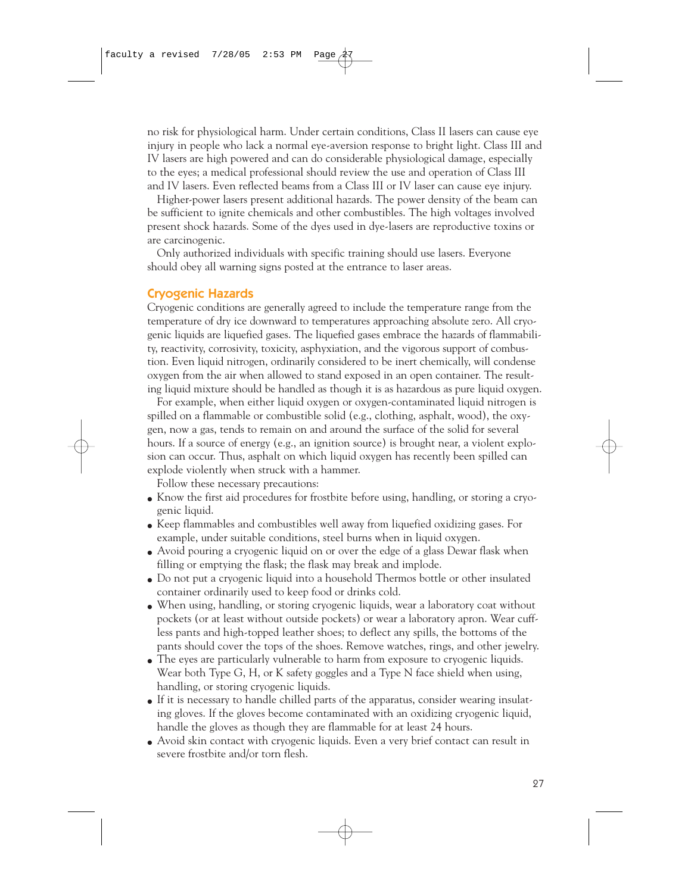no risk for physiological harm. Under certain conditions, Class II lasers can cause eye injury in people who lack a normal eye-aversion response to bright light. Class III and IV lasers are high powered and can do considerable physiological damage, especially to the eyes; a medical professional should review the use and operation of Class III and IV lasers. Even reflected beams from a Class III or IV laser can cause eye injury.

Higher-power lasers present additional hazards. The power density of the beam can be sufficient to ignite chemicals and other combustibles. The high voltages involved present shock hazards. Some of the dyes used in dye-lasers are reproductive toxins or are carcinogenic.

Only authorized individuals with specific training should use lasers. Everyone should obey all warning signs posted at the entrance to laser areas.

## Cryogenic Hazards

Cryogenic conditions are generally agreed to include the temperature range from the temperature of dry ice downward to temperatures approaching absolute zero. All cryogenic liquids are liquefied gases. The liquefied gases embrace the hazards of flammability, reactivity, corrosivity, toxicity, asphyxiation, and the vigorous support of combustion. Even liquid nitrogen, ordinarily considered to be inert chemically, will condense oxygen from the air when allowed to stand exposed in an open container. The resulting liquid mixture should be handled as though it is as hazardous as pure liquid oxygen.

For example, when either liquid oxygen or oxygen-contaminated liquid nitrogen is spilled on a flammable or combustible solid (e.g., clothing, asphalt, wood), the oxygen, now a gas, tends to remain on and around the surface of the solid for several hours. If a source of energy (e.g., an ignition source) is brought near, a violent explosion can occur. Thus, asphalt on which liquid oxygen has recently been spilled can explode violently when struck with a hammer.

Follow these necessary precautions:

- Know the first aid procedures for frostbite before using, handling, or storing a cryogenic liquid.
- Keep flammables and combustibles well away from liquefied oxidizing gases. For example, under suitable conditions, steel burns when in liquid oxygen.
- Avoid pouring a cryogenic liquid on or over the edge of a glass Dewar flask when filling or emptying the flask; the flask may break and implode.
- Do not put a cryogenic liquid into a household Thermos bottle or other insulated container ordinarily used to keep food or drinks cold.
- When using, handling, or storing cryogenic liquids, wear a laboratory coat without pockets (or at least without outside pockets) or wear a laboratory apron. Wear cuffless pants and high-topped leather shoes; to deflect any spills, the bottoms of the pants should cover the tops of the shoes. Remove watches, rings, and other jewelry.
- The eyes are particularly vulnerable to harm from exposure to cryogenic liquids. Wear both Type G, H, or K safety goggles and a Type N face shield when using, handling, or storing cryogenic liquids.
- If it is necessary to handle chilled parts of the apparatus, consider wearing insulating gloves. If the gloves become contaminated with an oxidizing cryogenic liquid, handle the gloves as though they are flammable for at least 24 hours.
- Avoid skin contact with cryogenic liquids. Even a very brief contact can result in severe frostbite and/or torn flesh.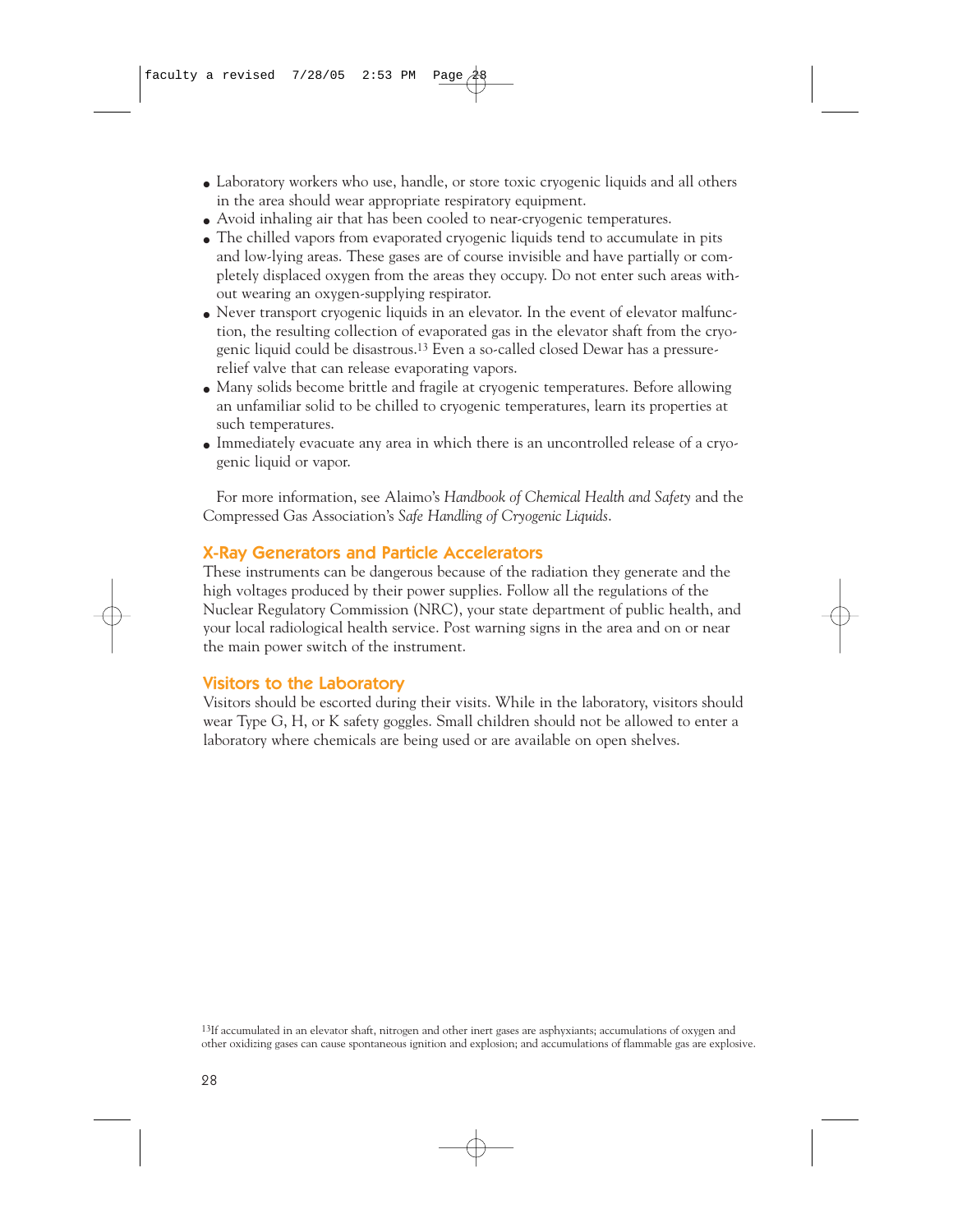- Laboratory workers who use, handle, or store toxic cryogenic liquids and all others in the area should wear appropriate respiratory equipment.
- Avoid inhaling air that has been cooled to near-cryogenic temperatures.
- The chilled vapors from evaporated cryogenic liquids tend to accumulate in pits and low-lying areas. These gases are of course invisible and have partially or completely displaced oxygen from the areas they occupy. Do not enter such areas without wearing an oxygen-supplying respirator.
- Never transport cryogenic liquids in an elevator. In the event of elevator malfunction, the resulting collection of evaporated gas in the elevator shaft from the cryogenic liquid could be disastrous.[13] Even a so-called closed Dewar has a pressure-relief valve that can release evaporating vapors.
- Many solids become brittle and fragile at cryogenic temperatures. Before allowing an unfamiliar solid to be chilled to cryogenic temperatures, learn its properties at such temperatures.
- Immediately evacuate any area in which there is an uncontrolled release of a cryogenic liquid or vapor.

For more information, see Alaimo's *Handbook of Chemical Health and Safety* and the Compressed Gas Association's *Safe Handling of Cryogenic Liquids*.

## X-Ray Generators and Particle Accelerators

These instruments can be dangerous because of the radiation they generate and the high voltages produced by their power supplies. Follow all the regulations of the Nuclear Regulatory Commission (NRC), your state department of public health, and your local radiological health service. Post warning signs in the area and on or near the main power switch of the instrument.

## Visitors to the Laboratory

Visitors should be escorted during their visits. While in the laboratory, visitors should wear Type G, H, or K safety goggles. Small children should not be allowed to enter a laboratory where chemicals are being used or are available on open shelves.

[13] If accumulated in an elevator shaft, nitrogen and other inert gases are asphyxiants; accumulations of oxygen and other oxidizing gases can cause spontaneous ignition and explosion; and accumulations of flammable gas are explosive.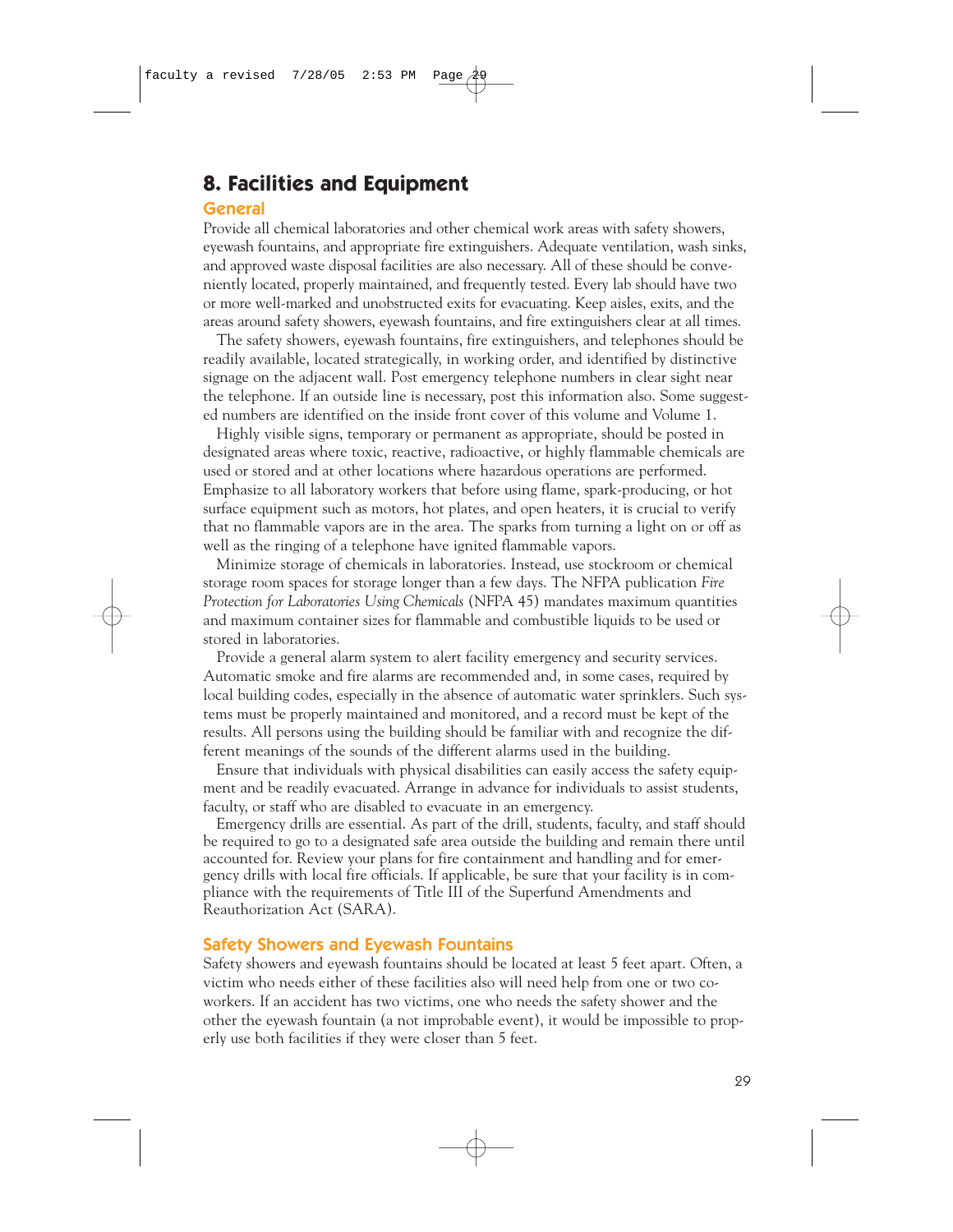# 8. Facilities and Equipment

## General

Provide all chemical laboratories and other chemical work areas with safety showers, eyewash fountains, and appropriate fire extinguishers. Adequate ventilation, wash sinks, and approved waste disposal facilities are also necessary. All of these should be conveniently located, properly maintained, and frequently tested. Every lab should have two or more well-marked and unobstructed exits for evacuating. Keep aisles, exits, and the areas around safety showers, eyewash fountains, and fire extinguishers clear at all times.

The safety showers, eyewash fountains, fire extinguishers, and telephones should be readily available, located strategically, in working order, and identified by distinctive signage on the adjacent wall. Post emergency telephone numbers in clear sight near the telephone. If an outside line is necessary, post this information also. Some suggested numbers are identified on the inside front cover of this volume and Volume 1.

Highly visible signs, temporary or permanent as appropriate, should be posted in designated areas where toxic, reactive, radioactive, or highly flammable chemicals are used or stored and at other locations where hazardous operations are performed. Emphasize to all laboratory workers that before using flame, spark-producing, or hot surface equipment such as motors, hot plates, and open heaters, it is crucial to verify that no flammable vapors are in the area. The sparks from turning a light on or off as well as the ringing of a telephone have ignited flammable vapors.

Minimize storage of chemicals in laboratories. Instead, use stockroom or chemical storage room spaces for storage longer than a few days. The NFPA publication *Fire Protection for Laboratories Using Chemicals* (NFPA 45) mandates maximum quantities and maximum container sizes for flammable and combustible liquids to be used or stored in laboratories.

Provide a general alarm system to alert facility emergency and security services. Automatic smoke and fire alarms are recommended and, in some cases, required by local building codes, especially in the absence of automatic water sprinklers. Such systems must be properly maintained and monitored, and a record must be kept of the results. All persons using the building should be familiar with and recognize the different meanings of the sounds of the different alarms used in the building.

Ensure that individuals with physical disabilities can easily access the safety equipment and be readily evacuated. Arrange in advance for individuals to assist students, faculty, or staff who are disabled to evacuate in an emergency.

Emergency drills are essential. As part of the drill, students, faculty, and staff should be required to go to a designated safe area outside the building and remain there until accounted for. Review your plans for fire containment and handling and for emergency drills with local fire officials. If applicable, be sure that your facility is in compliance with the requirements of Title III of the Superfund Amendments and Reauthorization Act (SARA).

## Safety Showers and Eyewash Fountains

Safety showers and eyewash fountains should be located at least 5 feet apart. Often, a victim who needs either of these facilities also will need help from one or two coworkers. If an accident has two victims, one who needs the safety shower and the other the eyewash fountain (a not improbable event), it would be impossible to properly use both facilities if they were closer than 5 feet.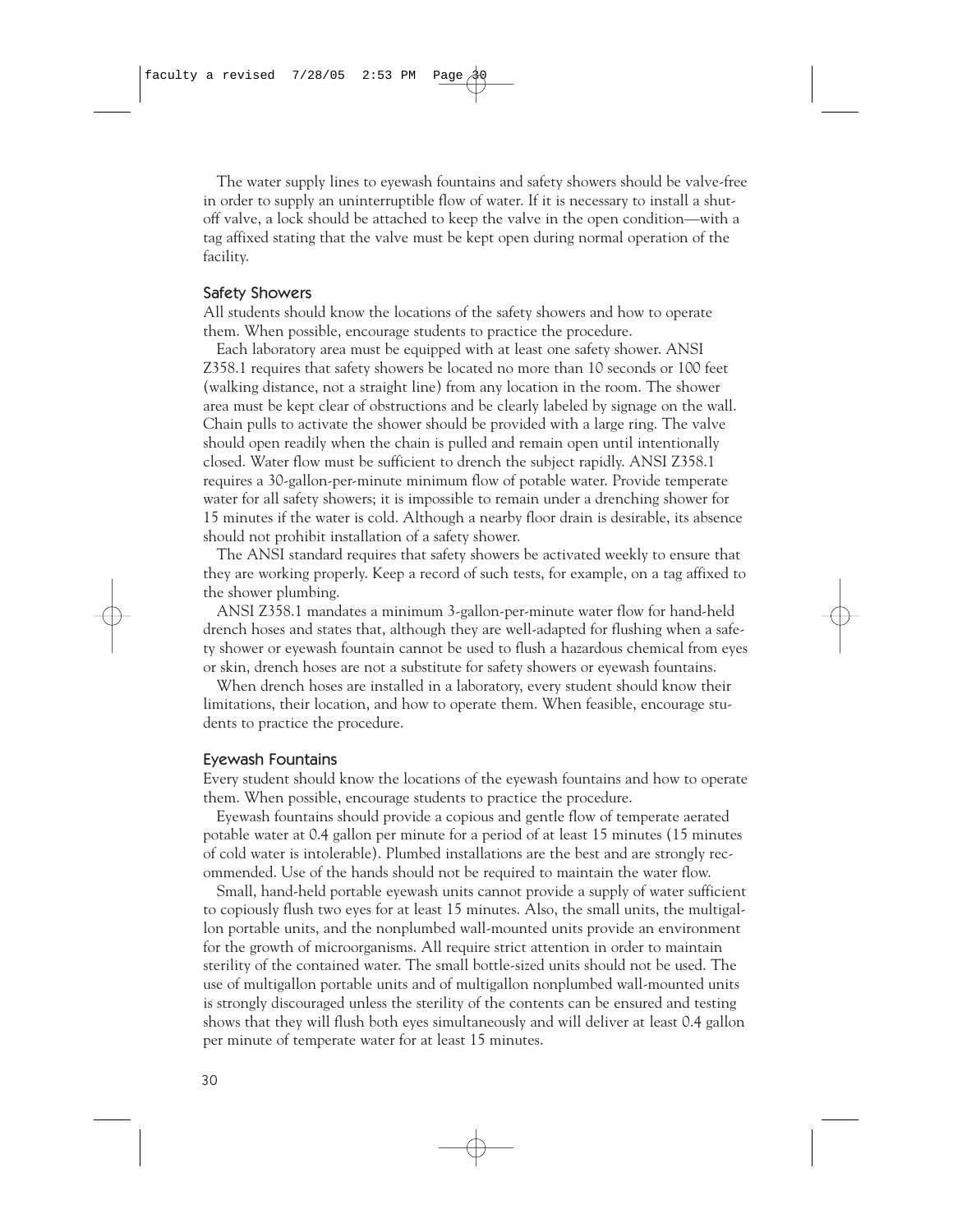The water supply lines to eyewash fountains and safety showers should be valve-free in order to supply an uninterruptible flow of water. If it is necessary to install a shut-off valve, a lock should be attached to keep the valve in the open condition—with a tag affixed stating that the valve must be kept open during normal operation of the facility.

### Safety Showers

All students should know the locations of the safety showers and how to operate them. When possible, encourage students to practice the procedure.

Each laboratory area must be equipped with at least one safety shower. ANSI Z358.1 requires that safety showers be located no more than 10 seconds or 100 feet (walking distance, not a straight line) from any location in the room. The shower area must be kept clear of obstructions and be clearly labeled by signage on the wall. Chain pulls to activate the shower should be provided with a large ring. The valve should open readily when the chain is pulled and remain open until intentionally closed. Water flow must be sufficient to drench the subject rapidly. ANSI Z358.1 requires a 30-gallon-per-minute minimum flow of potable water. Provide temperate water for all safety showers; it is impossible to remain under a drenching shower for 15 minutes if the water is cold. Although a nearby floor drain is desirable, its absence should not prohibit installation of a safety shower.

The ANSI standard requires that safety showers be activated weekly to ensure that they are working properly. Keep a record of such tests, for example, on a tag affixed to the shower plumbing.

ANSI Z358.1 mandates a minimum 3-gallon-per-minute water flow for hand-held drench hoses and states that, although they are well-adapted for flushing when a safety shower or eyewash fountain cannot be used to flush a hazardous chemical from eyes or skin, drench hoses are not a substitute for safety showers or eyewash fountains.

When drench hoses are installed in a laboratory, every student should know their limitations, their location, and how to operate them. When feasible, encourage students to practice the procedure.

### Eyewash Fountains

Every student should know the locations of the eyewash fountains and how to operate them. When possible, encourage students to practice the procedure.

Eyewash fountains should provide a copious and gentle flow of temperate aerated potable water at 0.4 gallon per minute for a period of at least 15 minutes (15 minutes of cold water is intolerable). Plumbed installations are the best and are strongly recommended. Use of the hands should not be required to maintain the water flow.

Small, hand-held portable eyewash units cannot provide a supply of water sufficient to copiously flush two eyes for at least 15 minutes. Also, the small units, the multigallon portable units, and the nonplumbed wall-mounted units provide an environment for the growth of microorganisms. All require strict attention in order to maintain sterility of the contained water. The small bottle-sized units should not be used. The use of multigallon portable units and of multigallon nonplumbed wall-mounted units is strongly discouraged unless the sterility of the contents can be ensured and testing shows that they will flush both eyes simultaneously and will deliver at least 0.4 gallon per minute of temperate water for at least 15 minutes.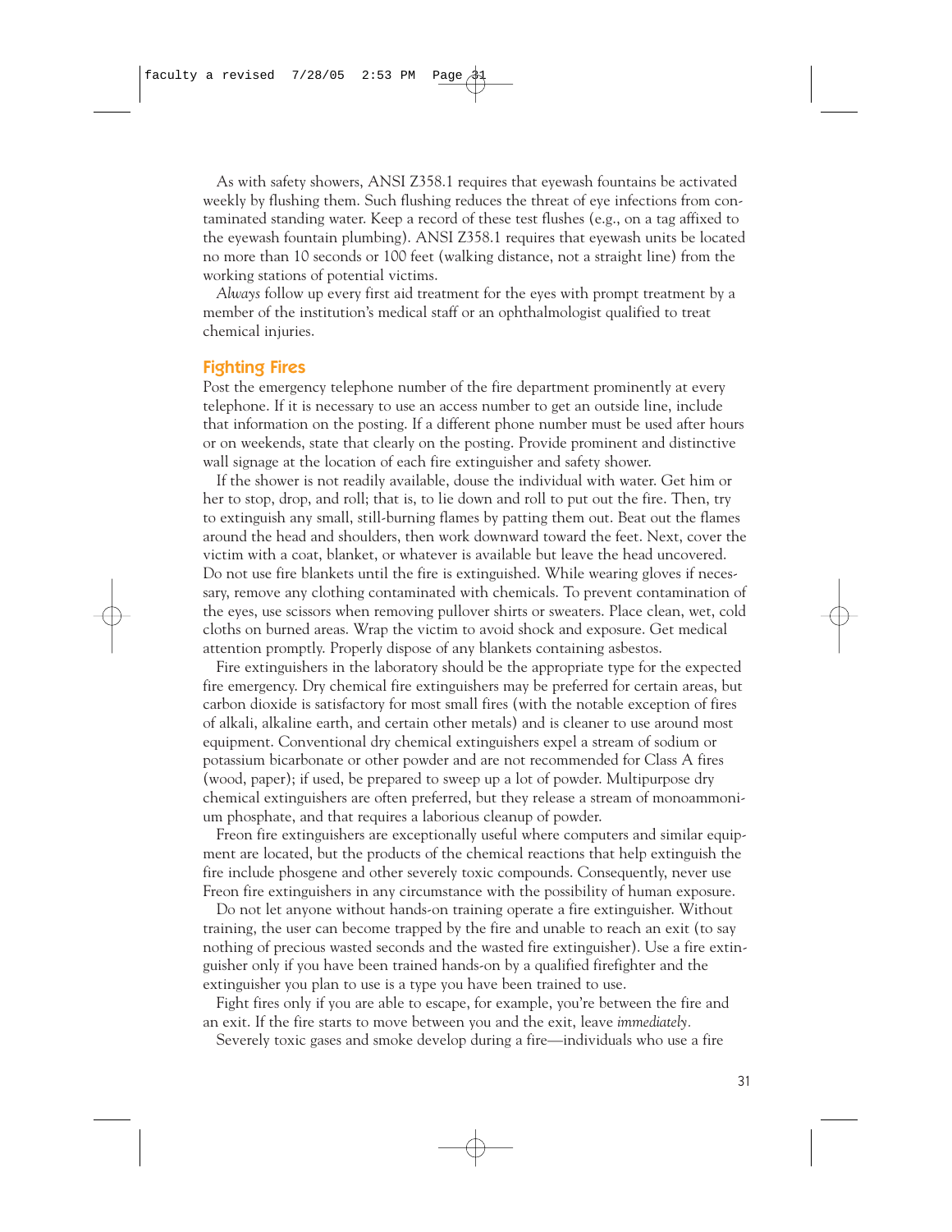As with safety showers, ANSI Z358.1 requires that eyewash fountains be activated weekly by flushing them. Such flushing reduces the threat of eye infections from contaminated standing water. Keep a record of these test flushes (e.g., on a tag affixed to the eyewash fountain plumbing). ANSI Z358.1 requires that eyewash units be located no more than 10 seconds or 100 feet (walking distance, not a straight line) from the working stations of potential victims.

*Always* follow up every first aid treatment for the eyes with prompt treatment by a member of the institution's medical staff or an ophthalmologist qualified to treat chemical injuries.

## Fighting Fires

Post the emergency telephone number of the fire department prominently at every telephone. If it is necessary to use an access number to get an outside line, include that information on the posting. If a different phone number must be used after hours or on weekends, state that clearly on the posting. Provide prominent and distinctive wall signage at the location of each fire extinguisher and safety shower.

If the shower is not readily available, douse the individual with water. Get him or her to stop, drop, and roll; that is, to lie down and roll to put out the fire. Then, try to extinguish any small, still-burning flames by patting them out. Beat out the flames around the head and shoulders, then work downward toward the feet. Next, cover the victim with a coat, blanket, or whatever is available but leave the head uncovered. Do not use fire blankets until the fire is extinguished. While wearing gloves if necessary, remove any clothing contaminated with chemicals. To prevent contamination of the eyes, use scissors when removing pullover shirts or sweaters. Place clean, wet, cold cloths on burned areas. Wrap the victim to avoid shock and exposure. Get medical attention promptly. Properly dispose of any blankets containing asbestos.

Fire extinguishers in the laboratory should be the appropriate type for the expected fire emergency. Dry chemical fire extinguishers may be preferred for certain areas, but carbon dioxide is satisfactory for most small fires (with the notable exception of fires of alkali, alkaline earth, and certain other metals) and is cleaner to use around most equipment. Conventional dry chemical extinguishers expel a stream of sodium or potassium bicarbonate or other powder and are not recommended for Class A fires (wood, paper); if used, be prepared to sweep up a lot of powder. Multipurpose dry chemical extinguishers are often preferred, but they release a stream of monoammonium phosphate, and that requires a laborious cleanup of powder.

Freon fire extinguishers are exceptionally useful where computers and similar equipment are located, but the products of the chemical reactions that help extinguish the fire include phosgene and other severely toxic compounds. Consequently, never use Freon fire extinguishers in any circumstance with the possibility of human exposure.

Do not let anyone without hands-on training operate a fire extinguisher. Without training, the user can become trapped by the fire and unable to reach an exit (to say nothing of precious wasted seconds and the wasted fire extinguisher). Use a fire extinguisher only if you have been trained hands-on by a qualified firefighter and the extinguisher you plan to use is a type you have been trained to use.

Fight fires only if you are able to escape, for example, you're between the fire and an exit. If the fire starts to move between you and the exit, leave *immediately*.

Severely toxic gases and smoke develop during a fire—individuals who use a fire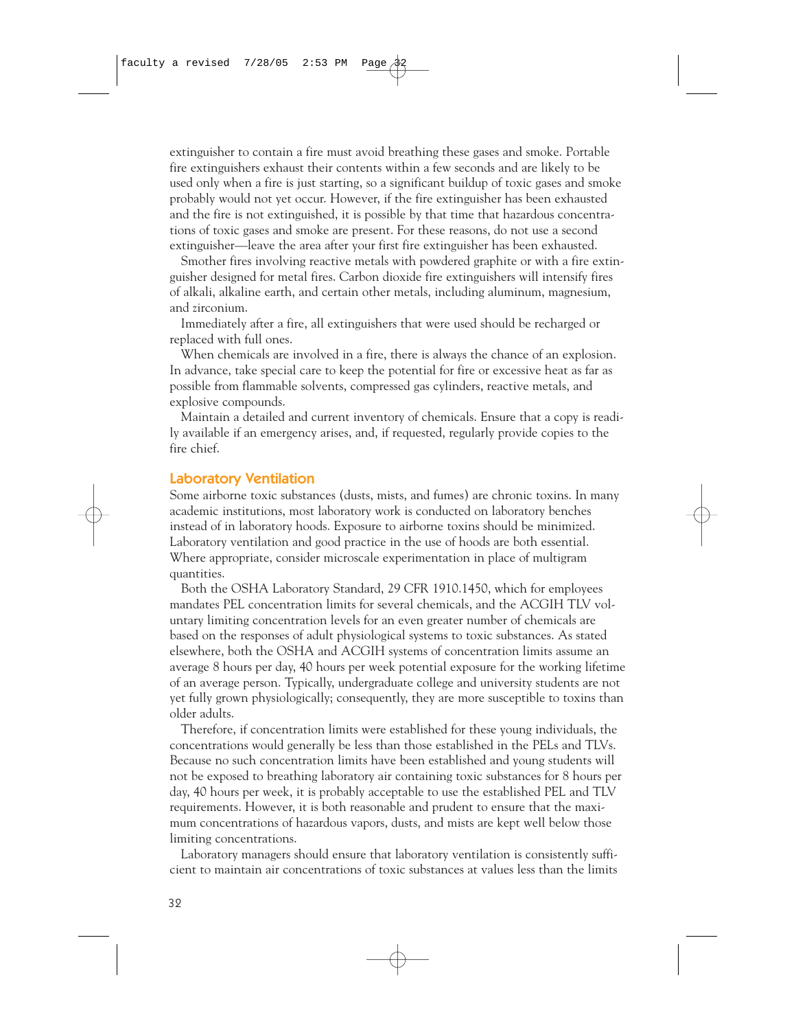extinguisher to contain a fire must avoid breathing these gases and smoke. Portable fire extinguishers exhaust their contents within a few seconds and are likely to be used only when a fire is just starting, so a significant buildup of toxic gases and smoke probably would not yet occur. However, if the fire extinguisher has been exhausted and the fire is not extinguished, it is possible by that time that hazardous concentrations of toxic gases and smoke are present. For these reasons, do not use a second extinguisher—leave the area after your first fire extinguisher has been exhausted.

Smother fires involving reactive metals with powdered graphite or with a fire extinguisher designed for metal fires. Carbon dioxide fire extinguishers will intensify fires of alkali, alkaline earth, and certain other metals, including aluminum, magnesium, and zirconium.

Immediately after a fire, all extinguishers that were used should be recharged or replaced with full ones.

When chemicals are involved in a fire, there is always the chance of an explosion. In advance, take special care to keep the potential for fire or excessive heat as far as possible from flammable solvents, compressed gas cylinders, reactive metals, and explosive compounds.

Maintain a detailed and current inventory of chemicals. Ensure that a copy is readily available if an emergency arises, and, if requested, regularly provide copies to the fire chief.

## Laboratory Ventilation

Some airborne toxic substances (dusts, mists, and fumes) are chronic toxins. In many academic institutions, most laboratory work is conducted on laboratory benches instead of in laboratory hoods. Exposure to airborne toxins should be minimized. Laboratory ventilation and good practice in the use of hoods are both essential. Where appropriate, consider microscale experimentation in place of multigram quantities.

Both the OSHA Laboratory Standard, 29 CFR 1910.1450, which for employees mandates PEL concentration limits for several chemicals, and the ACGIH TLV voluntary limiting concentration levels for an even greater number of chemicals are based on the responses of adult physiological systems to toxic substances. As stated elsewhere, both the OSHA and ACGIH systems of concentration limits assume an average 8 hours per day, 40 hours per week potential exposure for the working lifetime of an average person. Typically, undergraduate college and university students are not yet fully grown physiologically; consequently, they are more susceptible to toxins than older adults.

Therefore, if concentration limits were established for these young individuals, the concentrations would generally be less than those established in the PELs and TLVs. Because no such concentration limits have been established and young students will not be exposed to breathing laboratory air containing toxic substances for 8 hours per day, 40 hours per week, it is probably acceptable to use the established PEL and TLV requirements. However, it is both reasonable and prudent to ensure that the maximum concentrations of hazardous vapors, dusts, and mists are kept well below those limiting concentrations.

Laboratory managers should ensure that laboratory ventilation is consistently sufficient to maintain air concentrations of toxic substances at values less than the limits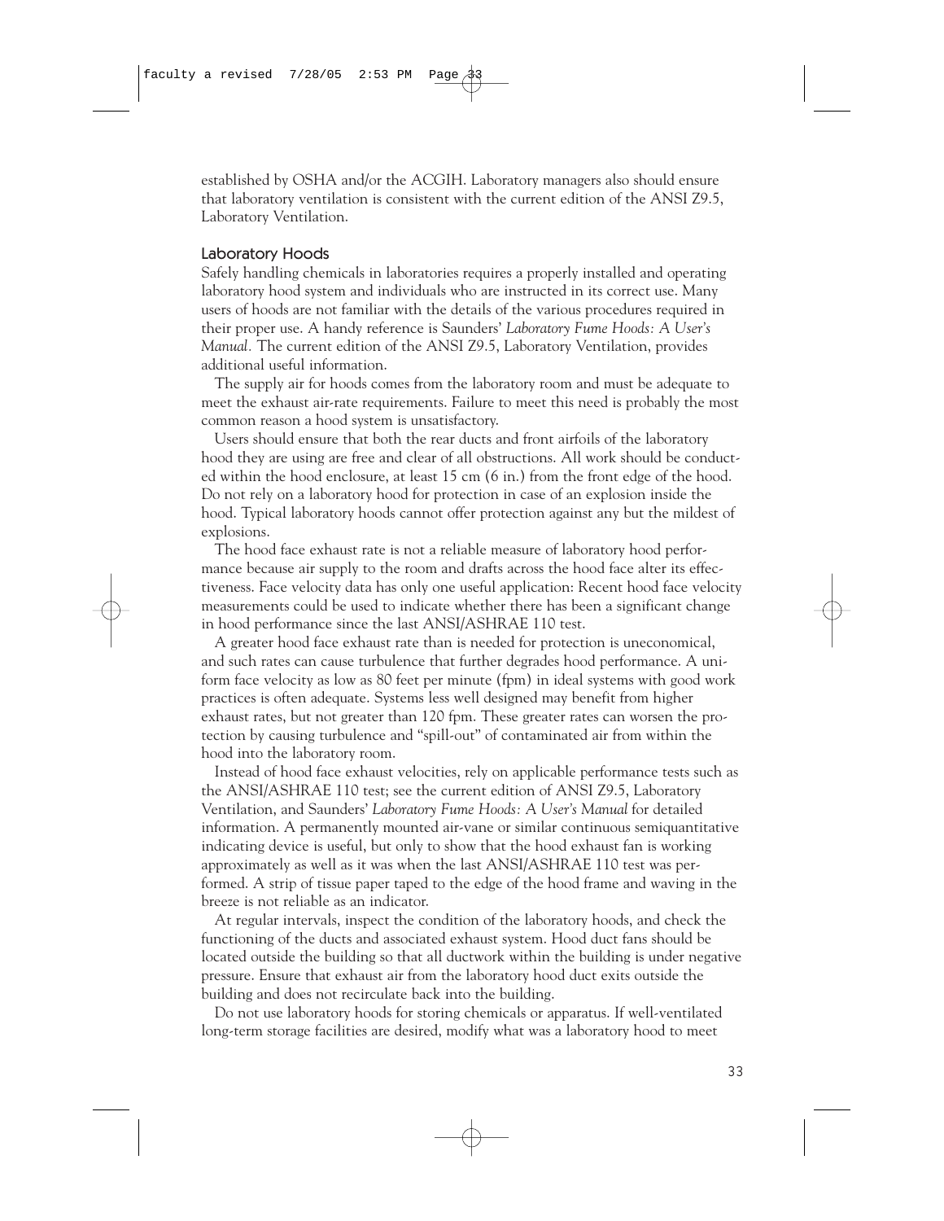established by OSHA and/or the ACGIH. Laboratory managers also should ensure that laboratory ventilation is consistent with the current edition of the ANSI Z9.5, Laboratory Ventilation.

### Laboratory Hoods

Safely handling chemicals in laboratories requires a properly installed and operating laboratory hood system and individuals who are instructed in its correct use. Many users of hoods are not familiar with the details of the various procedures required in their proper use. A handy reference is Saunders' *Laboratory Fume Hoods: A User's Manual.* The current edition of the ANSI Z9.5, Laboratory Ventilation, provides additional useful information.

The supply air for hoods comes from the laboratory room and must be adequate to meet the exhaust air-rate requirements. Failure to meet this need is probably the most common reason a hood system is unsatisfactory.

Users should ensure that both the rear ducts and front airfoils of the laboratory hood they are using are free and clear of all obstructions. All work should be conducted within the hood enclosure, at least 15 cm (6 in.) from the front edge of the hood. Do not rely on a laboratory hood for protection in case of an explosion inside the hood. Typical laboratory hoods cannot offer protection against any but the mildest of explosions.

The hood face exhaust rate is not a reliable measure of laboratory hood performance because air supply to the room and drafts across the hood face alter its effectiveness. Face velocity data has only one useful application: Recent hood face velocity measurements could be used to indicate whether there has been a significant change in hood performance since the last ANSI/ASHRAE 110 test.

A greater hood face exhaust rate than is needed for protection is uneconomical, and such rates can cause turbulence that further degrades hood performance. A uniform face velocity as low as 80 feet per minute (fpm) in ideal systems with good work practices is often adequate. Systems less well designed may benefit from higher exhaust rates, but not greater than 120 fpm. These greater rates can worsen the protection by causing turbulence and "spill-out" of contaminated air from within the hood into the laboratory room.

Instead of hood face exhaust velocities, rely on applicable performance tests such as the ANSI/ASHRAE 110 test; see the current edition of ANSI Z9.5, Laboratory Ventilation, and Saunders' *Laboratory Fume Hoods: A User's Manual* for detailed information. A permanently mounted air-vane or similar continuous semiquantitative indicating device is useful, but only to show that the hood exhaust fan is working approximately as well as it was when the last ANSI/ASHRAE 110 test was performed. A strip of tissue paper taped to the edge of the hood frame and waving in the breeze is not reliable as an indicator.

At regular intervals, inspect the condition of the laboratory hoods, and check the functioning of the ducts and associated exhaust system. Hood duct fans should be located outside the building so that all ductwork within the building is under negative pressure. Ensure that exhaust air from the laboratory hood duct exits outside the building and does not recirculate back into the building.

Do not use laboratory hoods for storing chemicals or apparatus. If well-ventilated long-term storage facilities are desired, modify what was a laboratory hood to meet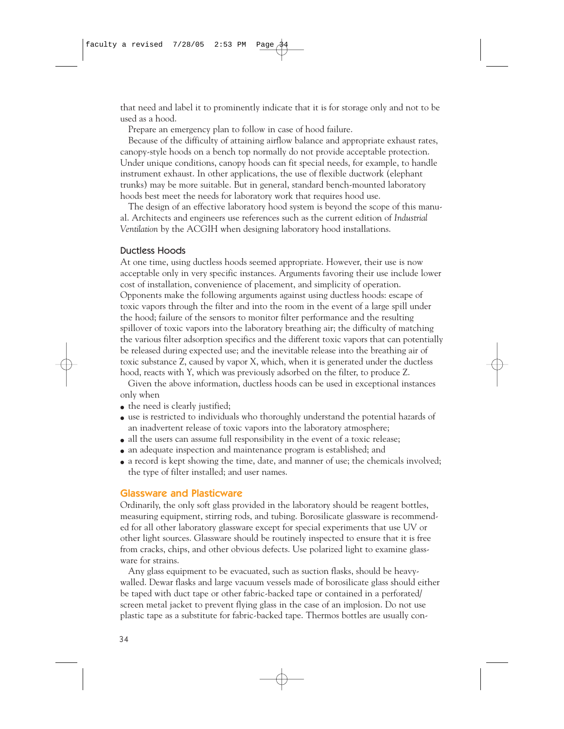that need and label it to prominently indicate that it is for storage only and not to be used as a hood.

Prepare an emergency plan to follow in case of hood failure.

Because of the difficulty of attaining airflow balance and appropriate exhaust rates, canopy-style hoods on a bench top normally do not provide acceptable protection. Under unique conditions, canopy hoods can fit special needs, for example, to handle instrument exhaust. In other applications, the use of flexible ductwork (elephant trunks) may be more suitable. But in general, standard bench-mounted laboratory hoods best meet the needs for laboratory work that requires hood use.

The design of an effective laboratory hood system is beyond the scope of this manual. Architects and engineers use references such as the current edition of *Industrial Ventilation* by the ACGIH when designing laboratory hood installations.

### Ductless Hoods

At one time, using ductless hoods seemed appropriate. However, their use is now acceptable only in very specific instances. Arguments favoring their use include lower cost of installation, convenience of placement, and simplicity of operation. Opponents make the following arguments against using ductless hoods: escape of toxic vapors through the filter and into the room in the event of a large spill under the hood; failure of the sensors to monitor filter performance and the resulting spillover of toxic vapors into the laboratory breathing air; the difficulty of matching the various filter adsorption specifics and the different toxic vapors that can potentially be released during expected use; and the inevitable release into the breathing air of toxic substance Z, caused by vapor X, which, when it is generated under the ductless hood, reacts with Y, which was previously adsorbed on the filter, to produce Z.

Given the above information, ductless hoods can be used in exceptional instances only when

- the need is clearly justified;
- use is restricted to individuals who thoroughly understand the potential hazards of an inadvertent release of toxic vapors into the laboratory atmosphere;
- all the users can assume full responsibility in the event of a toxic release;
- an adequate inspection and maintenance program is established; and
- a record is kept showing the time, date, and manner of use; the chemicals involved; the type of filter installed; and user names.

## Glassware and Plasticware

Ordinarily, the only soft glass provided in the laboratory should be reagent bottles, measuring equipment, stirring rods, and tubing. Borosilicate glassware is recommended for all other laboratory glassware except for special experiments that use UV or other light sources. Glassware should be routinely inspected to ensure that it is free from cracks, chips, and other obvious defects. Use polarized light to examine glassware for strains.

Any glass equipment to be evacuated, such as suction flasks, should be heavy-walled. Dewar flasks and large vacuum vessels made of borosilicate glass should either be taped with duct tape or other fabric-backed tape or contained in a perforated/screen metal jacket to prevent flying glass in the case of an implosion. Do not use plastic tape as a substitute for fabric-backed tape. Thermos bottles are usually con-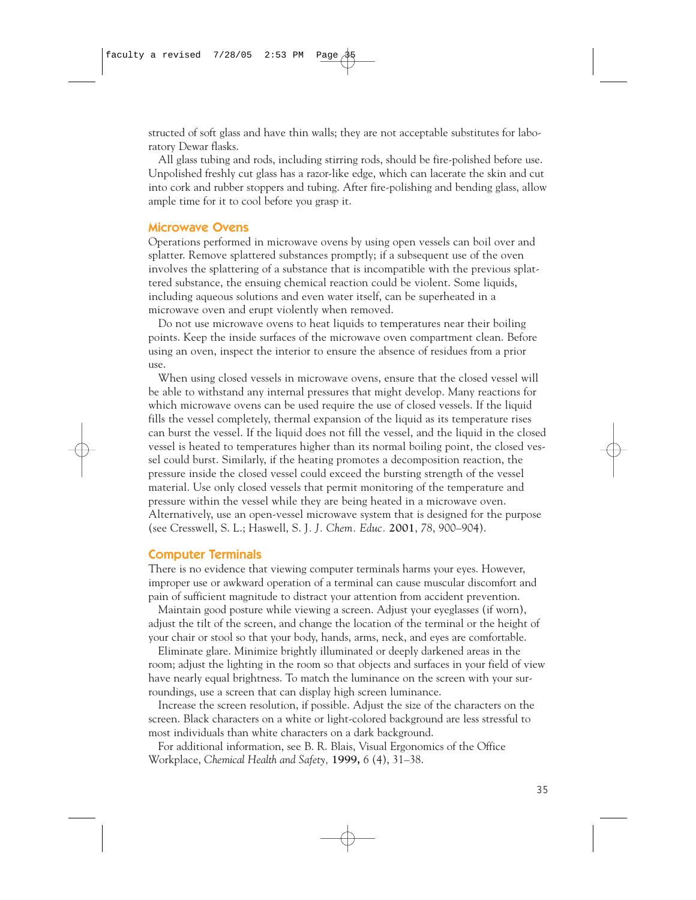structed of soft glass and have thin walls; they are not acceptable substitutes for laboratory Dewar flasks.

All glass tubing and rods, including stirring rods, should be fire-polished before use. Unpolished freshly cut glass has a razor-like edge, which can lacerate the skin and cut into cork and rubber stoppers and tubing. After fire-polishing and bending glass, allow ample time for it to cool before you grasp it.

## Microwave Ovens

Operations performed in microwave ovens by using open vessels can boil over and splatter. Remove splattered substances promptly; if a subsequent use of the oven involves the splattering of a substance that is incompatible with the previous splattered substance, the ensuing chemical reaction could be violent. Some liquids, including aqueous solutions and even water itself, can be superheated in a microwave oven and erupt violently when removed.

Do not use microwave ovens to heat liquids to temperatures near their boiling points. Keep the inside surfaces of the microwave oven compartment clean. Before using an oven, inspect the interior to ensure the absence of residues from a prior use.

When using closed vessels in microwave ovens, ensure that the closed vessel will be able to withstand any internal pressures that might develop. Many reactions for which microwave ovens can be used require the use of closed vessels. If the liquid fills the vessel completely, thermal expansion of the liquid as its temperature rises can burst the vessel. If the liquid does not fill the vessel, and the liquid in the closed vessel is heated to temperatures higher than its normal boiling point, the closed vessel could burst. Similarly, if the heating promotes a decomposition reaction, the pressure inside the closed vessel could exceed the bursting strength of the vessel material. Use only closed vessels that permit monitoring of the temperature and pressure within the vessel while they are being heated in a microwave oven. Alternatively, use an open-vessel microwave system that is designed for the purpose (see Cresswell, S. L.; Haswell, S. J. *J. Chem. Educ.* **2001**, *78*, 900–904).

## Computer Terminals

There is no evidence that viewing computer terminals harms your eyes. However, improper use or awkward operation of a terminal can cause muscular discomfort and pain of sufficient magnitude to distract your attention from accident prevention.

Maintain good posture while viewing a screen. Adjust your eyeglasses (if worn), adjust the tilt of the screen, and change the location of the terminal or the height of your chair or stool so that your body, hands, arms, neck, and eyes are comfortable.

Eliminate glare. Minimize brightly illuminated or deeply darkened areas in the room; adjust the lighting in the room so that objects and surfaces in your field of view have nearly equal brightness. To match the luminance on the screen with your surroundings, use a screen that can display high screen luminance.

Increase the screen resolution, if possible. Adjust the size of the characters on the screen. Black characters on a white or light-colored background are less stressful to most individuals than white characters on a dark background.

For additional information, see B. R. Blais, Visual Ergonomics of the Office Workplace, *Chemical Health and Safety,* **1999,** 6 (4), 31–38.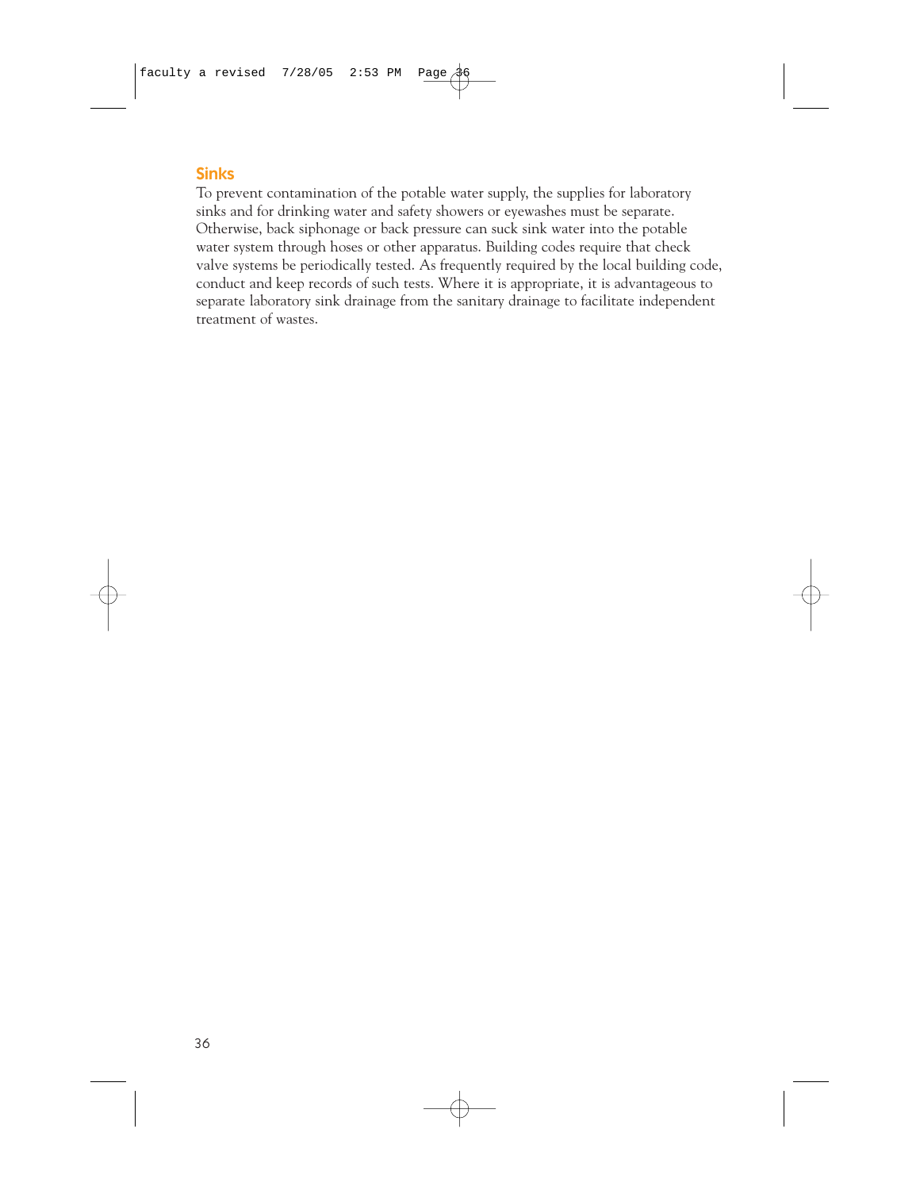## Sinks

To prevent contamination of the potable water supply, the supplies for laboratory sinks and for drinking water and safety showers or eyewashes must be separate. Otherwise, back siphonage or back pressure can suck sink water into the potable water system through hoses or other apparatus. Building codes require that check valve systems be periodically tested. As frequently required by the local building code, conduct and keep records of such tests. Where it is appropriate, it is advantageous to separate laboratory sink drainage from the sanitary drainage to facilitate independent treatment of wastes.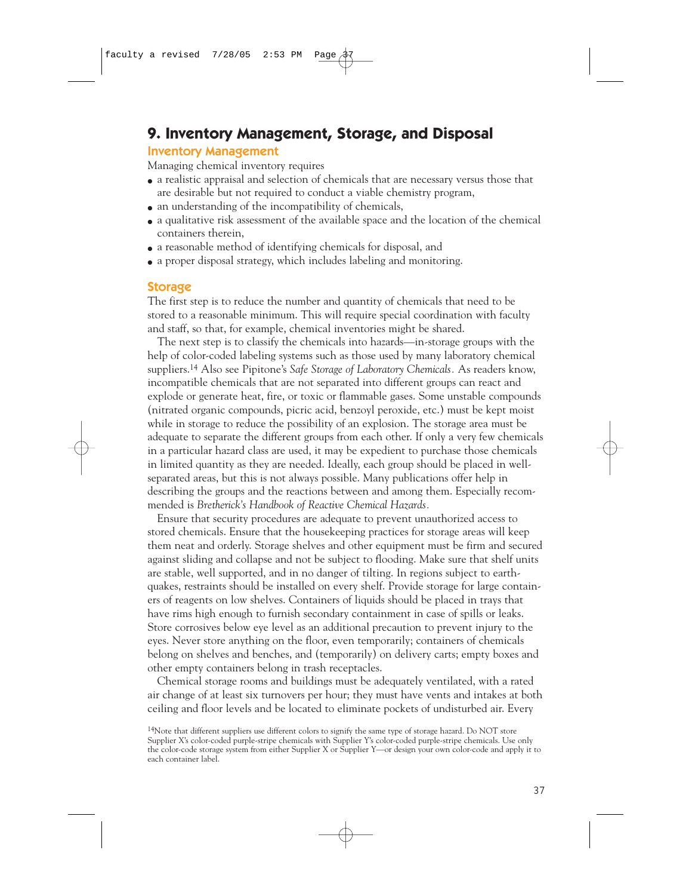## 9. Inventory Management, Storage, and Disposal

### Inventory Management

Managing chemical inventory requires

- a realistic appraisal and selection of chemicals that are necessary versus those that are desirable but not required to conduct a viable chemistry program,
- an understanding of the incompatibility of chemicals,
- a qualitative risk assessment of the available space and the location of the chemical containers therein,
- a reasonable method of identifying chemicals for disposal, and
- a proper disposal strategy, which includes labeling and monitoring.

### Storage

The first step is to reduce the number and quantity of chemicals that need to be stored to a reasonable minimum. This will require special coordination with faculty and staff, so that, for example, chemical inventories might be shared.

The next step is to classify the chemicals into hazards—in-storage groups with the help of color-coded labeling systems such as those used by many laboratory chemical suppliers.[14] Also see Pipitone's *Safe Storage of Laboratory Chemicals.* As readers know, incompatible chemicals that are not separated into different groups can react and explode or generate heat, fire, or toxic or flammable gases. Some unstable compounds (nitrated organic compounds, picric acid, benzoyl peroxide, etc.) must be kept moist while in storage to reduce the possibility of an explosion. The storage area must be adequate to separate the different groups from each other. If only a very few chemicals in a particular hazard class are used, it may be expedient to purchase those chemicals in limited quantity as they are needed. Ideally, each group should be placed in well-separated areas, but this is not always possible. Many publications offer help in describing the groups and the reactions between and among them. Especially recommended is *Bretherick's Handbook of Reactive Chemical Hazards.*

Ensure that security procedures are adequate to prevent unauthorized access to stored chemicals. Ensure that the housekeeping practices for storage areas will keep them neat and orderly. Storage shelves and other equipment must be firm and secured against sliding and collapse and not be subject to flooding. Make sure that shelf units are stable, well supported, and in no danger of tilting. In regions subject to earthquakes, restraints should be installed on every shelf. Provide storage for large containers of reagents on low shelves. Containers of liquids should be placed in trays that have rims high enough to furnish secondary containment in case of spills or leaks. Store corrosives below eye level as an additional precaution to prevent injury to the eyes. Never store anything on the floor, even temporarily; containers of chemicals belong on shelves and benches, and (temporarily) on delivery carts; empty boxes and other empty containers belong in trash receptacles.

Chemical storage rooms and buildings must be adequately ventilated, with a rated air change of at least six turnovers per hour; they must have vents and intakes at both ceiling and floor levels and be located to eliminate pockets of undisturbed air. Every

[14] Note that different suppliers use different colors to signify the same type of storage hazard. Do NOT store Supplier X's color-coded purple-stripe chemicals with Supplier Y's color-coded purple-stripe chemicals. Use only the color-code storage system from either Supplier X or Supplier Y—or design your own color-code and apply it to each container label.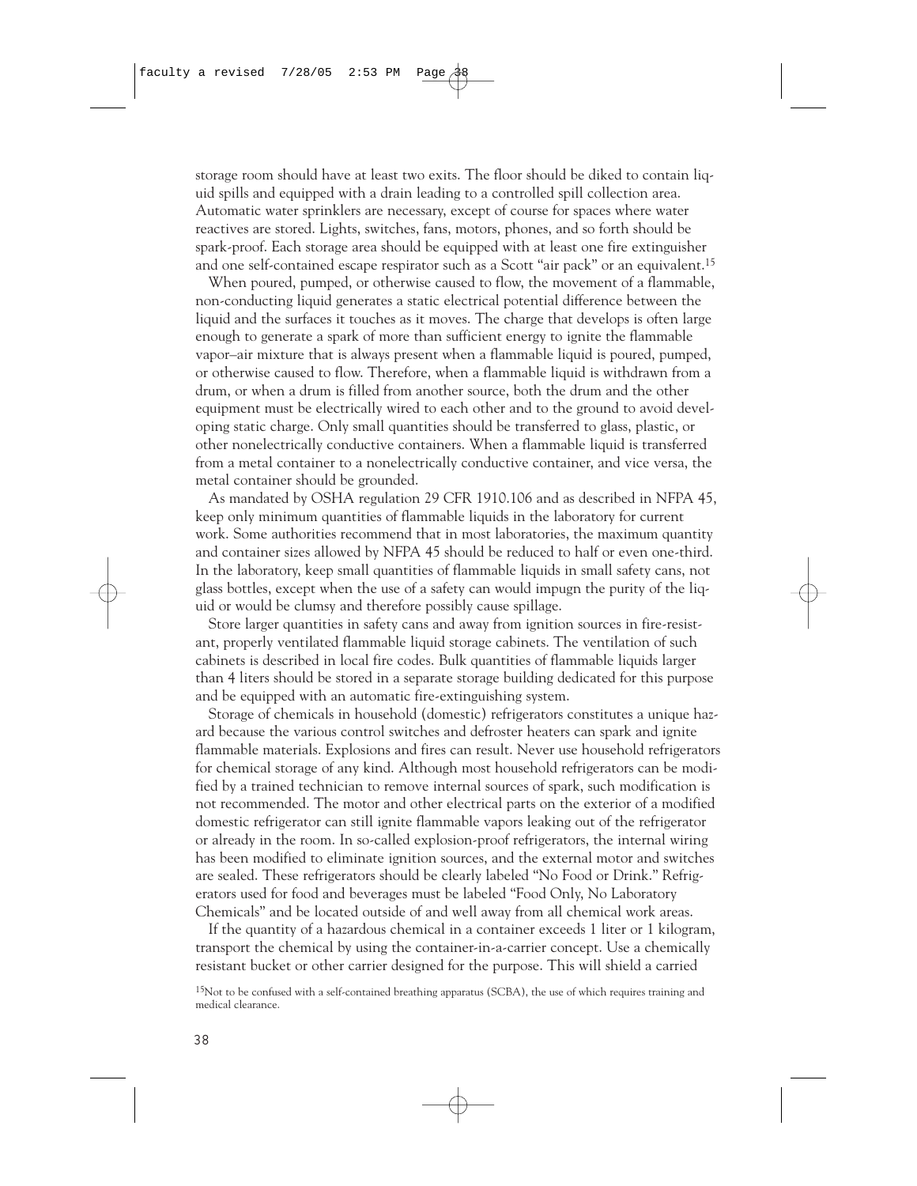storage room should have at least two exits. The floor should be diked to contain liquid spills and equipped with a drain leading to a controlled spill collection area. Automatic water sprinklers are necessary, except of course for spaces where water reactives are stored. Lights, switches, fans, motors, phones, and so forth should be spark-proof. Each storage area should be equipped with at least one fire extinguisher and one self-contained escape respirator such as a Scott "air pack" or an equivalent.[15]

When poured, pumped, or otherwise caused to flow, the movement of a flammable, non-conducting liquid generates a static electrical potential difference between the liquid and the surfaces it touches as it moves. The charge that develops is often large enough to generate a spark of more than sufficient energy to ignite the flammable vapor–air mixture that is always present when a flammable liquid is poured, pumped, or otherwise caused to flow. Therefore, when a flammable liquid is withdrawn from a drum, or when a drum is filled from another source, both the drum and the other equipment must be electrically wired to each other and to the ground to avoid developing static charge. Only small quantities should be transferred to glass, plastic, or other nonelectrically conductive containers. When a flammable liquid is transferred from a metal container to a nonelectrically conductive container, and vice versa, the metal container should be grounded.

As mandated by OSHA regulation 29 CFR 1910.106 and as described in NFPA 45, keep only minimum quantities of flammable liquids in the laboratory for current work. Some authorities recommend that in most laboratories, the maximum quantity and container sizes allowed by NFPA 45 should be reduced to half or even one-third. In the laboratory, keep small quantities of flammable liquids in small safety cans, not glass bottles, except when the use of a safety can would impugn the purity of the liquid or would be clumsy and therefore possibly cause spillage.

Store larger quantities in safety cans and away from ignition sources in fire-resistant, properly ventilated flammable liquid storage cabinets. The ventilation of such cabinets is described in local fire codes. Bulk quantities of flammable liquids larger than 4 liters should be stored in a separate storage building dedicated for this purpose and be equipped with an automatic fire-extinguishing system.

Storage of chemicals in household (domestic) refrigerators constitutes a unique hazard because the various control switches and defroster heaters can spark and ignite flammable materials. Explosions and fires can result. Never use household refrigerators for chemical storage of any kind. Although most household refrigerators can be modified by a trained technician to remove internal sources of spark, such modification is not recommended. The motor and other electrical parts on the exterior of a modified domestic refrigerator can still ignite flammable vapors leaking out of the refrigerator or already in the room. In so-called explosion-proof refrigerators, the internal wiring has been modified to eliminate ignition sources, and the external motor and switches are sealed. These refrigerators should be clearly labeled "No Food or Drink." Refrigerators used for food and beverages must be labeled "Food Only, No Laboratory Chemicals" and be located outside of and well away from all chemical work areas.

If the quantity of a hazardous chemical in a container exceeds 1 liter or 1 kilogram, transport the chemical by using the container-in-a-carrier concept. Use a chemically resistant bucket or other carrier designed for the purpose. This will shield a carried

[15] Not to be confused with a self-contained breathing apparatus (SCBA), the use of which requires training and medical clearance.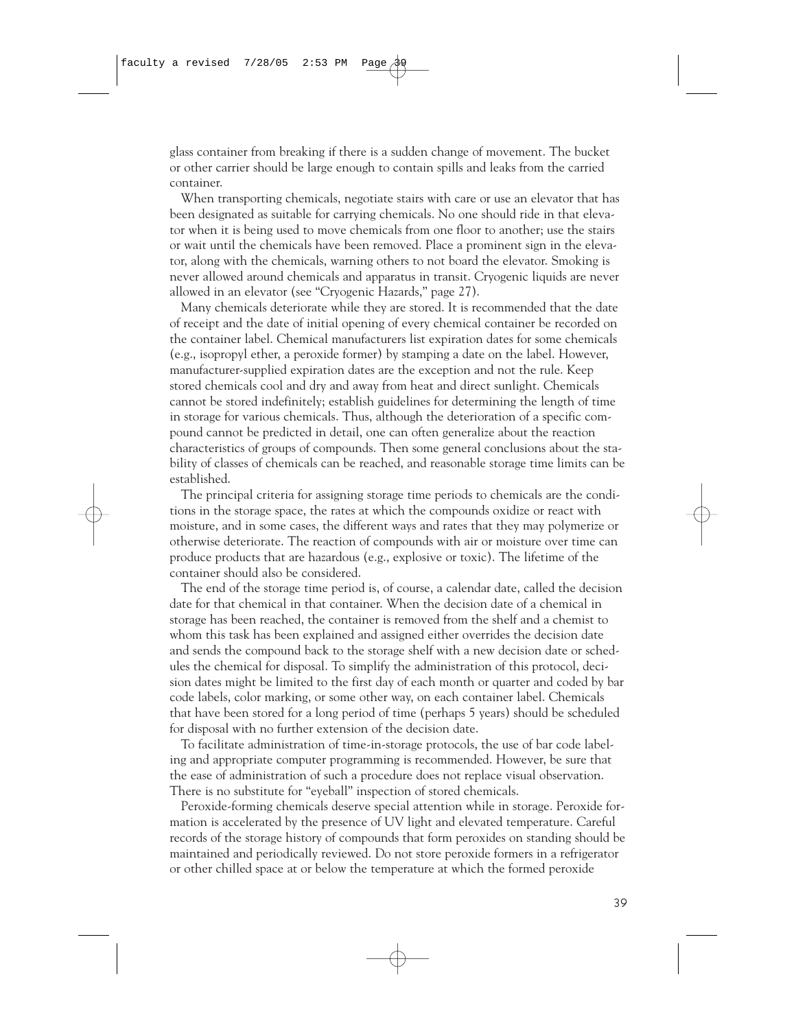glass container from breaking if there is a sudden change of movement. The bucket or other carrier should be large enough to contain spills and leaks from the carried container.

When transporting chemicals, negotiate stairs with care or use an elevator that has been designated as suitable for carrying chemicals. No one should ride in that elevator when it is being used to move chemicals from one floor to another; use the stairs or wait until the chemicals have been removed. Place a prominent sign in the elevator, along with the chemicals, warning others to not board the elevator. Smoking is never allowed around chemicals and apparatus in transit. Cryogenic liquids are never allowed in an elevator (see "Cryogenic Hazards," page 27).

Many chemicals deteriorate while they are stored. It is recommended that the date of receipt and the date of initial opening of every chemical container be recorded on the container label. Chemical manufacturers list expiration dates for some chemicals (e.g., isopropyl ether, a peroxide former) by stamping a date on the label. However, manufacturer-supplied expiration dates are the exception and not the rule. Keep stored chemicals cool and dry and away from heat and direct sunlight. Chemicals cannot be stored indefinitely; establish guidelines for determining the length of time in storage for various chemicals. Thus, although the deterioration of a specific compound cannot be predicted in detail, one can often generalize about the reaction characteristics of groups of compounds. Then some general conclusions about the stability of classes of chemicals can be reached, and reasonable storage time limits can be established.

The principal criteria for assigning storage time periods to chemicals are the conditions in the storage space, the rates at which the compounds oxidize or react with moisture, and in some cases, the different ways and rates that they may polymerize or otherwise deteriorate. The reaction of compounds with air or moisture over time can produce products that are hazardous (e.g., explosive or toxic). The lifetime of the container should also be considered.

The end of the storage time period is, of course, a calendar date, called the decision date for that chemical in that container. When the decision date of a chemical in storage has been reached, the container is removed from the shelf and a chemist to whom this task has been explained and assigned either overrides the decision date and sends the compound back to the storage shelf with a new decision date or schedules the chemical for disposal. To simplify the administration of this protocol, decision dates might be limited to the first day of each month or quarter and coded by bar code labels, color marking, or some other way, on each container label. Chemicals that have been stored for a long period of time (perhaps 5 years) should be scheduled for disposal with no further extension of the decision date.

To facilitate administration of time-in-storage protocols, the use of bar code labeling and appropriate computer programming is recommended. However, be sure that the ease of administration of such a procedure does not replace visual observation. There is no substitute for "eyeball" inspection of stored chemicals.

Peroxide-forming chemicals deserve special attention while in storage. Peroxide formation is accelerated by the presence of UV light and elevated temperature. Careful records of the storage history of compounds that form peroxides on standing should be maintained and periodically reviewed. Do not store peroxide formers in a refrigerator or other chilled space at or below the temperature at which the formed peroxide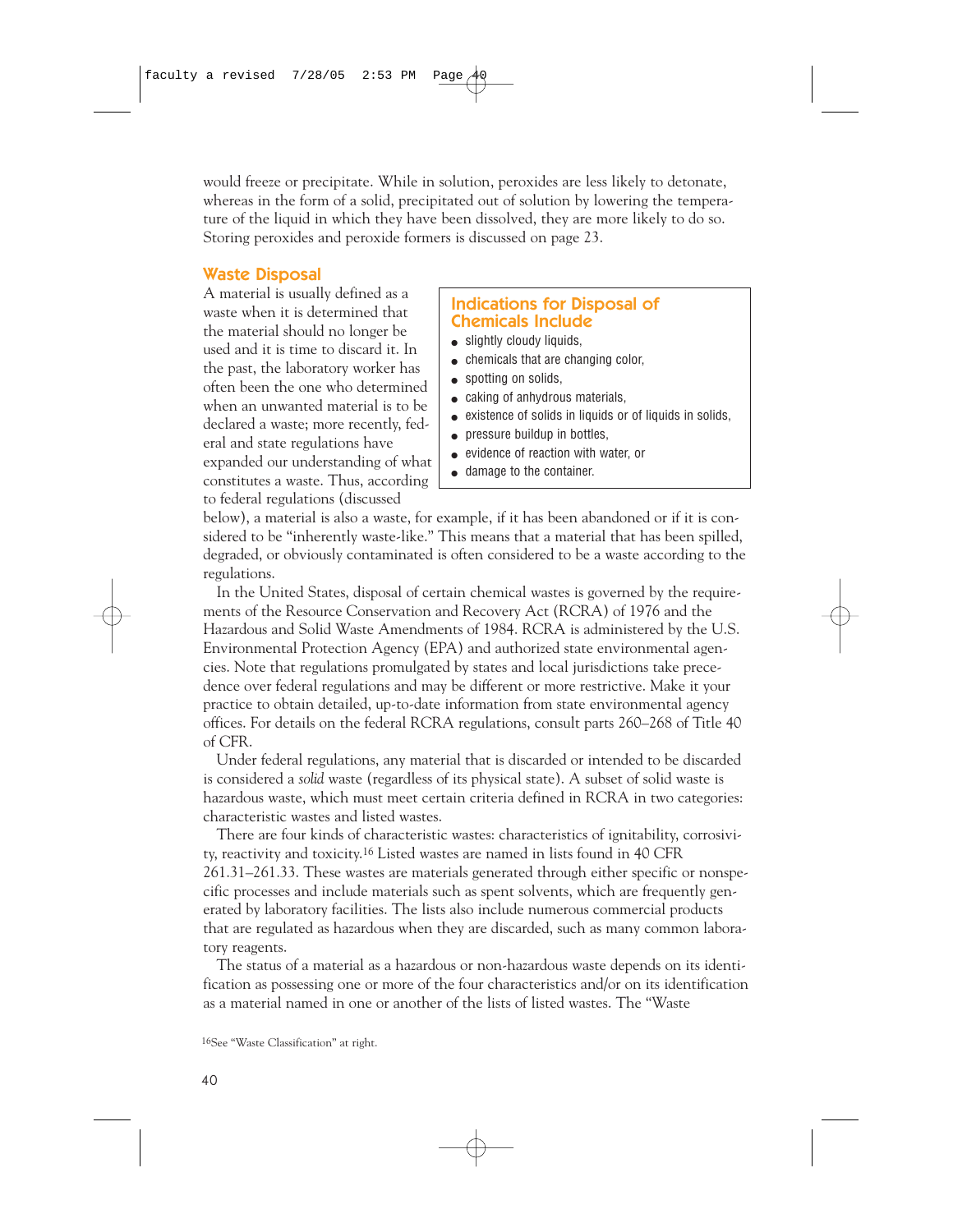would freeze or precipitate. While in solution, peroxides are less likely to detonate, whereas in the form of a solid, precipitated out of solution by lowering the temperature of the liquid in which they have been dissolved, they are more likely to do so. Storing peroxides and peroxide formers is discussed on page 23.

## Waste Disposal

A material is usually defined as a waste when it is determined that the material should no longer be used and it is time to discard it. In the past, the laboratory worker has often been the one who determined when an unwanted material is to be declared a waste; more recently, federal and state regulations have expanded our understanding of what constitutes a waste. Thus, according to federal regulations (discussed below), a material is also a waste, for example, if it has been abandoned or if it is considered to be "inherently waste-like." This means that a material that has been spilled, degraded, or obviously contaminated is often considered to be a waste according to the regulations.

### Indications for Disposal of Chemicals Include

- slightly cloudy liquids,
- chemicals that are changing color,
- spotting on solids,
- caking of anhydrous materials,
- existence of solids in liquids or of liquids in solids,
- pressure buildup in bottles,
- evidence of reaction with water, or
- damage to the container.

In the United States, disposal of certain chemical wastes is governed by the requirements of the Resource Conservation and Recovery Act (RCRA) of 1976 and the Hazardous and Solid Waste Amendments of 1984. RCRA is administered by the U.S. Environmental Protection Agency (EPA) and authorized state environmental agencies. Note that regulations promulgated by states and local jurisdictions take precedence over federal regulations and may be different or more restrictive. Make it your practice to obtain detailed, up-to-date information from state environmental agency offices. For details on the federal RCRA regulations, consult parts 260–268 of Title 40 of CFR.

Under federal regulations, any material that is discarded or intended to be discarded is considered a *solid* waste (regardless of its physical state). A subset of solid waste is hazardous waste, which must meet certain criteria defined in RCRA in two categories: characteristic wastes and listed wastes.

There are four kinds of characteristic wastes: characteristics of ignitability, corrosivity, reactivity and toxicity.[16] Listed wastes are named in lists found in 40 CFR 261.31–261.33. These wastes are materials generated through either specific or nonspecific processes and include materials such as spent solvents, which are frequently generated by laboratory facilities. The lists also include numerous commercial products that are regulated as hazardous when they are discarded, such as many common laboratory reagents.

The status of a material as a hazardous or non-hazardous waste depends on its identification as possessing one or more of the four characteristics and/or on its identification as a material named in one or another of the lists of listed wastes. The "Waste

[16] See "Waste Classification" at right.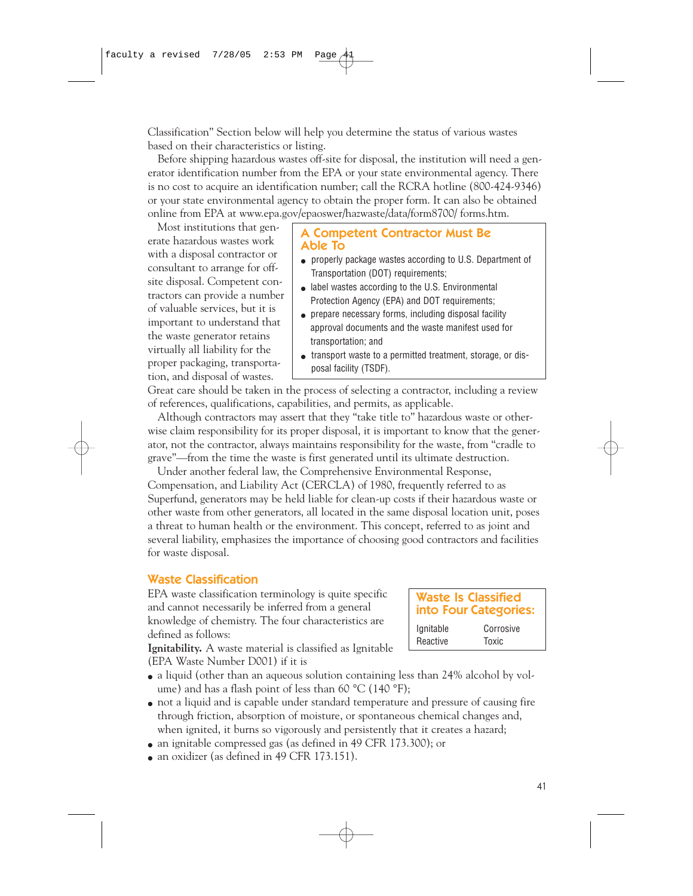Classification" Section below will help you determine the status of various wastes based on their characteristics or listing.

Before shipping hazardous wastes off-site for disposal, the institution will need a generator identification number from the EPA or your state environmental agency. There is no cost to acquire an identification number; call the RCRA hotline (800-424-9346) or your state environmental agency to obtain the proper form. It can also be obtained online from EPA at www.epa.gov/epaoswer/hazwaste/data/form8700/ forms.htm.

Most institutions that generate hazardous wastes work with a disposal contractor or consultant to arrange for off-site disposal. Competent contractors can provide a number of valuable services, but it is important to understand that the waste generator retains virtually all liability for the proper packaging, transportation, and disposal of wastes. Great care should be taken in the process of selecting a contractor, including a review of references, qualifications, capabilities, and permits, as applicable.

> **A Competent Contractor Must Be Able To**
>
> - properly package wastes according to U.S. Department of Transportation (DOT) requirements;
> - label wastes according to the U.S. Environmental Protection Agency (EPA) and DOT requirements;
> - prepare necessary forms, including disposal facility approval documents and the waste manifest used for transportation; and
> - transport waste to a permitted treatment, storage, or disposal facility (TSDF).

Although contractors may assert that they "take title to" hazardous waste or otherwise claim responsibility for its proper disposal, it is important to know that the generator, not the contractor, always maintains responsibility for the waste, from "cradle to grave"—from the time the waste is first generated until its ultimate destruction.

Under another federal law, the Comprehensive Environmental Response, Compensation, and Liability Act (CERCLA) of 1980, frequently referred to as Superfund, generators may be held liable for clean-up costs if their hazardous waste or other waste from other generators, all located in the same disposal location unit, poses a threat to human health or the environment. This concept, referred to as joint and several liability, emphasizes the importance of choosing good contractors and facilities for waste disposal.

## Waste Classification

EPA waste classification terminology is quite specific and cannot necessarily be inferred from a general knowledge of chemistry. The four characteristics are defined as follows:

> **Waste Is Classified into Four Categories:**
>
> | | |
> |---|---|
> | Ignitable | Corrosive |
> | Reactive | Toxic |

**Ignitability.** A waste material is classified as Ignitable (EPA Waste Number D001) if it is

- a liquid (other than an aqueous solution containing less than 24% alcohol by volume) and has a flash point of less than 60 °C (140 °F);
- not a liquid and is capable under standard temperature and pressure of causing fire through friction, absorption of moisture, or spontaneous chemical changes and, when ignited, it burns so vigorously and persistently that it creates a hazard;
- an ignitable compressed gas (as defined in 49 CFR 173.300); or
- an oxidizer (as defined in 49 CFR 173.151).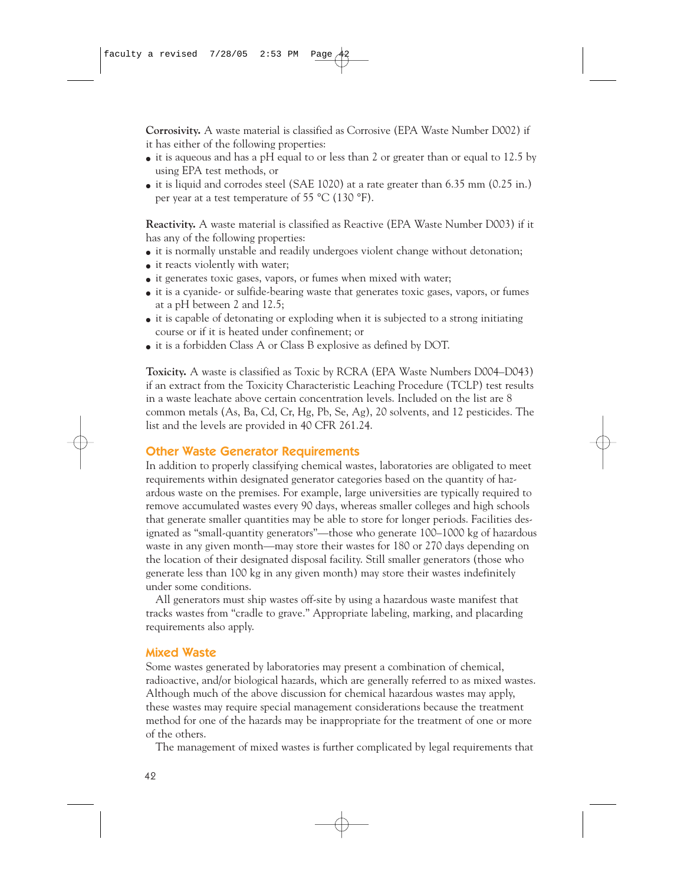**Corrosivity.** A waste material is classified as Corrosive (EPA Waste Number D002) if it has either of the following properties:

- it is aqueous and has a pH equal to or less than 2 or greater than or equal to 12.5 by using EPA test methods, or
- it is liquid and corrodes steel (SAE 1020) at a rate greater than 6.35 mm (0.25 in.) per year at a test temperature of 55 °C (130 °F).

**Reactivity.** A waste material is classified as Reactive (EPA Waste Number D003) if it has any of the following properties:

- it is normally unstable and readily undergoes violent change without detonation;
- it reacts violently with water;
- it generates toxic gases, vapors, or fumes when mixed with water;
- it is a cyanide- or sulfide-bearing waste that generates toxic gases, vapors, or fumes at a pH between 2 and 12.5;
- it is capable of detonating or exploding when it is subjected to a strong initiating course or if it is heated under confinement; or
- it is a forbidden Class A or Class B explosive as defined by DOT.

**Toxicity.** A waste is classified as Toxic by RCRA (EPA Waste Numbers D004–D043) if an extract from the Toxicity Characteristic Leaching Procedure (TCLP) test results in a waste leachate above certain concentration levels. Included on the list are 8 common metals (As, Ba, Cd, Cr, Hg, Pb, Se, Ag), 20 solvents, and 12 pesticides. The list and the levels are provided in 40 CFR 261.24.

## Other Waste Generator Requirements

In addition to properly classifying chemical wastes, laboratories are obligated to meet requirements within designated generator categories based on the quantity of hazardous waste on the premises. For example, large universities are typically required to remove accumulated wastes every 90 days, whereas smaller colleges and high schools that generate smaller quantities may be able to store for longer periods. Facilities designated as "small-quantity generators"—those who generate 100–1000 kg of hazardous waste in any given month—may store their wastes for 180 or 270 days depending on the location of their designated disposal facility. Still smaller generators (those who generate less than 100 kg in any given month) may store their wastes indefinitely under some conditions.

All generators must ship wastes off-site by using a hazardous waste manifest that tracks wastes from "cradle to grave." Appropriate labeling, marking, and placarding requirements also apply.

## Mixed Waste

Some wastes generated by laboratories may present a combination of chemical, radioactive, and/or biological hazards, which are generally referred to as mixed wastes. Although much of the above discussion for chemical hazardous wastes may apply, these wastes may require special management considerations because the treatment method for one of the hazards may be inappropriate for the treatment of one or more of the others.

The management of mixed wastes is further complicated by legal requirements that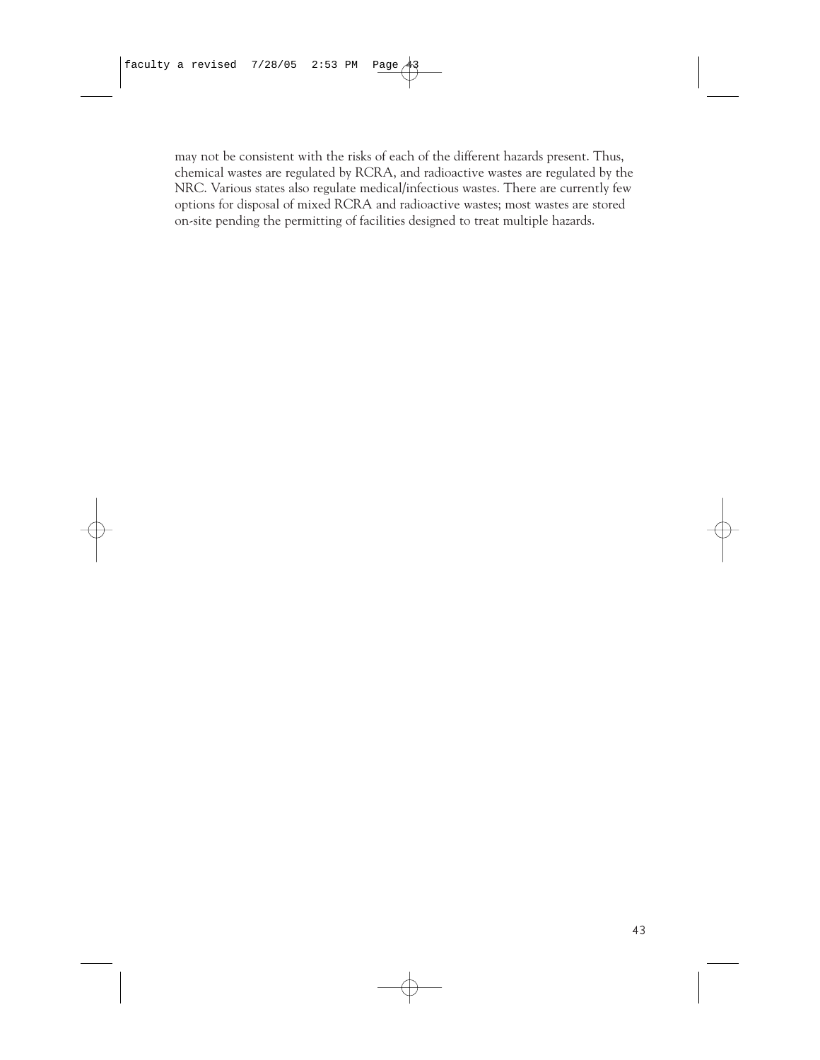may not be consistent with the risks of each of the different hazards present. Thus, chemical wastes are regulated by RCRA, and radioactive wastes are regulated by the NRC. Various states also regulate medical/infectious wastes. There are currently few options for disposal of mixed RCRA and radioactive wastes; most wastes are stored on-site pending the permitting of facilities designed to treat multiple hazards.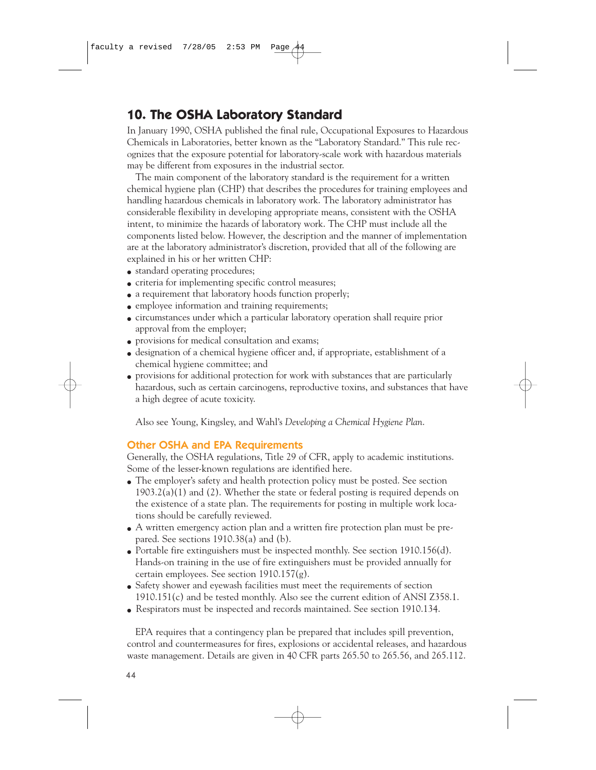## 10. The OSHA Laboratory Standard

In January 1990, OSHA published the final rule, Occupational Exposures to Hazardous Chemicals in Laboratories, better known as the "Laboratory Standard." This rule recognizes that the exposure potential for laboratory-scale work with hazardous materials may be different from exposures in the industrial sector.

The main component of the laboratory standard is the requirement for a written chemical hygiene plan (CHP) that describes the procedures for training employees and handling hazardous chemicals in laboratory work. The laboratory administrator has considerable flexibility in developing appropriate means, consistent with the OSHA intent, to minimize the hazards of laboratory work. The CHP must include all the components listed below. However, the description and the manner of implementation are at the laboratory administrator's discretion, provided that all of the following are explained in his or her written CHP:

- standard operating procedures;
- criteria for implementing specific control measures;
- a requirement that laboratory hoods function properly;
- employee information and training requirements;
- circumstances under which a particular laboratory operation shall require prior approval from the employer;
- provisions for medical consultation and exams;
- designation of a chemical hygiene officer and, if appropriate, establishment of a chemical hygiene committee; and
- provisions for additional protection for work with substances that are particularly hazardous, such as certain carcinogens, reproductive toxins, and substances that have a high degree of acute toxicity.

Also see Young, Kingsley, and Wahl's *Developing a Chemical Hygiene Plan*.

### Other OSHA and EPA Requirements

Generally, the OSHA regulations, Title 29 of CFR, apply to academic institutions. Some of the lesser-known regulations are identified here.

- The employer's safety and health protection policy must be posted. See section 1903.2(a)(1) and (2). Whether the state or federal posting is required depends on the existence of a state plan. The requirements for posting in multiple work locations should be carefully reviewed.
- A written emergency action plan and a written fire protection plan must be prepared. See sections 1910.38(a) and (b).
- Portable fire extinguishers must be inspected monthly. See section 1910.156(d). Hands-on training in the use of fire extinguishers must be provided annually for certain employees. See section 1910.157(g).
- Safety shower and eyewash facilities must meet the requirements of section 1910.151(c) and be tested monthly. Also see the current edition of ANSI Z358.1.
- Respirators must be inspected and records maintained. See section 1910.134.

EPA requires that a contingency plan be prepared that includes spill prevention, control and countermeasures for fires, explosions or accidental releases, and hazardous waste management. Details are given in 40 CFR parts 265.50 to 265.56, and 265.112.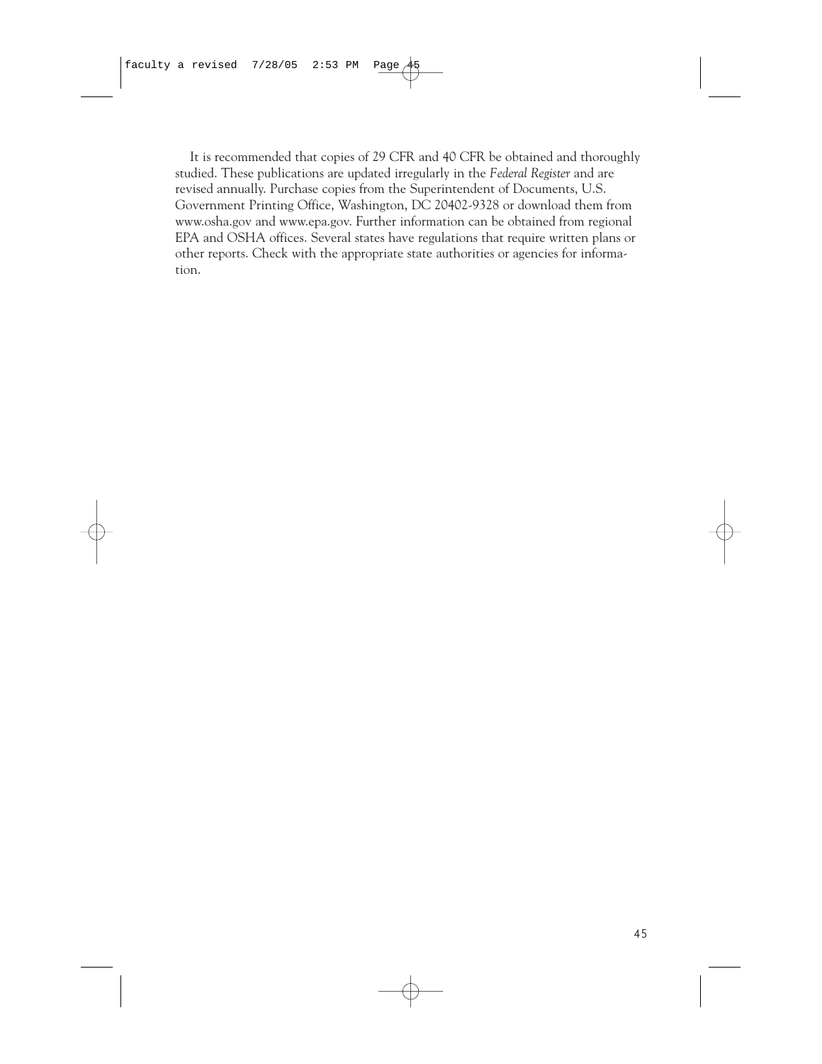It is recommended that copies of 29 CFR and 40 CFR be obtained and thoroughly studied. These publications are updated irregularly in the *Federal Register* and are revised annually. Purchase copies from the Superintendent of Documents, U.S. Government Printing Office, Washington, DC 20402-9328 or download them from www.osha.gov and www.epa.gov. Further information can be obtained from regional EPA and OSHA offices. Several states have regulations that require written plans or other reports. Check with the appropriate state authorities or agencies for information.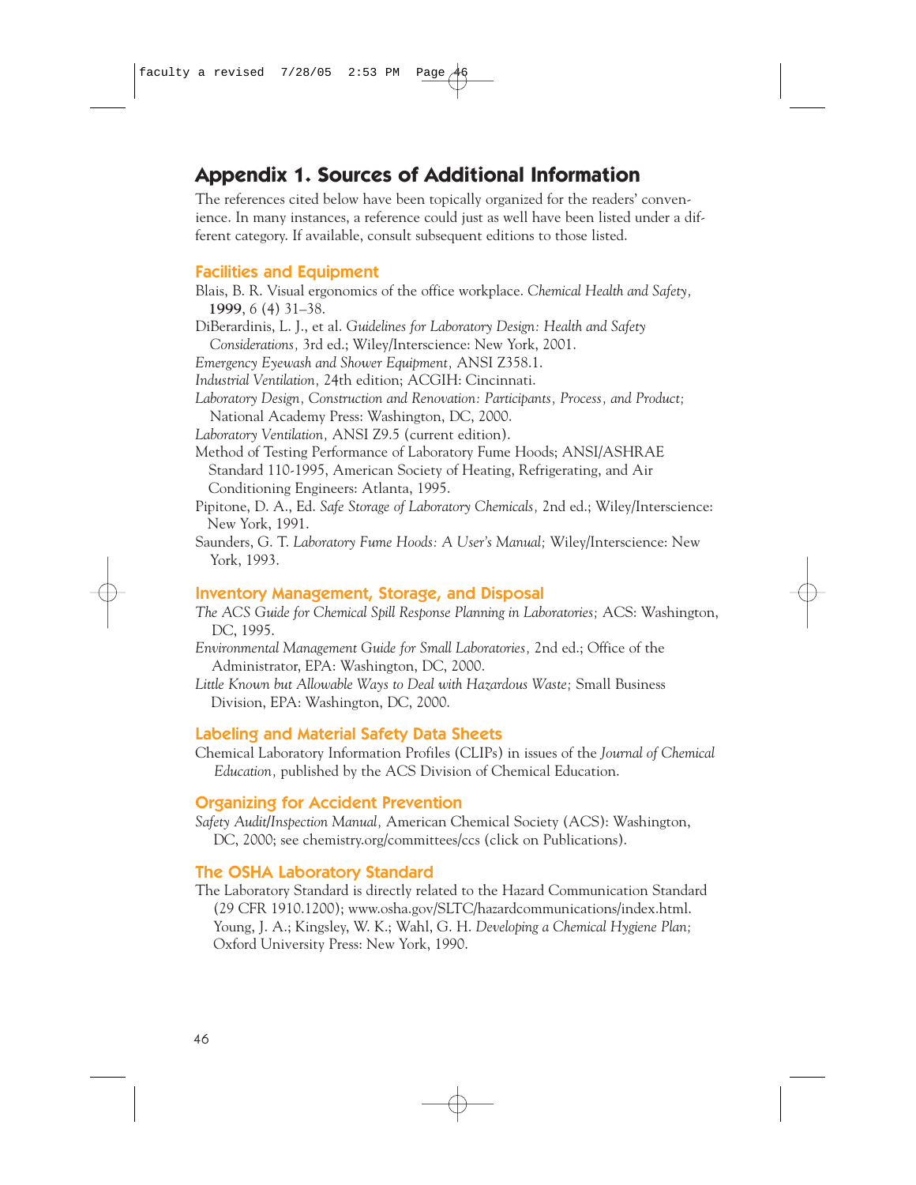# Appendix 1. Sources of Additional Information

The references cited below have been topically organized for the readers' convenience. In many instances, a reference could just as well have been listed under a different category. If available, consult subsequent editions to those listed.

## Facilities and Equipment

Blais, B. R. Visual ergonomics of the office workplace. *Chemical Health and Safety,* **1999**, 6 (4) 31–38.

DiBerardinis, L. J., et al. *Guidelines for Laboratory Design: Health and Safety Considerations,* 3rd ed.; Wiley/Interscience: New York, 2001.

*Emergency Eyewash and Shower Equipment,* ANSI Z358.1.

*Industrial Ventilation,* 24th edition; ACGIH: Cincinnati.

*Laboratory Design, Construction and Renovation: Participants, Process, and Product;* National Academy Press: Washington, DC, 2000.

*Laboratory Ventilation,* ANSI Z9.5 (current edition).

Method of Testing Performance of Laboratory Fume Hoods; ANSI/ASHRAE Standard 110-1995, American Society of Heating, Refrigerating, and Air Conditioning Engineers: Atlanta, 1995.

Pipitone, D. A., Ed. *Safe Storage of Laboratory Chemicals,* 2nd ed.; Wiley/Interscience: New York, 1991.

Saunders, G. T. *Laboratory Fume Hoods: A User's Manual;* Wiley/Interscience: New York, 1993.

## Inventory Management, Storage, and Disposal

*The ACS Guide for Chemical Spill Response Planning in Laboratories;* ACS: Washington, DC, 1995.

*Environmental Management Guide for Small Laboratories,* 2nd ed.; Office of the Administrator, EPA: Washington, DC, 2000.

*Little Known but Allowable Ways to Deal with Hazardous Waste;* Small Business Division, EPA: Washington, DC, 2000.

## Labeling and Material Safety Data Sheets

Chemical Laboratory Information Profiles (CLIPs) in issues of the *Journal of Chemical Education,* published by the ACS Division of Chemical Education.

## Organizing for Accident Prevention

*Safety Audit/Inspection Manual,* American Chemical Society (ACS): Washington, DC, 2000; see chemistry.org/committees/ccs (click on Publications).

## The OSHA Laboratory Standard

The Laboratory Standard is directly related to the Hazard Communication Standard (29 CFR 1910.1200); www.osha.gov/SLTC/hazardcommunications/index.html.

Young, J. A.; Kingsley, W. K.; Wahl, G. H. *Developing a Chemical Hygiene Plan;* Oxford University Press: New York, 1990.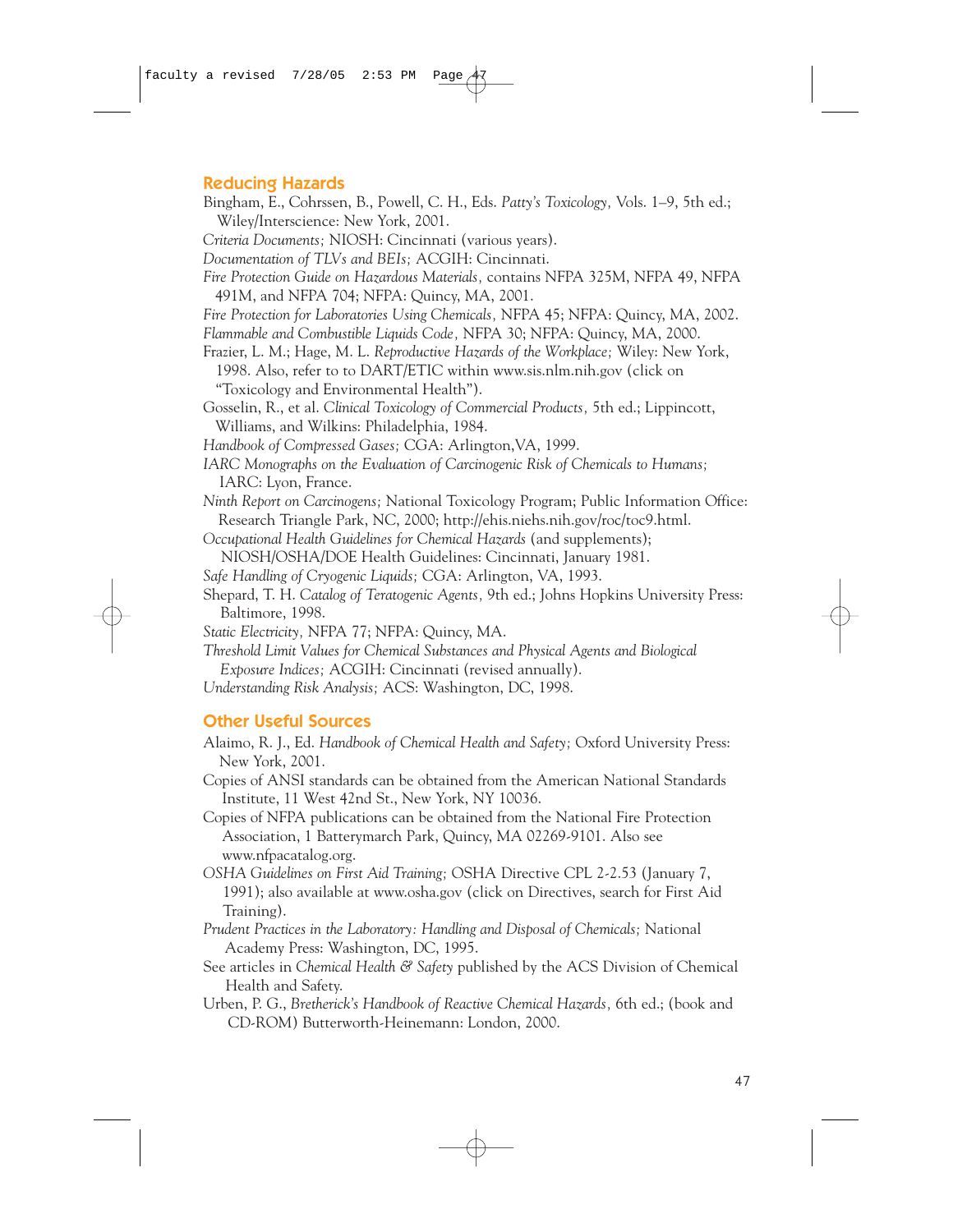## Reducing Hazards

Bingham, E., Cohrssen, B., Powell, C. H., Eds. *Patty's Toxicology,* Vols. 1–9, 5th ed.; Wiley/Interscience: New York, 2001.

*Criteria Documents;* NIOSH: Cincinnati (various years).

*Documentation of TLVs and BEIs;* ACGIH: Cincinnati.

*Fire Protection Guide on Hazardous Materials,* contains NFPA 325M, NFPA 49, NFPA 491M, and NFPA 704; NFPA: Quincy, MA, 2001.

*Fire Protection for Laboratories Using Chemicals,* NFPA 45; NFPA: Quincy, MA, 2002.

*Flammable and Combustible Liquids Code,* NFPA 30; NFPA: Quincy, MA, 2000.

Frazier, L. M.; Hage, M. L. *Reproductive Hazards of the Workplace;* Wiley: New York, 1998. Also, refer to to DART/ETIC within www.sis.nlm.nih.gov (click on "Toxicology and Environmental Health").

Gosselin, R., et al. *Clinical Toxicology of Commercial Products,* 5th ed.; Lippincott, Williams, and Wilkins: Philadelphia, 1984.

*Handbook of Compressed Gases;* CGA: Arlington,VA, 1999.

*IARC Monographs on the Evaluation of Carcinogenic Risk of Chemicals to Humans;* IARC: Lyon, France.

*Ninth Report on Carcinogens;* National Toxicology Program; Public Information Office: Research Triangle Park, NC, 2000; http://ehis.niehs.nih.gov/roc/toc9.html.

*Occupational Health Guidelines for Chemical Hazards* (and supplements); NIOSH/OSHA/DOE Health Guidelines: Cincinnati, January 1981.

*Safe Handling of Cryogenic Liquids;* CGA: Arlington, VA, 1993.

Shepard, T. H. *Catalog of Teratogenic Agents,* 9th ed.; Johns Hopkins University Press: Baltimore, 1998.

*Static Electricity,* NFPA 77; NFPA: Quincy, MA.

*Threshold Limit Values for Chemical Substances and Physical Agents and Biological Exposure Indices;* ACGIH: Cincinnati (revised annually).

*Understanding Risk Analysis;* ACS: Washington, DC, 1998.

## Other Useful Sources

Alaimo, R. J., Ed. *Handbook of Chemical Health and Safety;* Oxford University Press: New York, 2001.

Copies of ANSI standards can be obtained from the American National Standards Institute, 11 West 42nd St., New York, NY 10036.

Copies of NFPA publications can be obtained from the National Fire Protection Association, 1 Batterymarch Park, Quincy, MA 02269-9101. Also see www.nfpacatalog.org.

*OSHA Guidelines on First Aid Training;* OSHA Directive CPL 2-2.53 (January 7, 1991); also available at www.osha.gov (click on Directives, search for First Aid Training).

*Prudent Practices in the Laboratory: Handling and Disposal of Chemicals;* National Academy Press: Washington, DC, 1995.

See articles in *Chemical Health & Safety* published by the ACS Division of Chemical Health and Safety.

Urben, P. G., *Bretherick's Handbook of Reactive Chemical Hazards,* 6th ed.; (book and CD-ROM) Butterworth-Heinemann: London, 2000.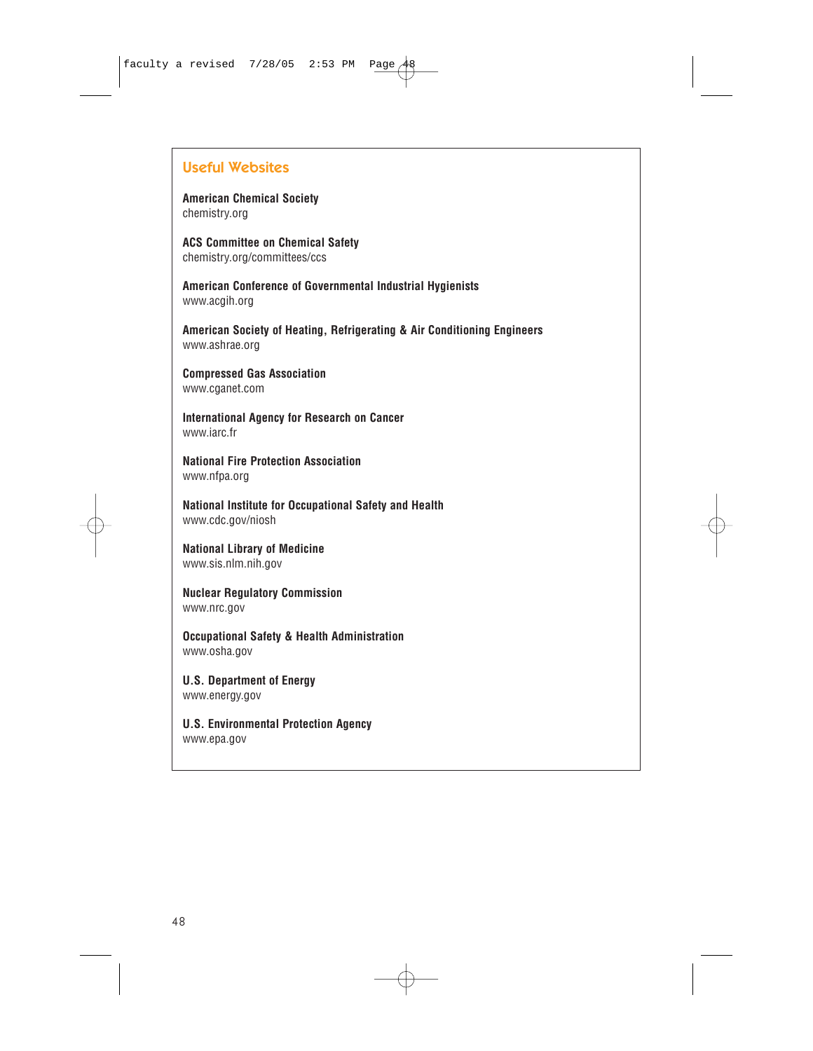## Useful Websites

**American Chemical Society**
chemistry.org

**ACS Committee on Chemical Safety**
chemistry.org/committees/ccs

**American Conference of Governmental Industrial Hygienists**
www.acgih.org

**American Society of Heating, Refrigerating & Air Conditioning Engineers**
www.ashrae.org

**Compressed Gas Association**
www.cganet.com

**International Agency for Research on Cancer**
www.iarc.fr

**National Fire Protection Association**
www.nfpa.org

**National Institute for Occupational Safety and Health**
www.cdc.gov/niosh

**National Library of Medicine**
www.sis.nlm.nih.gov

**Nuclear Regulatory Commission**
www.nrc.gov

**Occupational Safety & Health Administration**
www.osha.gov

**U.S. Department of Energy**
www.energy.gov

**U.S. Environmental Protection Agency**
www.epa.gov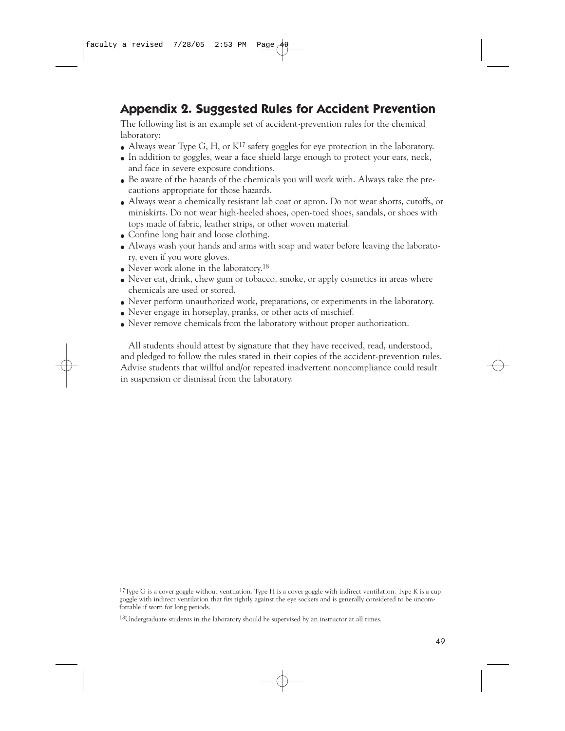## Appendix 2. Suggested Rules for Accident Prevention

The following list is an example set of accident-prevention rules for the chemical laboratory:

- Always wear Type G, H, or K[17] safety goggles for eye protection in the laboratory.
- In addition to goggles, wear a face shield large enough to protect your ears, neck, and face in severe exposure conditions.
- Be aware of the hazards of the chemicals you will work with. Always take the precautions appropriate for those hazards.
- Always wear a chemically resistant lab coat or apron. Do not wear shorts, cutoffs, or miniskirts. Do not wear high-heeled shoes, open-toed shoes, sandals, or shoes with tops made of fabric, leather strips, or other woven material.
- Confine long hair and loose clothing.
- Always wash your hands and arms with soap and water before leaving the laboratory, even if you wore gloves.
- Never work alone in the laboratory.[18]
- Never eat, drink, chew gum or tobacco, smoke, or apply cosmetics in areas where chemicals are used or stored.
- Never perform unauthorized work, preparations, or experiments in the laboratory.
- Never engage in horseplay, pranks, or other acts of mischief.
- Never remove chemicals from the laboratory without proper authorization.

All students should attest by signature that they have received, read, understood, and pledged to follow the rules stated in their copies of the accident-prevention rules. Advise students that willful and/or repeated inadvertent noncompliance could result in suspension or dismissal from the laboratory.

---

[17] Type G is a cover goggle without ventilation. Type H is a cover goggle with indirect ventilation. Type K is a cup goggle with indirect ventilation that fits tightly against the eye sockets and is generally considered to be uncomfortable if worn for long periods.

[18] Undergraduate students in the laboratory should be supervised by an instructor at all times.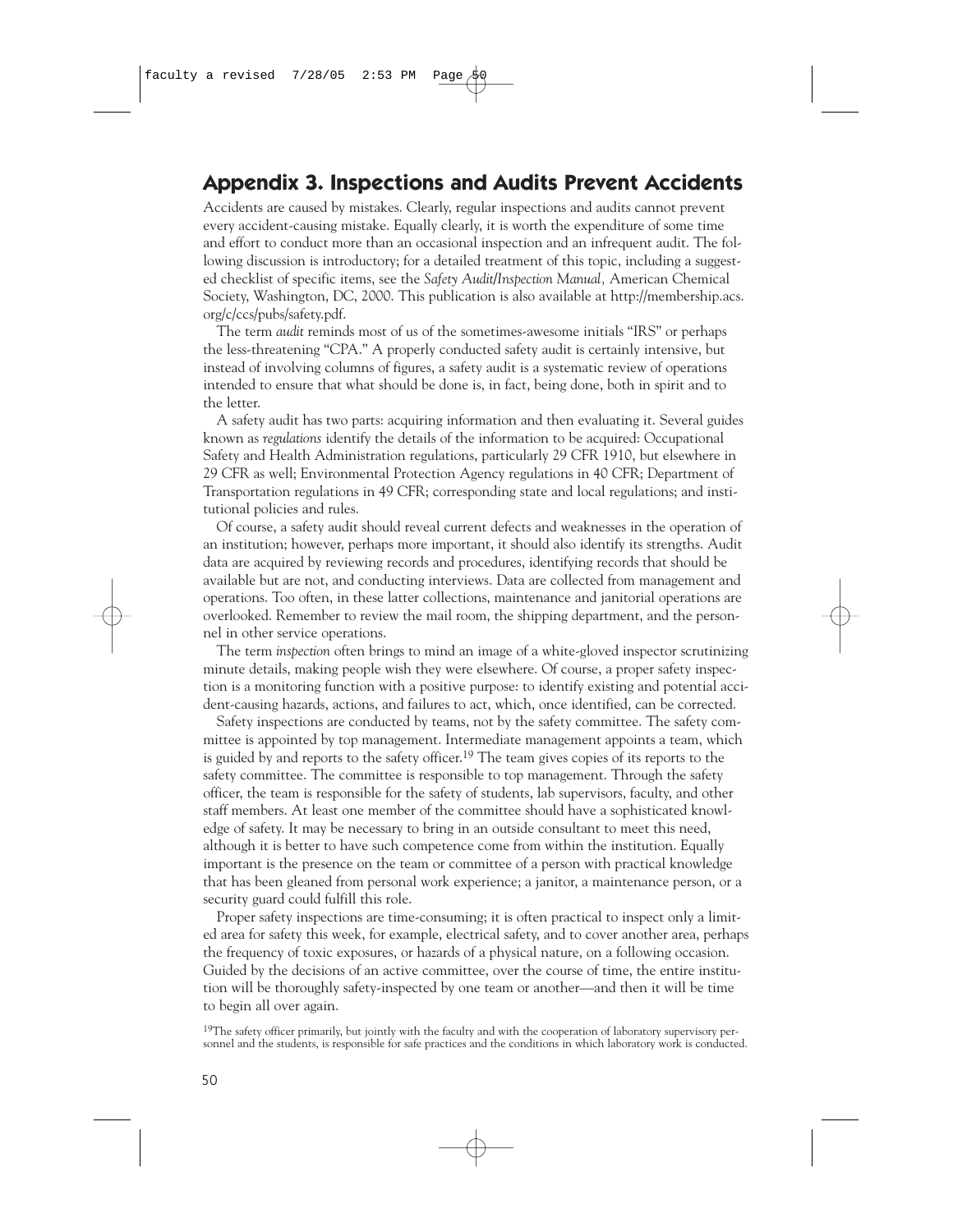## Appendix 3. Inspections and Audits Prevent Accidents

Accidents are caused by mistakes. Clearly, regular inspections and audits cannot prevent every accident-causing mistake. Equally clearly, it is worth the expenditure of some time and effort to conduct more than an occasional inspection and an infrequent audit. The following discussion is introductory; for a detailed treatment of this topic, including a suggested checklist of specific items, see the *Safety Audit/Inspection Manual,* American Chemical Society, Washington, DC, 2000. This publication is also available at http://membership.acs.org/c/ccs/pubs/safety.pdf.

The term *audit* reminds most of us of the sometimes-awesome initials "IRS" or perhaps the less-threatening "CPA." A properly conducted safety audit is certainly intensive, but instead of involving columns of figures, a safety audit is a systematic review of operations intended to ensure that what should be done is, in fact, being done, both in spirit and to the letter.

A safety audit has two parts: acquiring information and then evaluating it. Several guides known as *regulations* identify the details of the information to be acquired: Occupational Safety and Health Administration regulations, particularly 29 CFR 1910, but elsewhere in 29 CFR as well; Environmental Protection Agency regulations in 40 CFR; Department of Transportation regulations in 49 CFR; corresponding state and local regulations; and institutional policies and rules.

Of course, a safety audit should reveal current defects and weaknesses in the operation of an institution; however, perhaps more important, it should also identify its strengths. Audit data are acquired by reviewing records and procedures, identifying records that should be available but are not, and conducting interviews. Data are collected from management and operations. Too often, in these latter collections, maintenance and janitorial operations are overlooked. Remember to review the mail room, the shipping department, and the personnel in other service operations.

The term *inspection* often brings to mind an image of a white-gloved inspector scrutinizing minute details, making people wish they were elsewhere. Of course, a proper safety inspection is a monitoring function with a positive purpose: to identify existing and potential accident-causing hazards, actions, and failures to act, which, once identified, can be corrected.

Safety inspections are conducted by teams, not by the safety committee. The safety committee is appointed by top management. Intermediate management appoints a team, which is guided by and reports to the safety officer.[19] The team gives copies of its reports to the safety committee. The committee is responsible to top management. Through the safety officer, the team is responsible for the safety of students, lab supervisors, faculty, and other staff members. At least one member of the committee should have a sophisticated knowledge of safety. It may be necessary to bring in an outside consultant to meet this need, although it is better to have such competence come from within the institution. Equally important is the presence on the team or committee of a person with practical knowledge that has been gleaned from personal work experience; a janitor, a maintenance person, or a security guard could fulfill this role.

Proper safety inspections are time-consuming; it is often practical to inspect only a limited area for safety this week, for example, electrical safety, and to cover another area, perhaps the frequency of toxic exposures, or hazards of a physical nature, on a following occasion. Guided by the decisions of an active committee, over the course of time, the entire institution will be thoroughly safety-inspected by one team or another—and then it will be time to begin all over again.

[19]The safety officer primarily, but jointly with the faculty and with the cooperation of laboratory supervisory personnel and the students, is responsible for safe practices and the conditions in which laboratory work is conducted.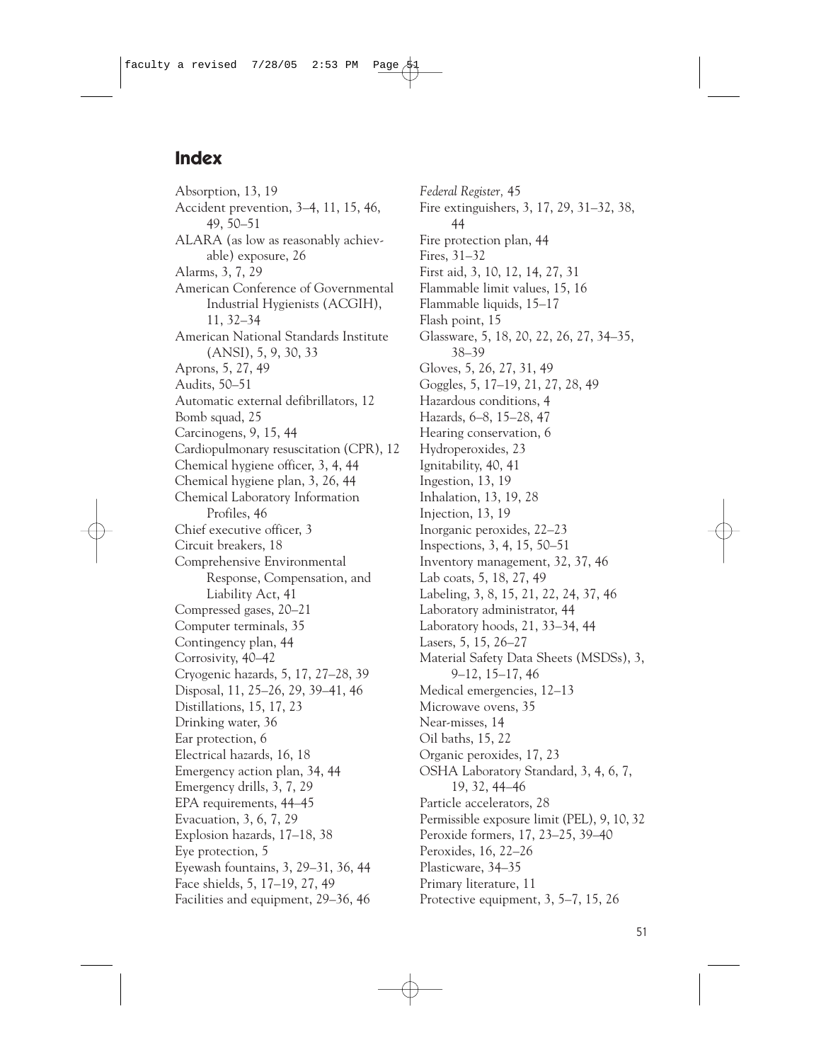# Index

Absorption, 13, 19
Accident prevention, 3–4, 11, 15, 46, 49, 50–51
ALARA (as low as reasonably achievable) exposure, 26
Alarms, 3, 7, 29
American Conference of Governmental Industrial Hygienists (ACGIH), 11, 32–34
American National Standards Institute (ANSI), 5, 9, 30, 33
Aprons, 5, 27, 49
Audits, 50–51
Automatic external defibrillators, 12
Bomb squad, 25
Carcinogens, 9, 15, 44
Cardiopulmonary resuscitation (CPR), 12
Chemical hygiene officer, 3, 4, 44
Chemical hygiene plan, 3, 26, 44
Chemical Laboratory Information Profiles, 46
Chief executive officer, 3
Circuit breakers, 18
Comprehensive Environmental Response, Compensation, and Liability Act, 41
Compressed gases, 20–21
Computer terminals, 35
Contingency plan, 44
Corrosivity, 40–42
Cryogenic hazards, 5, 17, 27–28, 39
Disposal, 11, 25–26, 29, 39–41, 46
Distillations, 15, 17, 23
Drinking water, 36
Ear protection, 6
Electrical hazards, 16, 18
Emergency action plan, 34, 44
Emergency drills, 3, 7, 29
EPA requirements, 44–45
Evacuation, 3, 6, 7, 29
Explosion hazards, 17–18, 38
Eye protection, 5
Eyewash fountains, 3, 29–31, 36, 44
Face shields, 5, 17–19, 27, 49
Facilities and equipment, 29–36, 46
*Federal Register,* 45
Fire extinguishers, 3, 17, 29, 31–32, 38, 44
Fire protection plan, 44
Fires, 31–32
First aid, 3, 10, 12, 14, 27, 31
Flammable limit values, 15, 16
Flammable liquids, 15–17
Flash point, 15
Glassware, 5, 18, 20, 22, 26, 27, 34–35, 38–39
Gloves, 5, 26, 27, 31, 49
Goggles, 5, 17–19, 21, 27, 28, 49
Hazardous conditions, 4
Hazards, 6–8, 15–28, 47
Hearing conservation, 6
Hydroperoxides, 23
Ignitability, 40, 41
Ingestion, 13, 19
Inhalation, 13, 19, 28
Injection, 13, 19
Inorganic peroxides, 22–23
Inspections, 3, 4, 15, 50–51
Inventory management, 32, 37, 46
Lab coats, 5, 18, 27, 49
Labeling, 3, 8, 15, 21, 22, 24, 37, 46
Laboratory administrator, 44
Laboratory hoods, 21, 33–34, 44
Lasers, 5, 15, 26–27
Material Safety Data Sheets (MSDSs), 3, 9–12, 15–17, 46
Medical emergencies, 12–13
Microwave ovens, 35
Near-misses, 14
Oil baths, 15, 22
Organic peroxides, 17, 23
OSHA Laboratory Standard, 3, 4, 6, 7, 19, 32, 44–46
Particle accelerators, 28
Permissible exposure limit (PEL), 9, 10, 32
Peroxide formers, 17, 23–25, 39–40
Peroxides, 16, 22–26
Plasticware, 34–35
Primary literature, 11
Protective equipment, 3, 5–7, 15, 26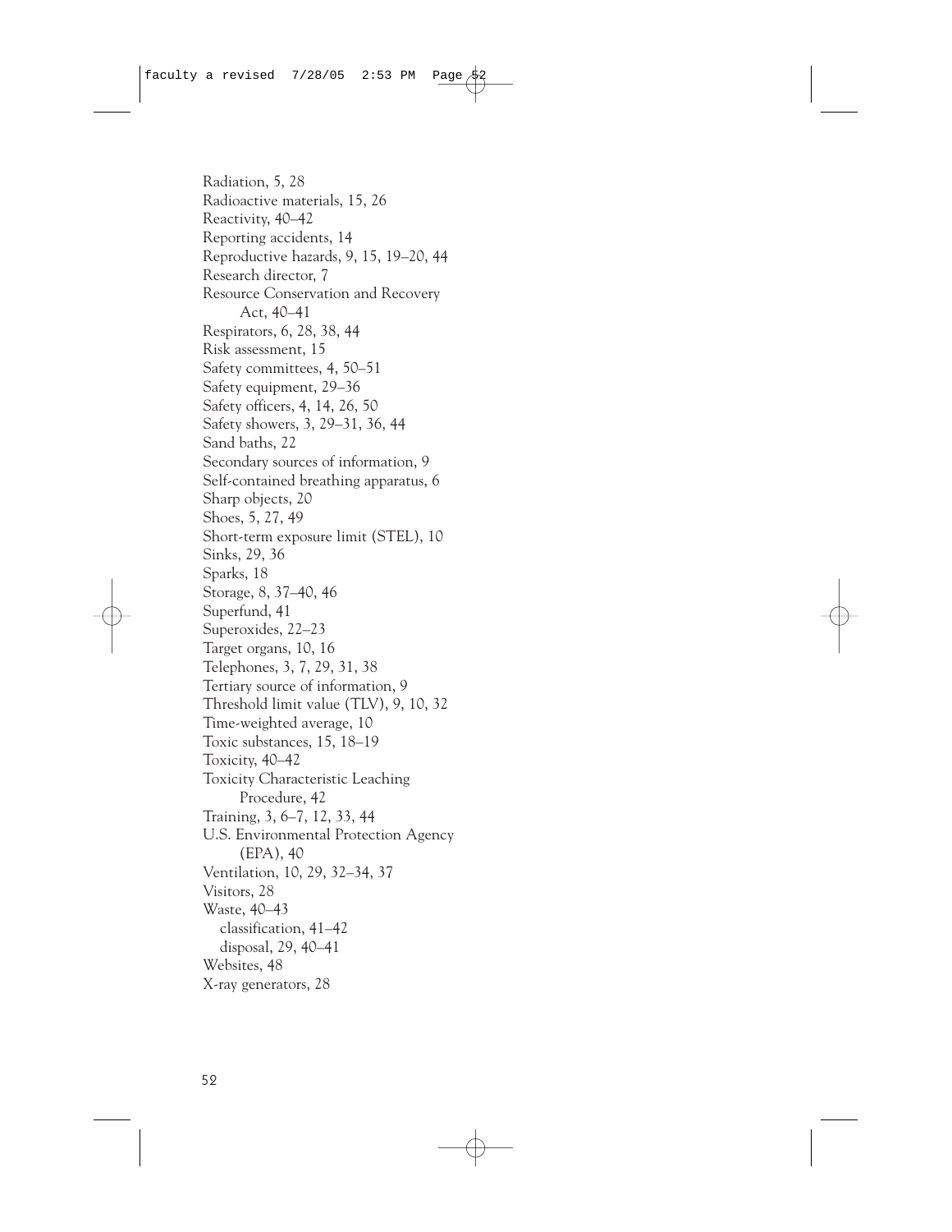Radiation, 5, 28
Radioactive materials, 15, 26
Reactivity, 40–42
Reporting accidents, 14
Reproductive hazards, 9, 15, 19–20, 44
Research director, 7
Resource Conservation and Recovery Act, 40–41
Respirators, 6, 28, 38, 44
Risk assessment, 15
Safety committees, 4, 50–51
Safety equipment, 29–36
Safety officers, 4, 14, 26, 50
Safety showers, 3, 29–31, 36, 44
Sand baths, 22
Secondary sources of information, 9
Self-contained breathing apparatus, 6
Sharp objects, 20
Shoes, 5, 27, 49
Short-term exposure limit (STEL), 10
Sinks, 29, 36
Sparks, 18
Storage, 8, 37–40, 46
Superfund, 41
Superoxides, 22–23
Target organs, 10, 16
Telephones, 3, 7, 29, 31, 38
Tertiary source of information, 9
Threshold limit value (TLV), 9, 10, 32
Time-weighted average, 10
Toxic substances, 15, 18–19
Toxicity, 40–42
Toxicity Characteristic Leaching Procedure, 42
Training, 3, 6–7, 12, 33, 44
U.S. Environmental Protection Agency (EPA), 40
Ventilation, 10, 29, 32–34, 37
Visitors, 28
Waste, 40–43
- classification, 41–42
- disposal, 29, 40–41

Websites, 48
X-ray generators, 28